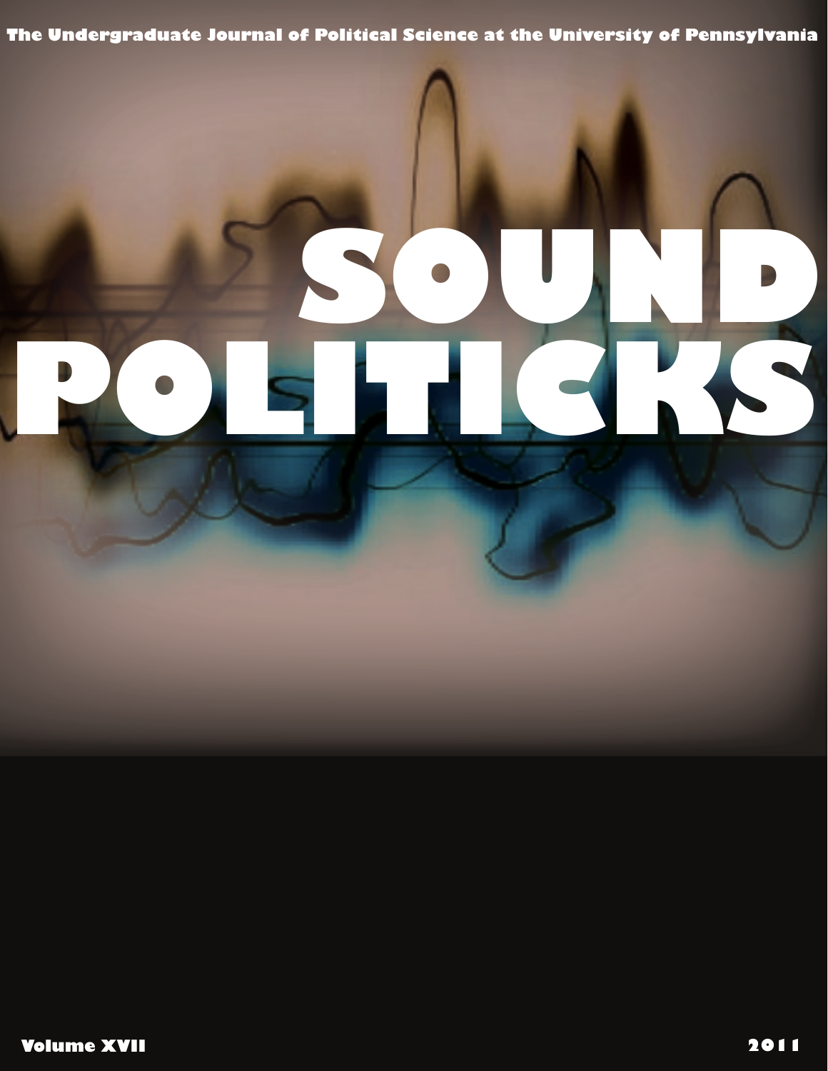The Undergraduate Journal of Political Science at the University of Pennsylvania

# SOUND POLITICKS

Volume XVII

2011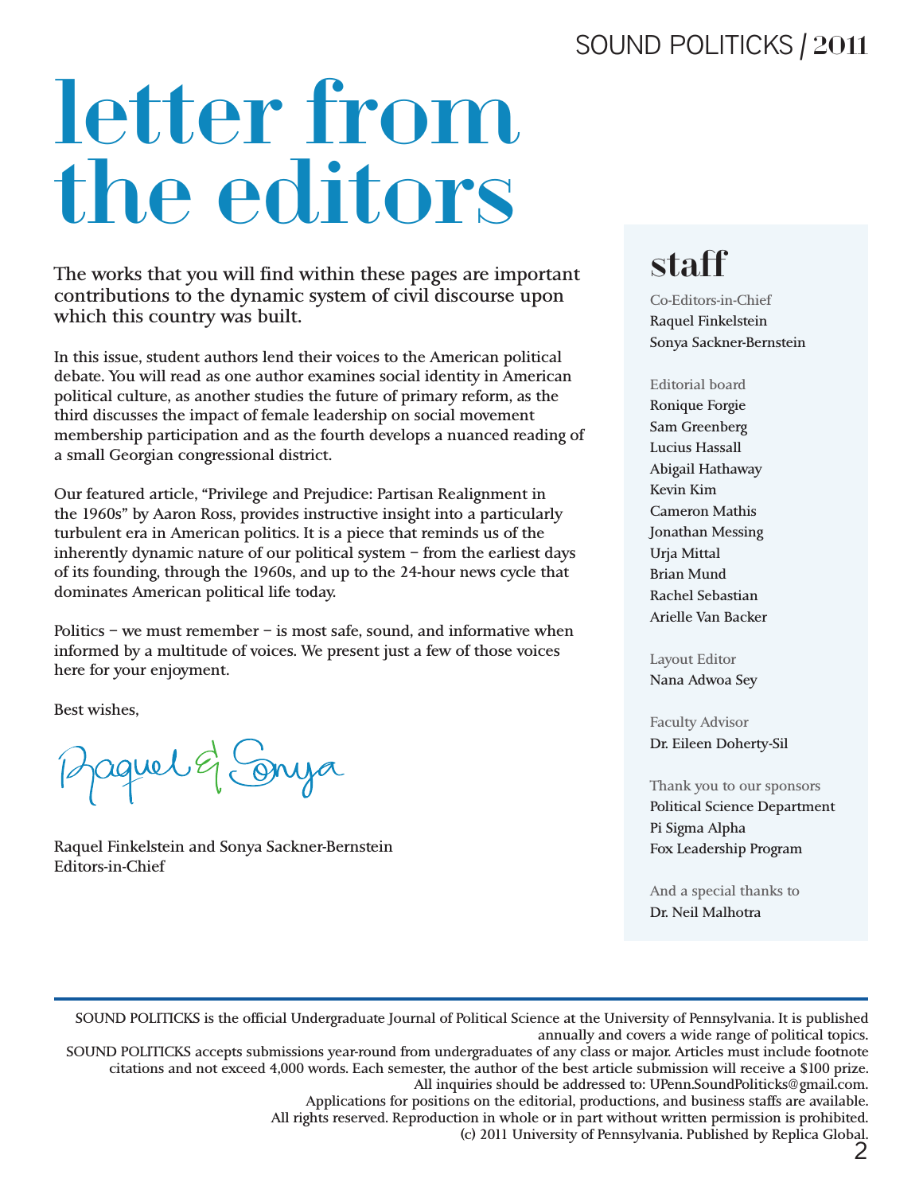# letter from the editors

**The works that you will find within these pages are important contributions to the dynamic system of civil discourse upon which this country was built.**

In this issue, student authors lend their voices to the American political debate. You will read as one author examines social identity in American political culture, as another studies the future of primary reform, as the third discusses the impact of female leadership on social movement membership participation and as the fourth develops a nuanced reading of a small Georgian congressional district.

Our featured article, "Privilege and Prejudice: Partisan Realignment in the 1960s" by Aaron Ross, provides instructive insight into a particularly turbulent era in American politics. It is a piece that reminds us of the inherently dynamic nature of our political system – from the earliest days of its founding, through the 1960s, and up to the 24-hour news cycle that dominates American political life today.

Politics – we must remember – is most safe, sound, and informative when informed by a multitude of voices. We present just a few of those voices here for your enjoyment.

Best wishes,

Raquel & Sonya

Raquel Finkelstein and Sonya Sackner-Bernstein
Editors-in-Chief

## staff

Co-Editors-in-Chief
Raquel Finkelstein
Sonya Sackner-Bernstein

Editorial board
Ronique Forgie
Sam Greenberg
Lucius Hassall
Abigail Hathaway
Kevin Kim
Cameron Mathis
Jonathan Messing
Urja Mittal
Brian Mund
Rachel Sebastian
Arielle Van Backer

Layout Editor
Nana Adwoa Sey

Faculty Advisor
Dr. Eileen Doherty-Sil

Thank you to our sponsors
Political Science Department
Pi Sigma Alpha
Fox Leadership Program

And a special thanks to
Dr. Neil Malhotra

---

SOUND POLITICKS is the official Undergraduate Journal of Political Science at the University of Pennsylvania. It is published annually and covers a wide range of political topics.
SOUND POLITICKS accepts submissions year-round from undergraduates of any class or major. Articles must include footnote citations and not exceed 4,000 words. Each semester, the author of the best article submission will receive a $100 prize.
All inquiries should be addressed to: UPenn.SoundPoliticks@gmail.com.
Applications for positions on the editorial, productions, and business staffs are available.
All rights reserved. Reproduction in whole or in part without written permission is prohibited.
(c) 2011 University of Pennsylvania. Published by Replica Global.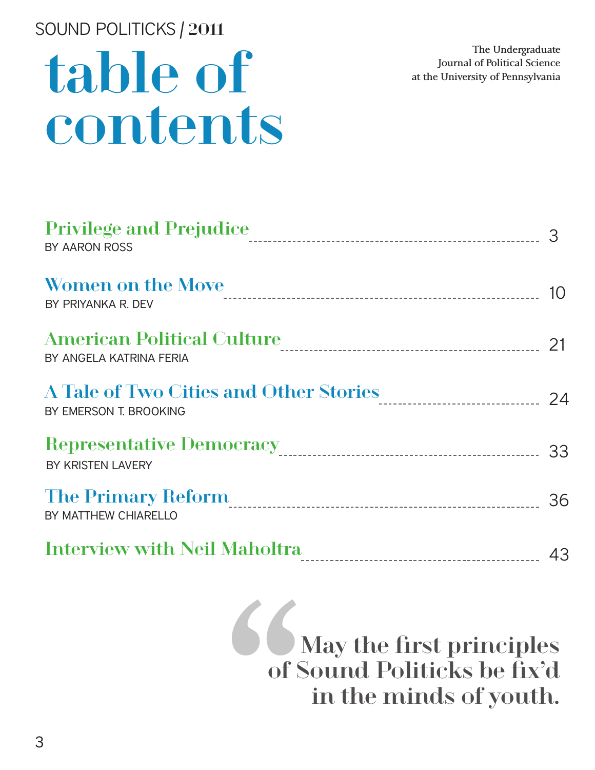SOUND POLITICKS / 2011

# table of contents

The Undergraduate
Journal of Political Science
at the University of Pennsylvania

**Privilege and Prejudice** ........................................ 3
BY AARON ROSS

**Women on the Move** ........................................ 10
BY PRIYANKA R. DEV

**American Political Culture** ........................................ 21
BY ANGELA KATRINA FERIA

**A Tale of Two Cities and Other Stories** ........................................ 24
BY EMERSON T. BROOKING

**Representative Democracy** ........................................ 33
BY KRISTEN LAVERY

**The Primary Reform** ........................................ 36
BY MATTHEW CHIARELLO

**Interview with Neil Maholtra** ........................................ 43

> "May the first principles of Sound Politicks be fix'd in the minds of youth.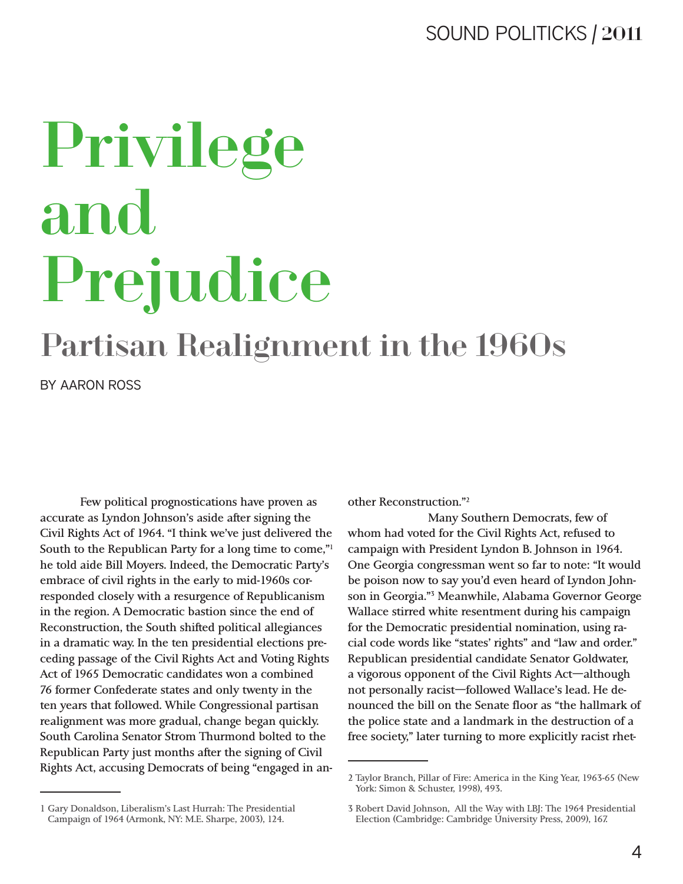# Privilege and Prejudice

## Partisan Realignment in the 1960s

BY AARON ROSS

Few political prognostications have proven as accurate as Lyndon Johnson's aside after signing the Civil Rights Act of 1964. "I think we've just delivered the South to the Republican Party for a long time to come,"[1] he told aide Bill Moyers. Indeed, the Democratic Party's embrace of civil rights in the early to mid-1960s corresponded closely with a resurgence of Republicanism in the region. A Democratic bastion since the end of Reconstruction, the South shifted political allegiances in a dramatic way. In the ten presidential elections preceding passage of the Civil Rights Act and Voting Rights Act of 1965 Democratic candidates won a combined 76 former Confederate states and only twenty in the ten years that followed. While Congressional partisan realignment was more gradual, change began quickly. South Carolina Senator Strom Thurmond bolted to the Republican Party just months after the signing of Civil Rights Act, accusing Democrats of being "engaged in another Reconstruction."[2]

Many Southern Democrats, few of whom had voted for the Civil Rights Act, refused to campaign with President Lyndon B. Johnson in 1964. One Georgia congressman went so far to note: "It would be poison now to say you'd even heard of Lyndon Johnson in Georgia."[3] Meanwhile, Alabama Governor George Wallace stirred white resentment during his campaign for the Democratic presidential nomination, using racial code words like "states' rights" and "law and order." Republican presidential candidate Senator Goldwater, a vigorous opponent of the Civil Rights Act—although not personally racist—followed Wallace's lead. He denounced the bill on the Senate floor as "the hallmark of the police state and a landmark in the destruction of a free society," later turning to more explicitly racist rhet-

---

1 Gary Donaldson, Liberalism's Last Hurrah: The Presidential Campaign of 1964 (Armonk, NY: M.E. Sharpe, 2003), 124.

2 Taylor Branch, Pillar of Fire: America in the King Year, 1963-65 (New York: Simon & Schuster, 1998), 493.

3 Robert David Johnson, All the Way with LBJ: The 1964 Presidential Election (Cambridge: Cambridge University Press, 2009), 167.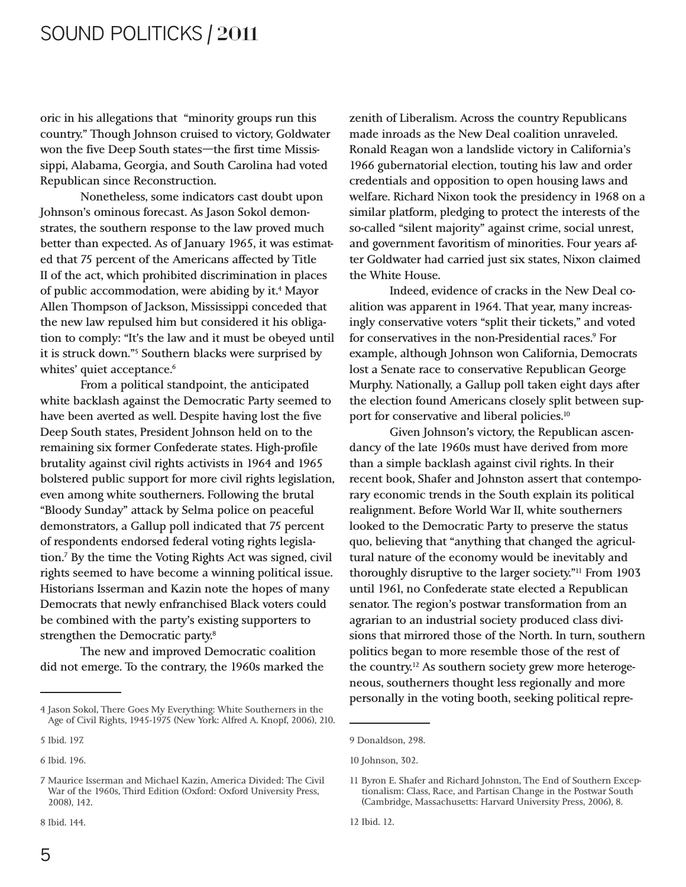oric in his allegations that "minority groups run this country." Though Johnson cruised to victory, Goldwater won the five Deep South states—the first time Mississippi, Alabama, Georgia, and South Carolina had voted Republican since Reconstruction.

Nonetheless, some indicators cast doubt upon Johnson's ominous forecast. As Jason Sokol demonstrates, the southern response to the law proved much better than expected. As of January 1965, it was estimated that 75 percent of the Americans affected by Title II of the act, which prohibited discrimination in places of public accommodation, were abiding by it.[4] Mayor Allen Thompson of Jackson, Mississippi conceded that the new law repulsed him but considered it his obligation to comply: "It's the law and it must be obeyed until it is struck down."[5] Southern blacks were surprised by whites' quiet acceptance.[6]

From a political standpoint, the anticipated white backlash against the Democratic Party seemed to have been averted as well. Despite having lost the five Deep South states, President Johnson held on to the remaining six former Confederate states. High-profile brutality against civil rights activists in 1964 and 1965 bolstered public support for more civil rights legislation, even among white southerners. Following the brutal "Bloody Sunday" attack by Selma police on peaceful demonstrators, a Gallup poll indicated that 75 percent of respondents endorsed federal voting rights legislation.[7] By the time the Voting Rights Act was signed, civil rights seemed to have become a winning political issue. Historians Isserman and Kazin note the hopes of many Democrats that newly enfranchised Black voters could be combined with the party's existing supporters to strengthen the Democratic party.[8]

The new and improved Democratic coalition did not emerge. To the contrary, the 1960s marked the zenith of Liberalism. Across the country Republicans made inroads as the New Deal coalition unraveled. Ronald Reagan won a landslide victory in California's 1966 gubernatorial election, touting his law and order credentials and opposition to open housing laws and welfare. Richard Nixon took the presidency in 1968 on a similar platform, pledging to protect the interests of the so-called "silent majority" against crime, social unrest, and government favoritism of minorities. Four years after Goldwater had carried just six states, Nixon claimed the White House.

Indeed, evidence of cracks in the New Deal coalition was apparent in 1964. That year, many increasingly conservative voters "split their tickets," and voted for conservatives in the non-Presidential races.[9] For example, although Johnson won California, Democrats lost a Senate race to conservative Republican George Murphy. Nationally, a Gallup poll taken eight days after the election found Americans closely split between support for conservative and liberal policies.[10]

Given Johnson's victory, the Republican ascendancy of the late 1960s must have derived from more than a simple backlash against civil rights. In their recent book, Shafer and Johnston assert that contemporary economic trends in the South explain its political realignment. Before World War II, white southerners looked to the Democratic Party to preserve the status quo, believing that "anything that changed the agricultural nature of the economy would be inevitably and thoroughly disruptive to the larger society."[11] From 1903 until 1961, no Confederate state elected a Republican senator. The region's postwar transformation from an agrarian to an industrial society produced class divisions that mirrored those of the North. In turn, southern politics began to more resemble those of the rest of the country.[12] As southern society grew more heterogeneous, southerners thought less regionally and more personally in the voting booth, seeking political repre-

---

4 Jason Sokol, There Goes My Everything: White Southerners in the Age of Civil Rights, 1945-1975 (New York: Alfred A. Knopf, 2006), 210.

5 Ibid. 197.

6 Ibid. 196.

7 Maurice Isserman and Michael Kazin, America Divided: The Civil War of the 1960s, Third Edition (Oxford: Oxford University Press, 2008), 142.

8 Ibid. 144.

9 Donaldson, 298.

10 Johnson, 302.

11 Byron E. Shafer and Richard Johnston, The End of Southern Exceptionalism: Class, Race, and Partisan Change in the Postwar South (Cambridge, Massachusetts: Harvard University Press, 2006), 8.

12 Ibid. 12.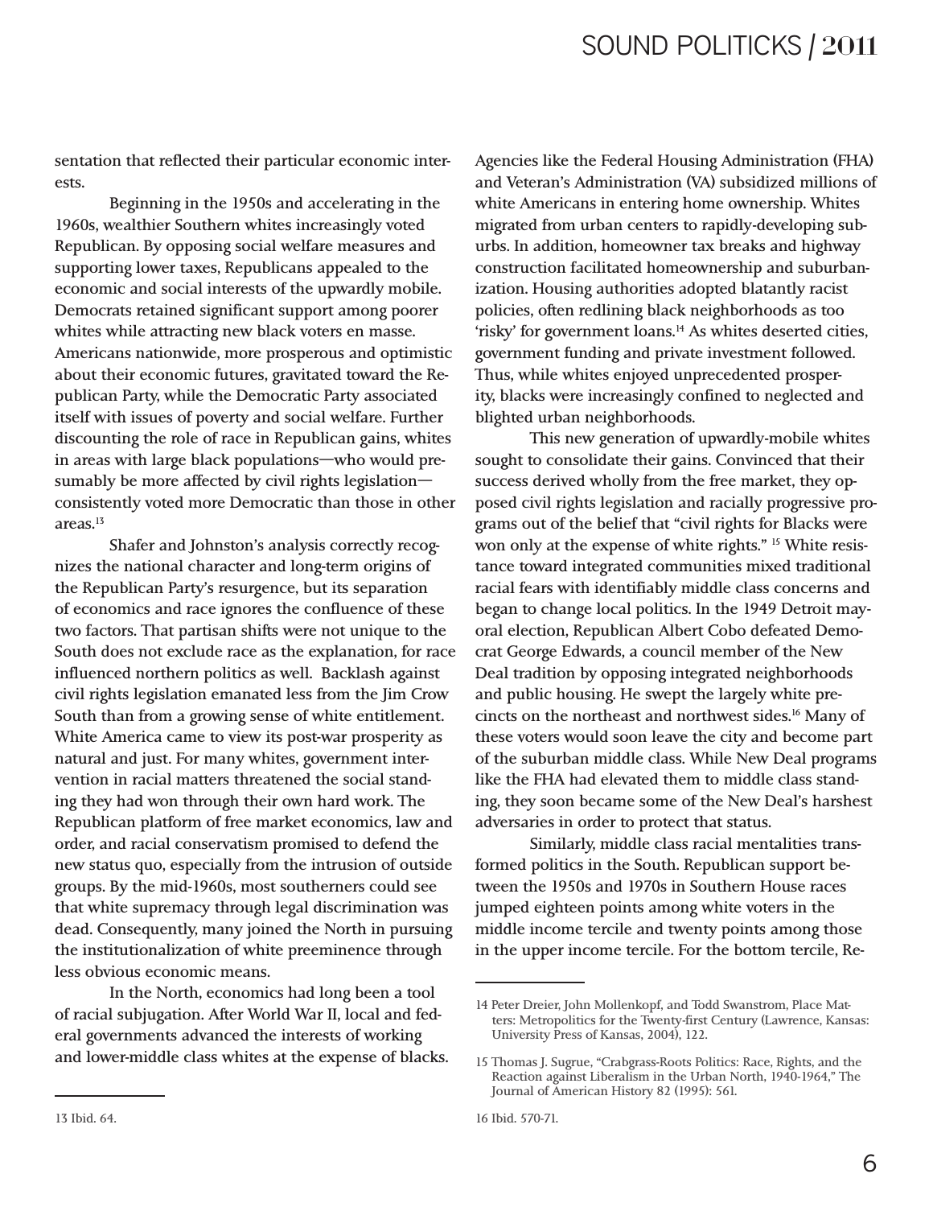sentation that reflected their particular economic interests.

Beginning in the 1950s and accelerating in the 1960s, wealthier Southern whites increasingly voted Republican. By opposing social welfare measures and supporting lower taxes, Republicans appealed to the economic and social interests of the upwardly mobile. Democrats retained significant support among poorer whites while attracting new black voters en masse. Americans nationwide, more prosperous and optimistic about their economic futures, gravitated toward the Republican Party, while the Democratic Party associated itself with issues of poverty and social welfare. Further discounting the role of race in Republican gains, whites in areas with large black populations—who would presumably be more affected by civil rights legislation—consistently voted more Democratic than those in other areas.[13]

Shafer and Johnston's analysis correctly recognizes the national character and long-term origins of the Republican Party's resurgence, but its separation of economics and race ignores the confluence of these two factors. That partisan shifts were not unique to the South does not exclude race as the explanation, for race influenced northern politics as well. Backlash against civil rights legislation emanated less from the Jim Crow South than from a growing sense of white entitlement. White America came to view its post-war prosperity as natural and just. For many whites, government intervention in racial matters threatened the social standing they had won through their own hard work. The Republican platform of free market economics, law and order, and racial conservatism promised to defend the new status quo, especially from the intrusion of outside groups. By the mid-1960s, most southerners could see that white supremacy through legal discrimination was dead. Consequently, many joined the North in pursuing the institutionalization of white preeminence through less obvious economic means.

In the North, economics had long been a tool of racial subjugation. After World War II, local and federal governments advanced the interests of working and lower-middle class whites at the expense of blacks. Agencies like the Federal Housing Administration (FHA) and Veteran's Administration (VA) subsidized millions of white Americans in entering home ownership. Whites migrated from urban centers to rapidly-developing suburbs. In addition, homeowner tax breaks and highway construction facilitated homeownership and suburbanization. Housing authorities adopted blatantly racist policies, often redlining black neighborhoods as too 'risky' for government loans.[14] As whites deserted cities, government funding and private investment followed. Thus, while whites enjoyed unprecedented prosperity, blacks were increasingly confined to neglected and blighted urban neighborhoods.

This new generation of upwardly-mobile whites sought to consolidate their gains. Convinced that their success derived wholly from the free market, they opposed civil rights legislation and racially progressive programs out of the belief that "civil rights for Blacks were won only at the expense of white rights." [15] White resistance toward integrated communities mixed traditional racial fears with identifiably middle class concerns and began to change local politics. In the 1949 Detroit mayoral election, Republican Albert Cobo defeated Democrat George Edwards, a council member of the New Deal tradition by opposing integrated neighborhoods and public housing. He swept the largely white precincts on the northeast and northwest sides.[16] Many of these voters would soon leave the city and become part of the suburban middle class. While New Deal programs like the FHA had elevated them to middle class standing, they soon became some of the New Deal's harshest adversaries in order to protect that status.

Similarly, middle class racial mentalities transformed politics in the South. Republican support between the 1950s and 1970s in Southern House races jumped eighteen points among white voters in the middle income tercile and twenty points among those in the upper income tercile. For the bottom tercile, Re-

---

13 Ibid. 64.

14 Peter Dreier, John Mollenkopf, and Todd Swanstrom, Place Matters: Metropolitics for the Twenty-first Century (Lawrence, Kansas: University Press of Kansas, 2004), 122.

15 Thomas J. Sugrue, "Crabgrass-Roots Politics: Race, Rights, and the Reaction against Liberalism in the Urban North, 1940-1964," The Journal of American History 82 (1995): 561.

16 Ibid. 570-71.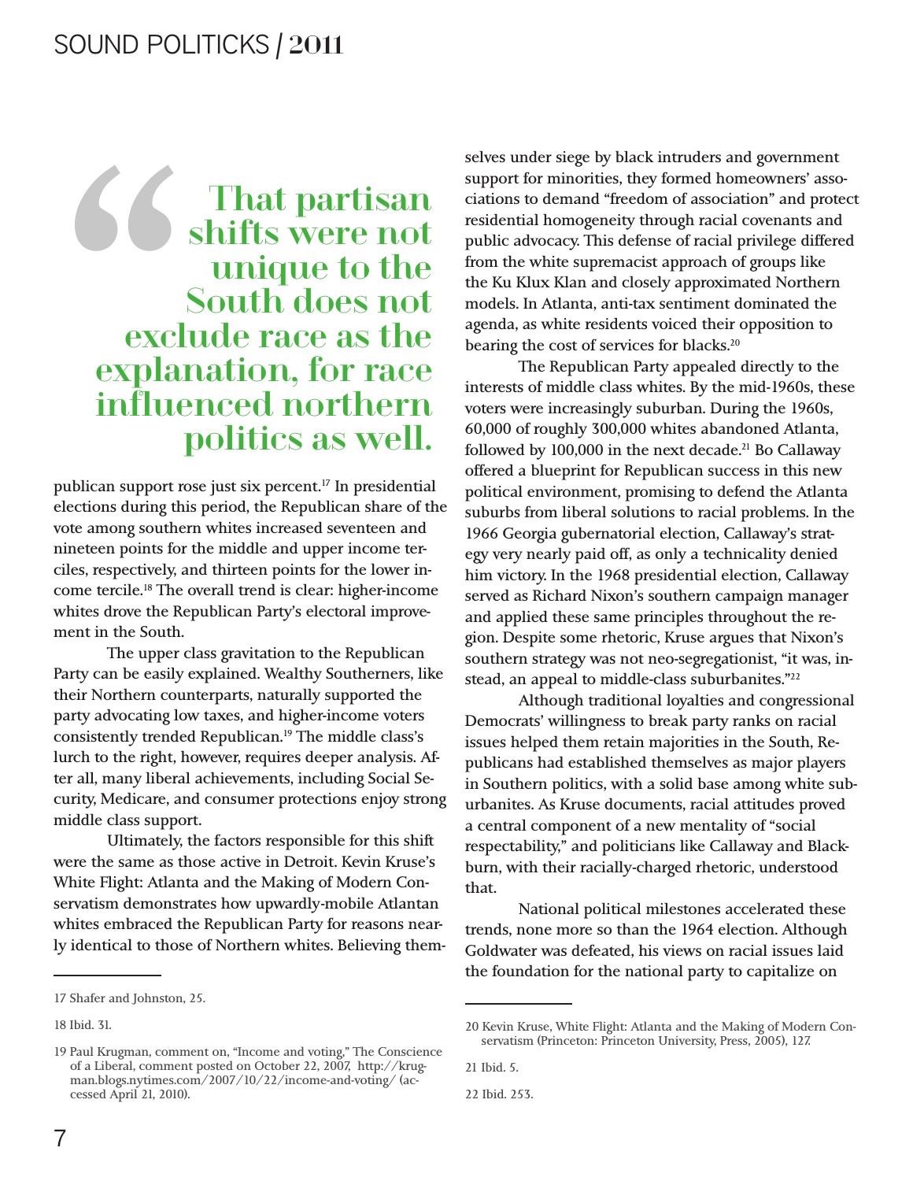> That partisan shifts were not unique to the South does not exclude race as the explanation, for race influenced northern politics as well.

publican support rose just six percent.[17] In presidential elections during this period, the Republican share of the vote among southern whites increased seventeen and nineteen points for the middle and upper income terciles, respectively, and thirteen points for the lower income tercile.[18] The overall trend is clear: higher-income whites drove the Republican Party's electoral improvement in the South.

The upper class gravitation to the Republican Party can be easily explained. Wealthy Southerners, like their Northern counterparts, naturally supported the party advocating low taxes, and higher-income voters consistently trended Republican.[19] The middle class's lurch to the right, however, requires deeper analysis. After all, many liberal achievements, including Social Security, Medicare, and consumer protections enjoy strong middle class support.

Ultimately, the factors responsible for this shift were the same as those active in Detroit. Kevin Kruse's White Flight: Atlanta and the Making of Modern Conservatism demonstrates how upwardly-mobile Atlantan whites embraced the Republican Party for reasons nearly identical to those of Northern whites. Believing themselves under siege by black intruders and government support for minorities, they formed homeowners' associations to demand "freedom of association" and protect residential homogeneity through racial covenants and public advocacy. This defense of racial privilege differed from the white supremacist approach of groups like the Ku Klux Klan and closely approximated Northern models. In Atlanta, anti-tax sentiment dominated the agenda, as white residents voiced their opposition to bearing the cost of services for blacks.[20]

The Republican Party appealed directly to the interests of middle class whites. By the mid-1960s, these voters were increasingly suburban. During the 1960s, 60,000 of roughly 300,000 whites abandoned Atlanta, followed by 100,000 in the next decade.[21] Bo Callaway offered a blueprint for Republican success in this new political environment, promising to defend the Atlanta suburbs from liberal solutions to racial problems. In the 1966 Georgia gubernatorial election, Callaway's strategy very nearly paid off, as only a technicality denied him victory. In the 1968 presidential election, Callaway served as Richard Nixon's southern campaign manager and applied these same principles throughout the region. Despite some rhetoric, Kruse argues that Nixon's southern strategy was not neo-segregationist, "it was, instead, an appeal to middle-class suburbanites."[22]

Although traditional loyalties and congressional Democrats' willingness to break party ranks on racial issues helped them retain majorities in the South, Republicans had established themselves as major players in Southern politics, with a solid base among white suburbanites. As Kruse documents, racial attitudes proved a central component of a new mentality of "social respectability," and politicians like Callaway and Blackburn, with their racially-charged rhetoric, understood that.

National political milestones accelerated these trends, none more so than the 1964 election. Although Goldwater was defeated, his views on racial issues laid the foundation for the national party to capitalize on

---

17 Shafer and Johnston, 25.

18 Ibid. 31.

19 Paul Krugman, comment on, "Income and voting," The Conscience of a Liberal, comment posted on October 22, 2007, http://krugman.blogs.nytimes.com/2007/10/22/income-and-voting/ (accessed April 21, 2010).

20 Kevin Kruse, White Flight: Atlanta and the Making of Modern Conservatism (Princeton: Princeton University, Press, 2005), 127.

21 Ibid. 5.

22 Ibid. 253.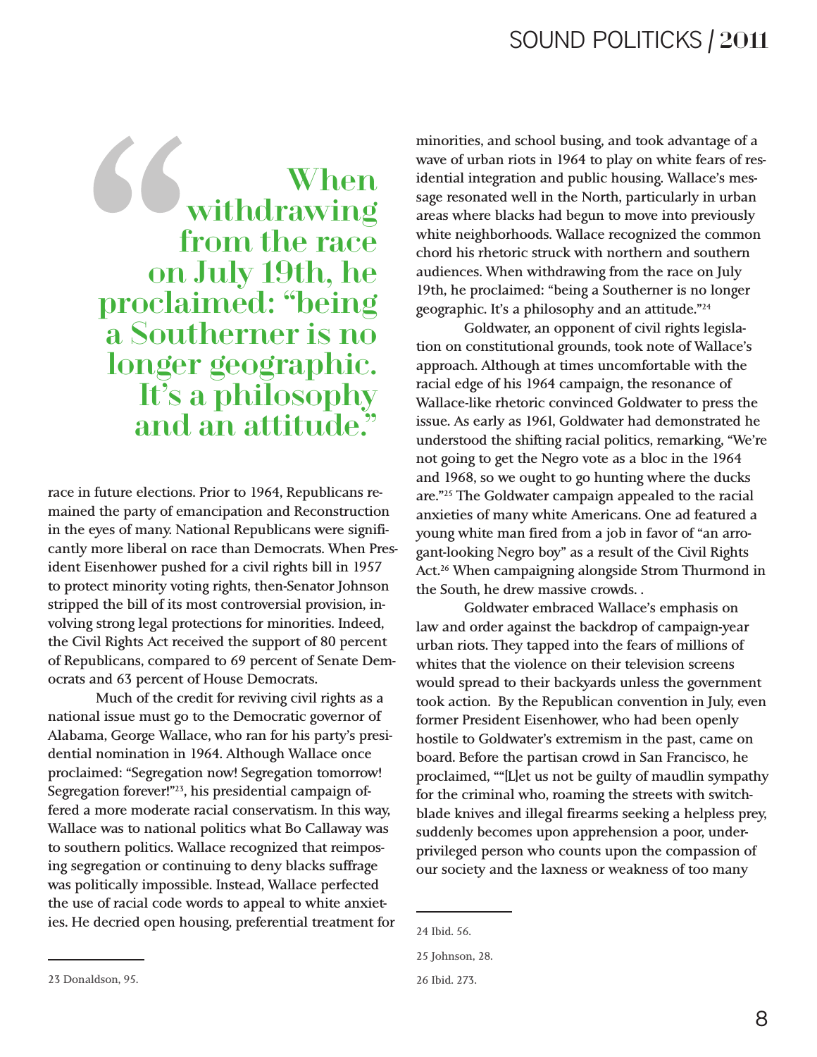> “When withdrawing from the race on July 19th, he proclaimed: “being a Southerner is no longer geographic. It’s a philosophy and an attitude.”

race in future elections. Prior to 1964, Republicans remained the party of emancipation and Reconstruction in the eyes of many. National Republicans were significantly more liberal on race than Democrats. When President Eisenhower pushed for a civil rights bill in 1957 to protect minority voting rights, then-Senator Johnson stripped the bill of its most controversial provision, involving strong legal protections for minorities. Indeed, the Civil Rights Act received the support of 80 percent of Republicans, compared to 69 percent of Senate Democrats and 63 percent of House Democrats.

Much of the credit for reviving civil rights as a national issue must go to the Democratic governor of Alabama, George Wallace, who ran for his party’s presidential nomination in 1964. Although Wallace once proclaimed: “Segregation now! Segregation tomorrow! Segregation forever!”[23], his presidential campaign offered a more moderate racial conservatism. In this way, Wallace was to national politics what Bo Callaway was to southern politics. Wallace recognized that reimposing segregation or continuing to deny blacks suffrage was politically impossible. Instead, Wallace perfected the use of racial code words to appeal to white anxieties. He decried open housing, preferential treatment for minorities, and school busing, and took advantage of a wave of urban riots in 1964 to play on white fears of residential integration and public housing. Wallace’s message resonated well in the North, particularly in urban areas where blacks had begun to move into previously white neighborhoods. Wallace recognized the common chord his rhetoric struck with northern and southern audiences. When withdrawing from the race on July 19th, he proclaimed: “being a Southerner is no longer geographic. It’s a philosophy and an attitude.”[24]

Goldwater, an opponent of civil rights legislation on constitutional grounds, took note of Wallace’s approach. Although at times uncomfortable with the racial edge of his 1964 campaign, the resonance of Wallace-like rhetoric convinced Goldwater to press the issue. As early as 1961, Goldwater had demonstrated he understood the shifting racial politics, remarking, “We’re not going to get the Negro vote as a bloc in the 1964 and 1968, so we ought to go hunting where the ducks are.”[25] The Goldwater campaign appealed to the racial anxieties of many white Americans. One ad featured a young white man fired from a job in favor of “an arrogant-looking Negro boy” as a result of the Civil Rights Act.[26] When campaigning alongside Strom Thurmond in the South, he drew massive crowds. .

Goldwater embraced Wallace’s emphasis on law and order against the backdrop of campaign-year urban riots. They tapped into the fears of millions of whites that the violence on their television screens would spread to their backyards unless the government took action. By the Republican convention in July, even former President Eisenhower, who had been openly hostile to Goldwater’s extremism in the past, came on board. Before the partisan crowd in San Francisco, he proclaimed, ““[L]et us not be guilty of maudlin sympathy for the criminal who, roaming the streets with switchblade knives and illegal firearms seeking a helpless prey, suddenly becomes upon apprehension a poor, underprivileged person who counts upon the compassion of our society and the laxness or weakness of too many

---

23 Donaldson, 95.

24 Ibid. 56.

25 Johnson, 28.

26 Ibid. 273.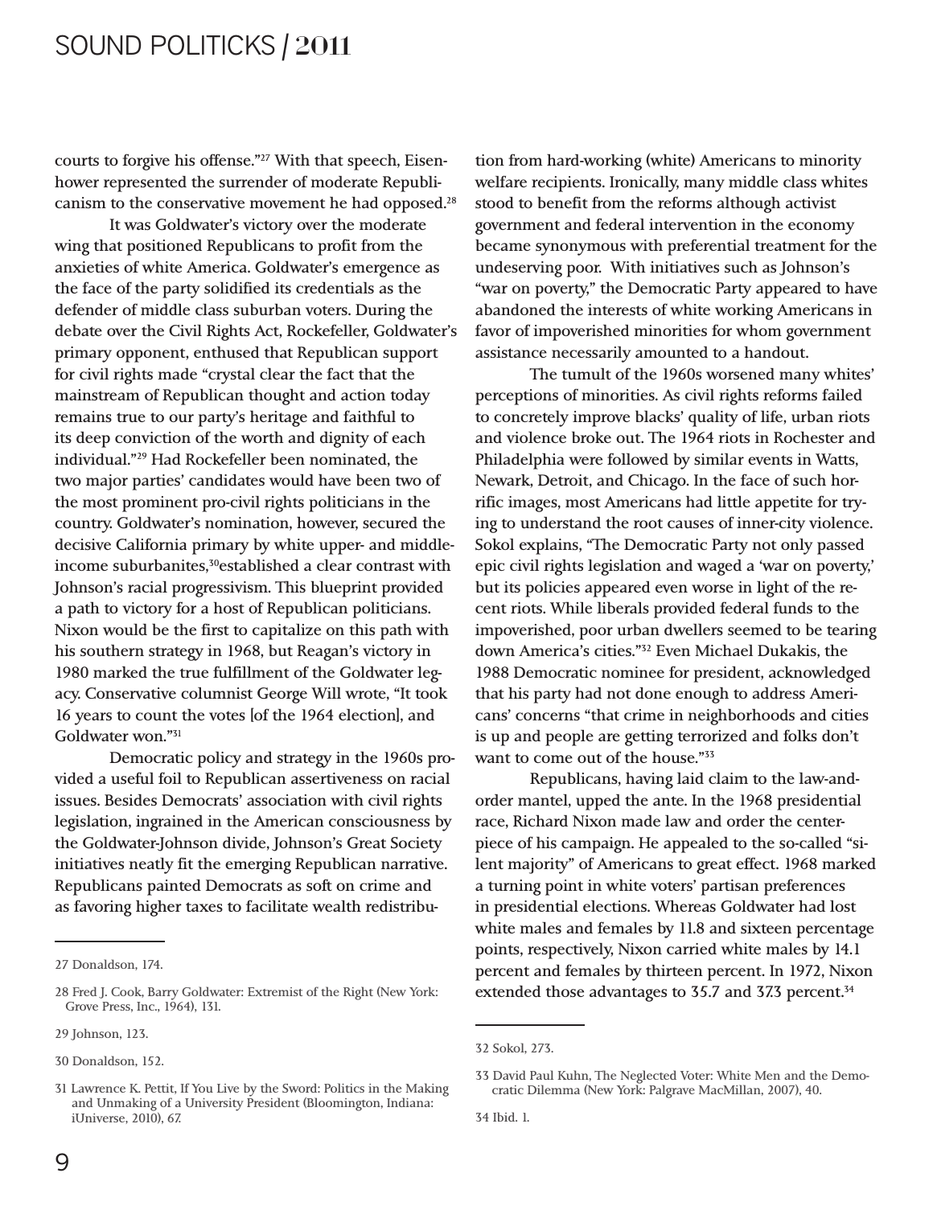courts to forgive his offense."[27] With that speech, Eisenhower represented the surrender of moderate Republicanism to the conservative movement he had opposed.[28]

It was Goldwater's victory over the moderate wing that positioned Republicans to profit from the anxieties of white America. Goldwater's emergence as the face of the party solidified its credentials as the defender of middle class suburban voters. During the debate over the Civil Rights Act, Rockefeller, Goldwater's primary opponent, enthused that Republican support for civil rights made "crystal clear the fact that the mainstream of Republican thought and action today remains true to our party's heritage and faithful to its deep conviction of the worth and dignity of each individual."[29] Had Rockefeller been nominated, the two major parties' candidates would have been two of the most prominent pro-civil rights politicians in the country. Goldwater's nomination, however, secured the decisive California primary by white upper- and middle-income suburbanites,[30]established a clear contrast with Johnson's racial progressivism. This blueprint provided a path to victory for a host of Republican politicians. Nixon would be the first to capitalize on this path with his southern strategy in 1968, but Reagan's victory in 1980 marked the true fulfillment of the Goldwater legacy. Conservative columnist George Will wrote, "It took 16 years to count the votes [of the 1964 election], and Goldwater won."[31]

Democratic policy and strategy in the 1960s provided a useful foil to Republican assertiveness on racial issues. Besides Democrats' association with civil rights legislation, ingrained in the American consciousness by the Goldwater-Johnson divide, Johnson's Great Society initiatives neatly fit the emerging Republican narrative. Republicans painted Democrats as soft on crime and as favoring higher taxes to facilitate wealth redistribution from hard-working (white) Americans to minority welfare recipients. Ironically, many middle class whites stood to benefit from the reforms although activist government and federal intervention in the economy became synonymous with preferential treatment for the undeserving poor. With initiatives such as Johnson's "war on poverty," the Democratic Party appeared to have abandoned the interests of white working Americans in favor of impoverished minorities for whom government assistance necessarily amounted to a handout.

The tumult of the 1960s worsened many whites' perceptions of minorities. As civil rights reforms failed to concretely improve blacks' quality of life, urban riots and violence broke out. The 1964 riots in Rochester and Philadelphia were followed by similar events in Watts, Newark, Detroit, and Chicago. In the face of such horrific images, most Americans had little appetite for trying to understand the root causes of inner-city violence. Sokol explains, "The Democratic Party not only passed epic civil rights legislation and waged a 'war on poverty,' but its policies appeared even worse in light of the recent riots. While liberals provided federal funds to the impoverished, poor urban dwellers seemed to be tearing down America's cities."[32] Even Michael Dukakis, the 1988 Democratic nominee for president, acknowledged that his party had not done enough to address Americans' concerns "that crime in neighborhoods and cities is up and people are getting terrorized and folks don't want to come out of the house."[33]

Republicans, having laid claim to the law-and-order mantel, upped the ante. In the 1968 presidential race, Richard Nixon made law and order the centerpiece of his campaign. He appealed to the so-called "silent majority" of Americans to great effect. 1968 marked a turning point in white voters' partisan preferences in presidential elections. Whereas Goldwater had lost white males and females by 11.8 and sixteen percentage points, respectively, Nixon carried white males by 14.1 percent and females by thirteen percent. In 1972, Nixon extended those advantages to 35.7 and 37.3 percent.[34]

---

27 Donaldson, 174.

28 Fred J. Cook, Barry Goldwater: Extremist of the Right (New York: Grove Press, Inc., 1964), 131.

29 Johnson, 123.

30 Donaldson, 152.

31 Lawrence K. Pettit, If You Live by the Sword: Politics in the Making and Unmaking of a University President (Bloomington, Indiana: iUniverse, 2010), 67.

32 Sokol, 273.

33 David Paul Kuhn, The Neglected Voter: White Men and the Democratic Dilemma (New York: Palgrave MacMillan, 2007), 40.

34 Ibid. 1.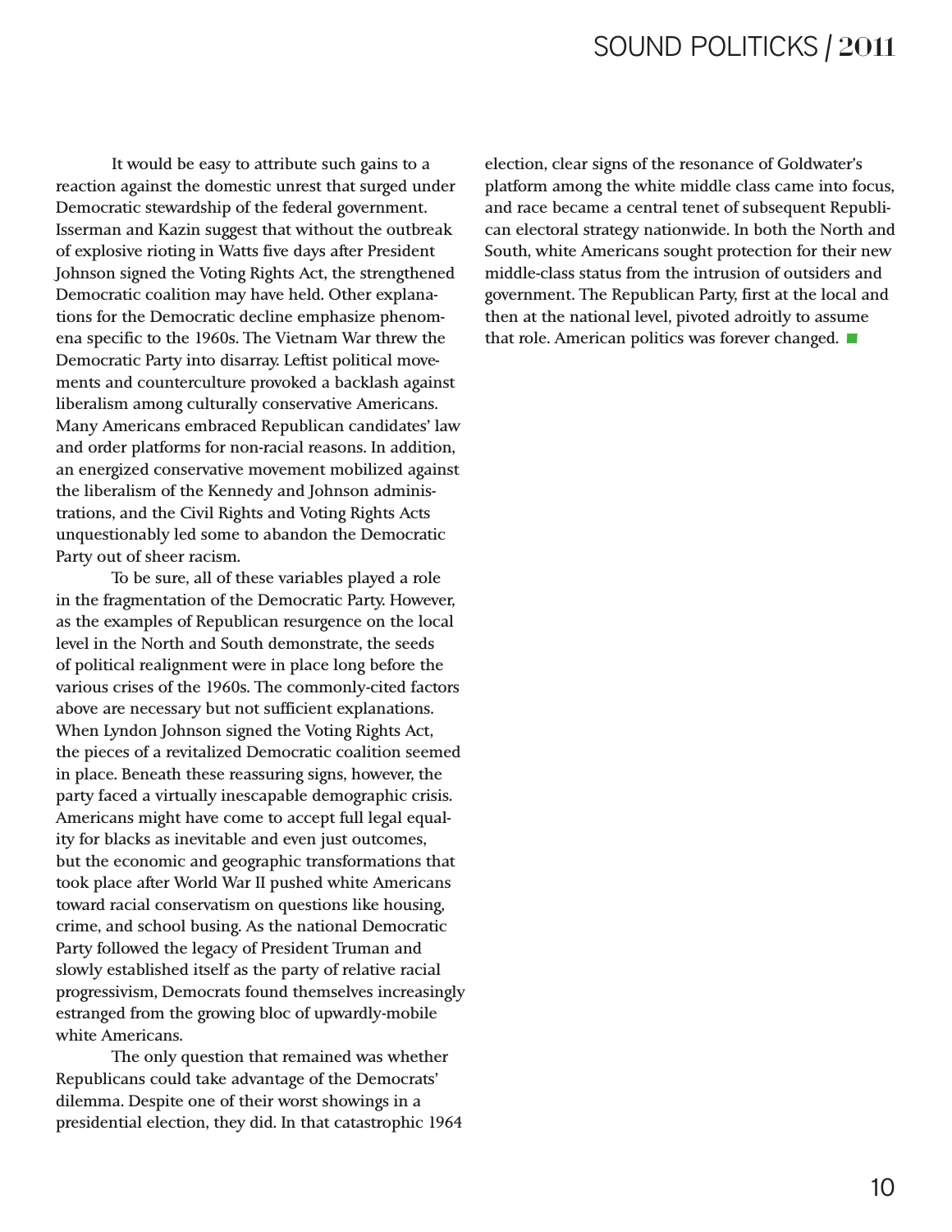It would be easy to attribute such gains to a reaction against the domestic unrest that surged under Democratic stewardship of the federal government. Isserman and Kazin suggest that without the outbreak of explosive rioting in Watts five days after President Johnson signed the Voting Rights Act, the strengthened Democratic coalition may have held. Other explanations for the Democratic decline emphasize phenomena specific to the 1960s. The Vietnam War threw the Democratic Party into disarray. Leftist political movements and counterculture provoked a backlash against liberalism among culturally conservative Americans. Many Americans embraced Republican candidates' law and order platforms for non-racial reasons. In addition, an energized conservative movement mobilized against the liberalism of the Kennedy and Johnson administrations, and the Civil Rights and Voting Rights Acts unquestionably led some to abandon the Democratic Party out of sheer racism.

To be sure, all of these variables played a role in the fragmentation of the Democratic Party. However, as the examples of Republican resurgence on the local level in the North and South demonstrate, the seeds of political realignment were in place long before the various crises of the 1960s. The commonly-cited factors above are necessary but not sufficient explanations. When Lyndon Johnson signed the Voting Rights Act, the pieces of a revitalized Democratic coalition seemed in place. Beneath these reassuring signs, however, the party faced a virtually inescapable demographic crisis. Americans might have come to accept full legal equality for blacks as inevitable and even just outcomes, but the economic and geographic transformations that took place after World War II pushed white Americans toward racial conservatism on questions like housing, crime, and school busing. As the national Democratic Party followed the legacy of President Truman and slowly established itself as the party of relative racial progressivism, Democrats found themselves increasingly estranged from the growing bloc of upwardly-mobile white Americans.

The only question that remained was whether Republicans could take advantage of the Democrats' dilemma. Despite one of their worst showings in a presidential election, they did. In that catastrophic 1964 election, clear signs of the resonance of Goldwater's platform among the white middle class came into focus, and race became a central tenet of subsequent Republican electoral strategy nationwide. In both the North and South, white Americans sought protection for their new middle-class status from the intrusion of outsiders and government. The Republican Party, first at the local and then at the national level, pivoted adroitly to assume that role. American politics was forever changed. ■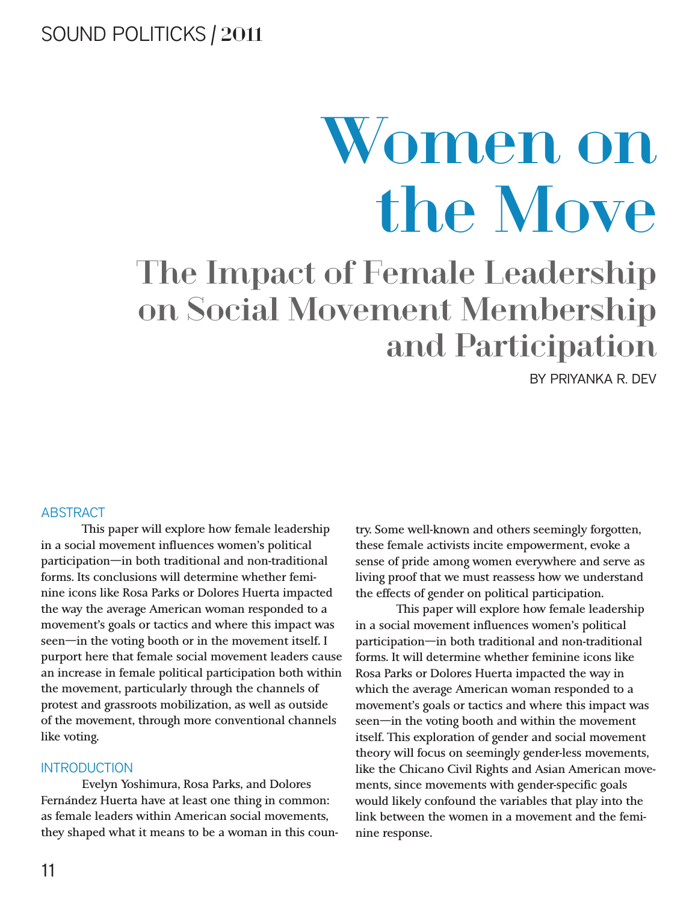# Women on the Move

## The Impact of Female Leadership on Social Movement Membership and Participation

BY PRIYANKA R. DEV

### ABSTRACT

This paper will explore how female leadership in a social movement influences women's political participation—in both traditional and non-traditional forms. Its conclusions will determine whether feminine icons like Rosa Parks or Dolores Huerta impacted the way the average American woman responded to a movement's goals or tactics and where this impact was seen—in the voting booth or in the movement itself. I purport here that female social movement leaders cause an increase in female political participation both within the movement, particularly through the channels of protest and grassroots mobilization, as well as outside of the movement, through more conventional channels like voting.

### INTRODUCTION

Evelyn Yoshimura, Rosa Parks, and Dolores Fernández Huerta have at least one thing in common: as female leaders within American social movements, they shaped what it means to be a woman in this country. Some well-known and others seemingly forgotten, these female activists incite empowerment, evoke a sense of pride among women everywhere and serve as living proof that we must reassess how we understand the effects of gender on political participation.

This paper will explore how female leadership in a social movement influences women's political participation—in both traditional and non-traditional forms. It will determine whether feminine icons like Rosa Parks or Dolores Huerta impacted the way in which the average American woman responded to a movement's goals or tactics and where this impact was seen—in the voting booth and within the movement itself. This exploration of gender and social movement theory will focus on seemingly gender-less movements, like the Chicano Civil Rights and Asian American movements, since movements with gender-specific goals would likely confound the variables that play into the link between the women in a movement and the feminine response.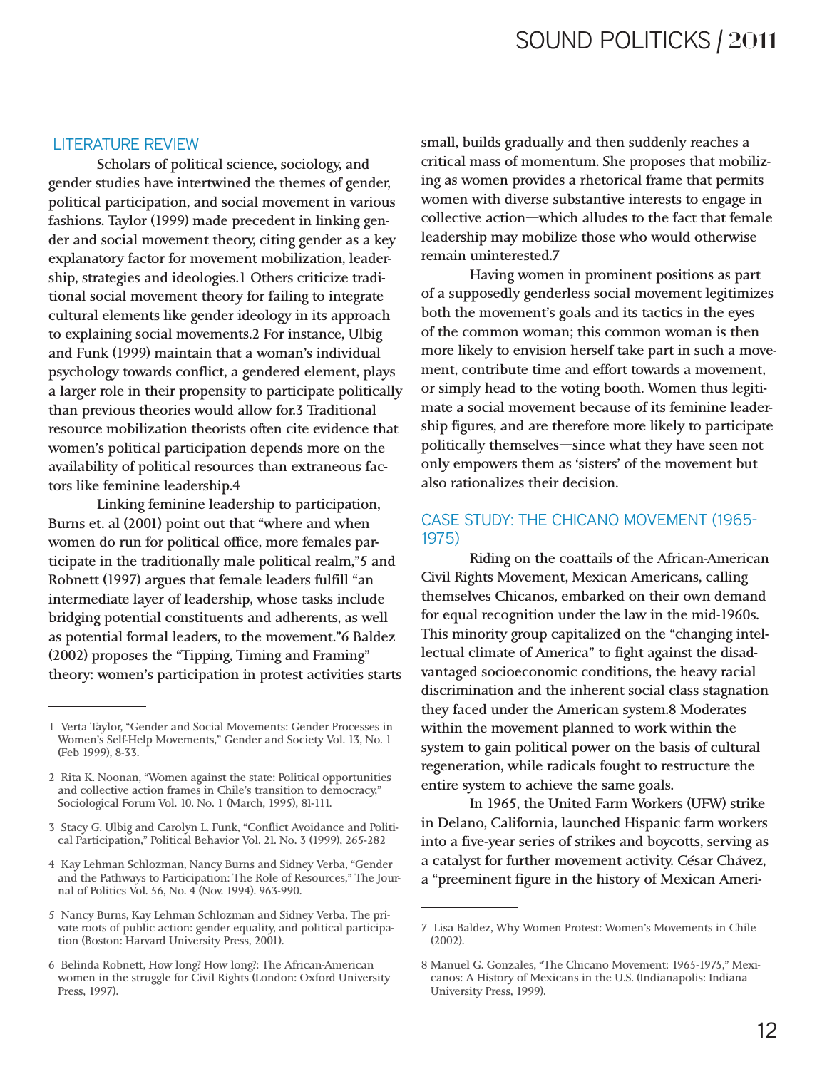## LITERATURE REVIEW

Scholars of political science, sociology, and gender studies have intertwined the themes of gender, political participation, and social movement in various fashions. Taylor (1999) made precedent in linking gender and social movement theory, citing gender as a key explanatory factor for movement mobilization, leadership, strategies and ideologies.[1] Others criticize traditional social movement theory for failing to integrate cultural elements like gender ideology in its approach to explaining social movements.[2] For instance, Ulbig and Funk (1999) maintain that a woman's individual psychology towards conflict, a gendered element, plays a larger role in their propensity to participate politically than previous theories would allow for.[3] Traditional resource mobilization theorists often cite evidence that women's political participation depends more on the availability of political resources than extraneous factors like feminine leadership.[4]

Linking feminine leadership to participation, Burns et. al (2001) point out that "where and when women do run for political office, more females participate in the traditionally male political realm,"[5] and Robnett (1997) argues that female leaders fulfill "an intermediate layer of leadership, whose tasks include bridging potential constituents and adherents, as well as potential formal leaders, to the movement."[6] Baldez (2002) proposes the "Tipping, Timing and Framing" theory: women's participation in protest activities starts small, builds gradually and then suddenly reaches a critical mass of momentum. She proposes that mobilizing as women provides a rhetorical frame that permits women with diverse substantive interests to engage in collective action—which alludes to the fact that female leadership may mobilize those who would otherwise remain uninterested.[7]

Having women in prominent positions as part of a supposedly genderless social movement legitimizes both the movement's goals and its tactics in the eyes of the common woman; this common woman is then more likely to envision herself take part in such a movement, contribute time and effort towards a movement, or simply head to the voting booth. Women thus legitimate a social movement because of its feminine leadership figures, and are therefore more likely to participate politically themselves—since what they have seen not only empowers them as 'sisters' of the movement but also rationalizes their decision.

## CASE STUDY: THE CHICANO MOVEMENT (1965-1975)

Riding on the coattails of the African-American Civil Rights Movement, Mexican Americans, calling themselves Chicanos, embarked on their own demand for equal recognition under the law in the mid-1960s. This minority group capitalized on the "changing intellectual climate of America" to fight against the disadvantaged socioeconomic conditions, the heavy racial discrimination and the inherent social class stagnation they faced under the American system.[8] Moderates within the movement planned to work within the system to gain political power on the basis of cultural regeneration, while radicals fought to restructure the entire system to achieve the same goals.

In 1965, the United Farm Workers (UFW) strike in Delano, California, launched Hispanic farm workers into a five-year series of strikes and boycotts, serving as a catalyst for further movement activity. César Chávez, a "preeminent figure in the history of Mexican Ameri-

---

1 Verta Taylor, "Gender and Social Movements: Gender Processes in Women's Self-Help Movements," Gender and Society Vol. 13, No. 1 (Feb 1999), 8-33.

2 Rita K. Noonan, "Women against the state: Political opportunities and collective action frames in Chile's transition to democracy," Sociological Forum Vol. 10. No. 1 (March, 1995), 81-111.

3 Stacy G. Ulbig and Carolyn L. Funk, "Conflict Avoidance and Political Participation," Political Behavior Vol. 21. No. 3 (1999), 265-282

4 Kay Lehman Schlozman, Nancy Burns and Sidney Verba, "Gender and the Pathways to Participation: The Role of Resources," The Journal of Politics Vol. 56, No. 4 (Nov. 1994). 963-990.

5 Nancy Burns, Kay Lehman Schlozman and Sidney Verba, The private roots of public action: gender equality, and political participation (Boston: Harvard University Press, 2001).

6 Belinda Robnett, How long? How long?: The African-American women in the struggle for Civil Rights (London: Oxford University Press, 1997).

7 Lisa Baldez, Why Women Protest: Women's Movements in Chile (2002).

8 Manuel G. Gonzales, "The Chicano Movement: 1965-1975," Mexicanos: A History of Mexicans in the U.S. (Indianapolis: Indiana University Press, 1999).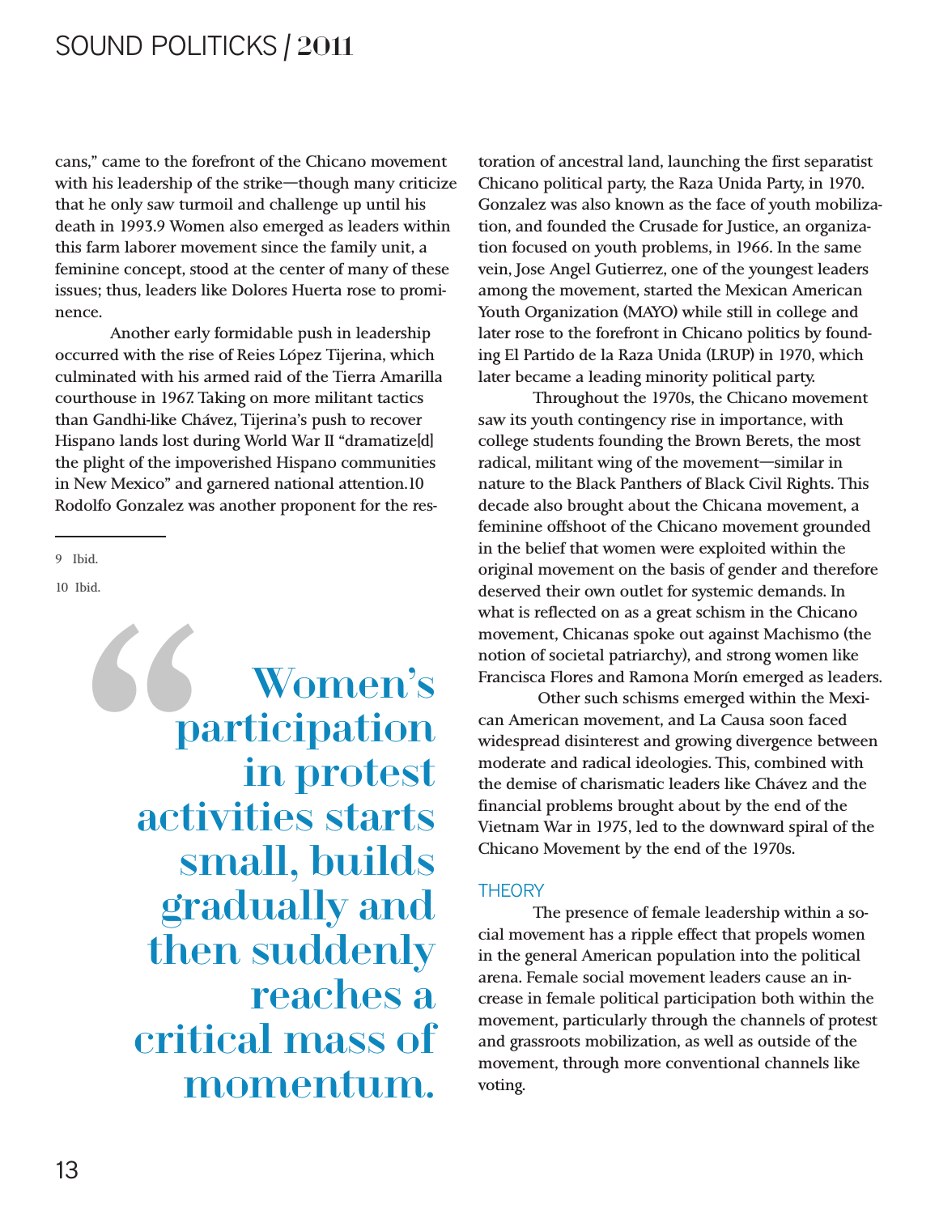cans," came to the forefront of the Chicano movement with his leadership of the strike—though many criticize that he only saw turmoil and challenge up until his death in 1993.[9] Women also emerged as leaders within this farm laborer movement since the family unit, a feminine concept, stood at the center of many of these issues; thus, leaders like Dolores Huerta rose to prominence.

Another early formidable push in leadership occurred with the rise of Reies López Tijerina, which culminated with his armed raid of the Tierra Amarilla courthouse in 1967. Taking on more militant tactics than Gandhi-like Chávez, Tijerina's push to recover Hispano lands lost during World War II "dramatize[d] the plight of the impoverished Hispano communities in New Mexico" and garnered national attention.[10] Rodolfo Gonzalez was another proponent for the restoration of ancestral land, launching the first separatist Chicano political party, the Raza Unida Party, in 1970. Gonzalez was also known as the face of youth mobilization, and founded the Crusade for Justice, an organization focused on youth problems, in 1966. In the same vein, Jose Angel Gutierrez, one of the youngest leaders among the movement, started the Mexican American Youth Organization (MAYO) while still in college and later rose to the forefront in Chicano politics by founding El Partido de la Raza Unida (LRUP) in 1970, which later became a leading minority political party.

9 Ibid.

10 Ibid.

> **Women's participation in protest activities starts small, builds gradually and then suddenly reaches a critical mass of momentum.**

Throughout the 1970s, the Chicano movement saw its youth contingency rise in importance, with college students founding the Brown Berets, the most radical, militant wing of the movement—similar in nature to the Black Panthers of Black Civil Rights. This decade also brought about the Chicana movement, a feminine offshoot of the Chicano movement grounded in the belief that women were exploited within the original movement on the basis of gender and therefore deserved their own outlet for systemic demands. In what is reflected on as a great schism in the Chicano movement, Chicanas spoke out against Machismo (the notion of societal patriarchy), and strong women like Francisca Flores and Ramona Morín emerged as leaders.

Other such schisms emerged within the Mexican American movement, and La Causa soon faced widespread disinterest and growing divergence between moderate and radical ideologies. This, combined with the demise of charismatic leaders like Chávez and the financial problems brought about by the end of the Vietnam War in 1975, led to the downward spiral of the Chicano Movement by the end of the 1970s.

## THEORY

The presence of female leadership within a social movement has a ripple effect that propels women in the general American population into the political arena. Female social movement leaders cause an increase in female political participation both within the movement, particularly through the channels of protest and grassroots mobilization, as well as outside of the movement, through more conventional channels like voting.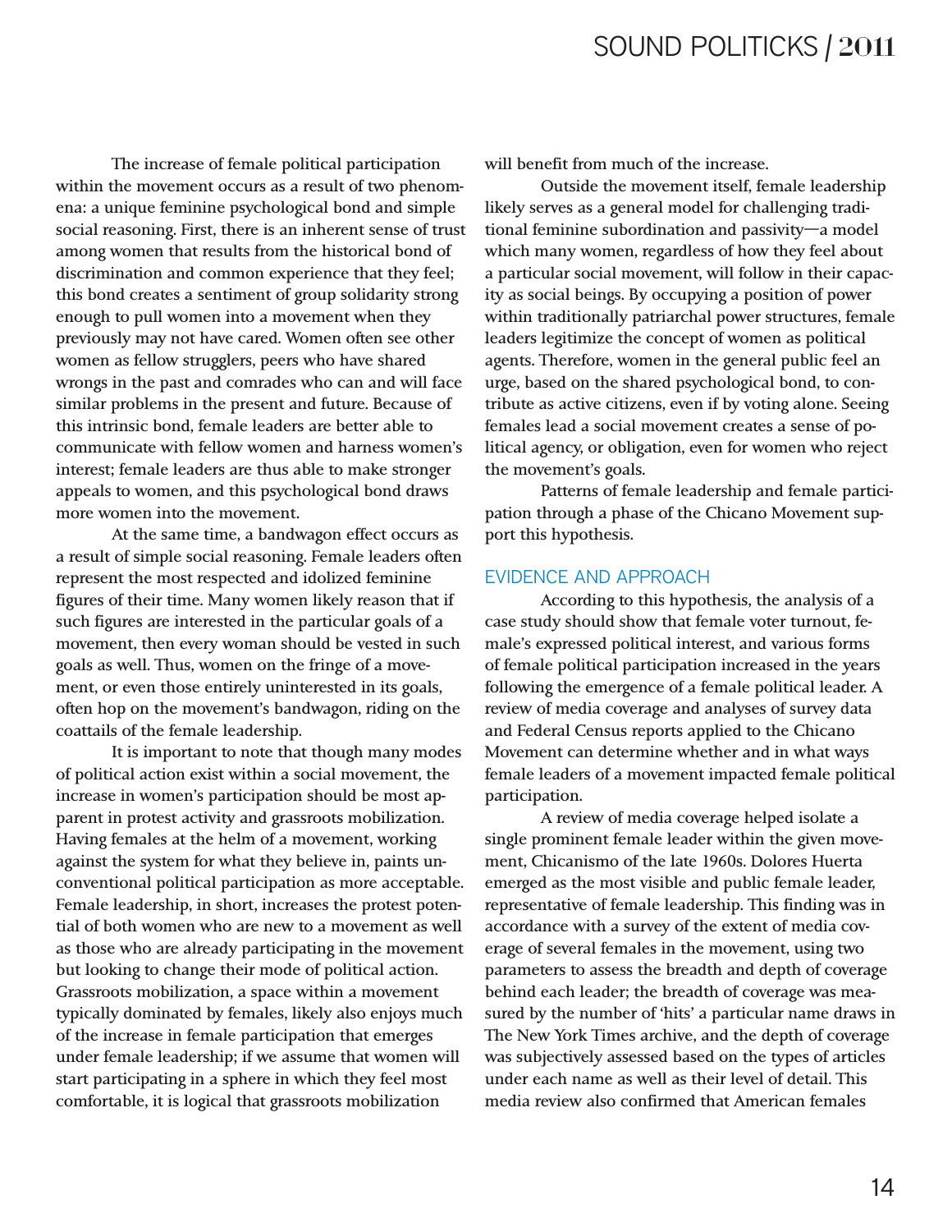The increase of female political participation within the movement occurs as a result of two phenomena: a unique feminine psychological bond and simple social reasoning. First, there is an inherent sense of trust among women that results from the historical bond of discrimination and common experience that they feel; this bond creates a sentiment of group solidarity strong enough to pull women into a movement when they previously may not have cared. Women often see other women as fellow strugglers, peers who have shared wrongs in the past and comrades who can and will face similar problems in the present and future. Because of this intrinsic bond, female leaders are better able to communicate with fellow women and harness women's interest; female leaders are thus able to make stronger appeals to women, and this psychological bond draws more women into the movement.

At the same time, a bandwagon effect occurs as a result of simple social reasoning. Female leaders often represent the most respected and idolized feminine figures of their time. Many women likely reason that if such figures are interested in the particular goals of a movement, then every woman should be vested in such goals as well. Thus, women on the fringe of a movement, or even those entirely uninterested in its goals, often hop on the movement's bandwagon, riding on the coattails of the female leadership.

It is important to note that though many modes of political action exist within a social movement, the increase in women's participation should be most apparent in protest activity and grassroots mobilization. Having females at the helm of a movement, working against the system for what they believe in, paints unconventional political participation as more acceptable. Female leadership, in short, increases the protest potential of both women who are new to a movement as well as those who are already participating in the movement but looking to change their mode of political action. Grassroots mobilization, a space within a movement typically dominated by females, likely also enjoys much of the increase in female participation that emerges under female leadership; if we assume that women will start participating in a sphere in which they feel most comfortable, it is logical that grassroots mobilization will benefit from much of the increase.

Outside the movement itself, female leadership likely serves as a general model for challenging traditional feminine subordination and passivity—a model which many women, regardless of how they feel about a particular social movement, will follow in their capacity as social beings. By occupying a position of power within traditionally patriarchal power structures, female leaders legitimize the concept of women as political agents. Therefore, women in the general public feel an urge, based on the shared psychological bond, to contribute as active citizens, even if by voting alone. Seeing females lead a social movement creates a sense of political agency, or obligation, even for women who reject the movement's goals.

Patterns of female leadership and female participation through a phase of the Chicano Movement support this hypothesis.

## EVIDENCE AND APPROACH

According to this hypothesis, the analysis of a case study should show that female voter turnout, female's expressed political interest, and various forms of female political participation increased in the years following the emergence of a female political leader. A review of media coverage and analyses of survey data and Federal Census reports applied to the Chicano Movement can determine whether and in what ways female leaders of a movement impacted female political participation.

A review of media coverage helped isolate a single prominent female leader within the given movement, Chicanismo of the late 1960s. Dolores Huerta emerged as the most visible and public female leader, representative of female leadership. This finding was in accordance with a survey of the extent of media coverage of several females in the movement, using two parameters to assess the breadth and depth of coverage behind each leader; the breadth of coverage was measured by the number of 'hits' a particular name draws in The New York Times archive, and the depth of coverage was subjectively assessed based on the types of articles under each name as well as their level of detail. This media review also confirmed that American females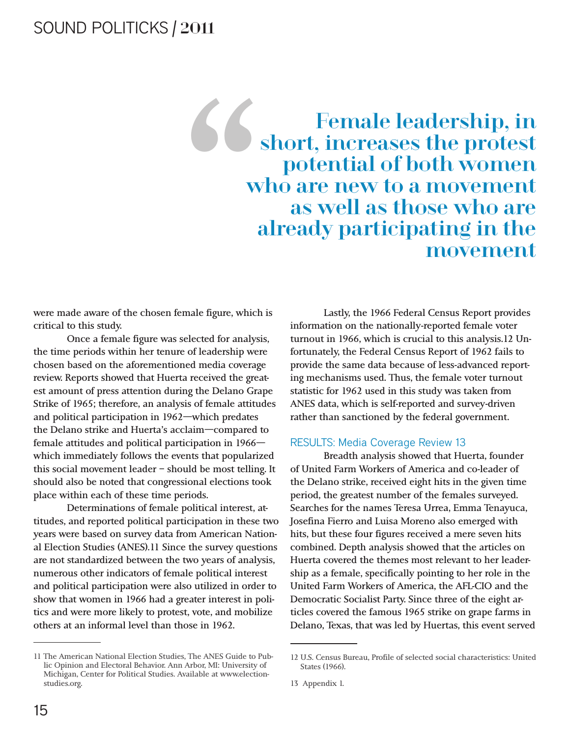> **Female leadership, in short, increases the protest potential of both women who are new to a movement as well as those who are already participating in the movement**

were made aware of the chosen female figure, which is critical to this study.

Once a female figure was selected for analysis, the time periods within her tenure of leadership were chosen based on the aforementioned media coverage review. Reports showed that Huerta received the greatest amount of press attention during the Delano Grape Strike of 1965; therefore, an analysis of female attitudes and political participation in 1962—which predates the Delano strike and Huerta's acclaim—compared to female attitudes and political participation in 1966—which immediately follows the events that popularized this social movement leader – should be most telling. It should also be noted that congressional elections took place within each of these time periods.

Determinations of female political interest, attitudes, and reported political participation in these two years were based on survey data from American National Election Studies (ANES).[11] Since the survey questions are not standardized between the two years of analysis, numerous other indicators of female political interest and political participation were also utilized in order to show that women in 1966 had a greater interest in politics and were more likely to protest, vote, and mobilize others at an informal level than those in 1962.

Lastly, the 1966 Federal Census Report provides information on the nationally-reported female voter turnout in 1966, which is crucial to this analysis.[12] Unfortunately, the Federal Census Report of 1962 fails to provide the same data because of less-advanced reporting mechanisms used. Thus, the female voter turnout statistic for 1962 used in this study was taken from ANES data, which is self-reported and survey-driven rather than sanctioned by the federal government.

## RESULTS: Media Coverage Review [13]

Breadth analysis showed that Huerta, founder of United Farm Workers of America and co-leader of the Delano strike, received eight hits in the given time period, the greatest number of the females surveyed. Searches for the names Teresa Urrea, Emma Tenayuca, Josefina Fierro and Luisa Moreno also emerged with hits, but these four figures received a mere seven hits combined. Depth analysis showed that the articles on Huerta covered the themes most relevant to her leadership as a female, specifically pointing to her role in the United Farm Workers of America, the AFL-CIO and the Democratic Socialist Party. Since three of the eight articles covered the famous 1965 strike on grape farms in Delano, Texas, that was led by Huertas, this event served

---

11 The American National Election Studies, The ANES Guide to Public Opinion and Electoral Behavior. Ann Arbor, MI: University of Michigan, Center for Political Studies. Available at www.electionstudies.org.

12 U.S. Census Bureau, Profile of selected social characteristics: United States (1966).

13 Appendix 1.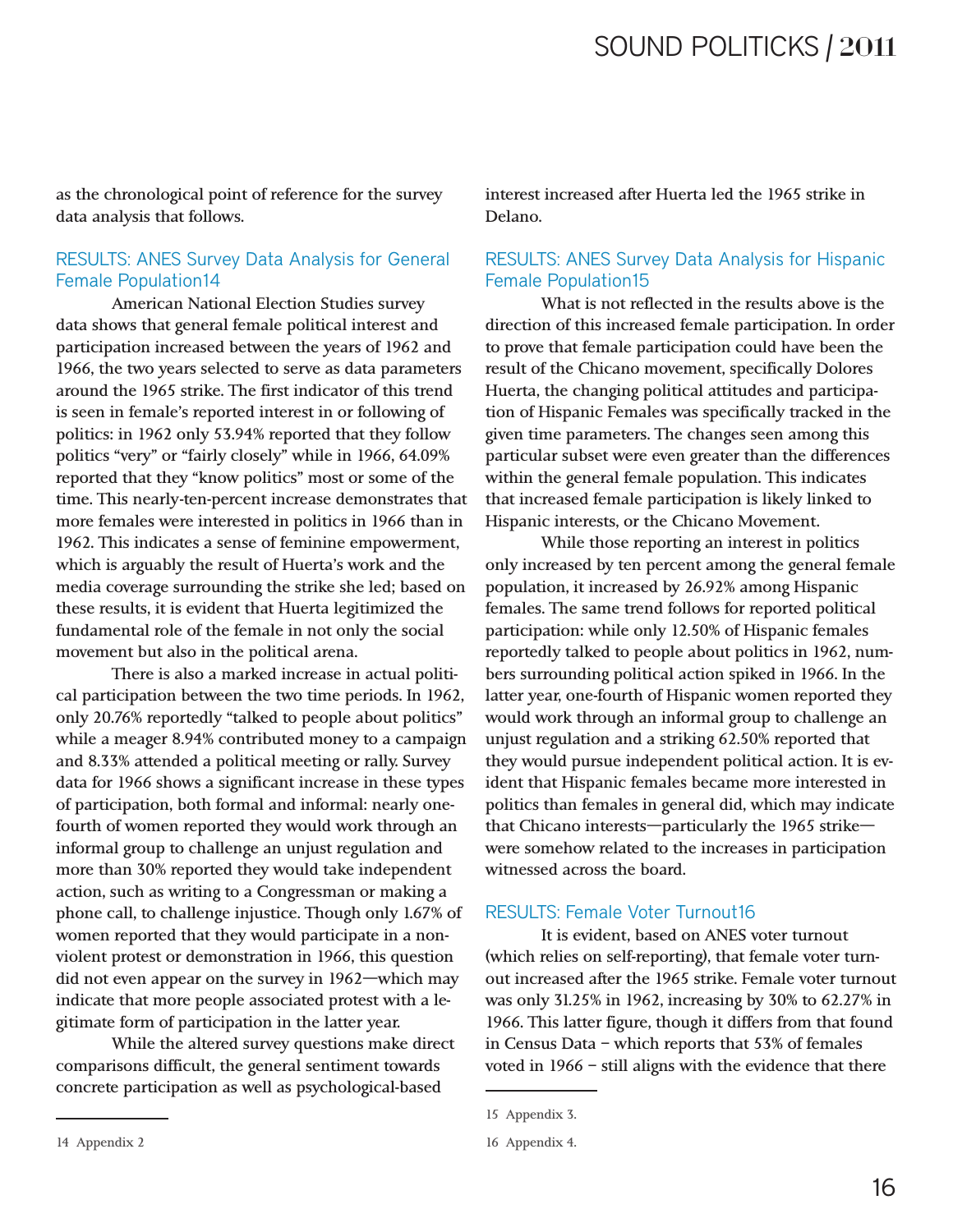as the chronological point of reference for the survey data analysis that follows.

## RESULTS: ANES Survey Data Analysis for General Female Population[14]

American National Election Studies survey data shows that general female political interest and participation increased between the years of 1962 and 1966, the two years selected to serve as data parameters around the 1965 strike. The first indicator of this trend is seen in female's reported interest in or following of politics: in 1962 only 53.94% reported that they follow politics "very" or "fairly closely" while in 1966, 64.09% reported that they "know politics" most or some of the time. This nearly-ten-percent increase demonstrates that more females were interested in politics in 1966 than in 1962. This indicates a sense of feminine empowerment, which is arguably the result of Huerta's work and the media coverage surrounding the strike she led; based on these results, it is evident that Huerta legitimized the fundamental role of the female in not only the social movement but also in the political arena.

There is also a marked increase in actual political participation between the two time periods. In 1962, only 20.76% reportedly "talked to people about politics" while a meager 8.94% contributed money to a campaign and 8.33% attended a political meeting or rally. Survey data for 1966 shows a significant increase in these types of participation, both formal and informal: nearly one-fourth of women reported they would work through an informal group to challenge an unjust regulation and more than 30% reported they would take independent action, such as writing to a Congressman or making a phone call, to challenge injustice. Though only 1.67% of women reported that they would participate in a non-violent protest or demonstration in 1966, this question did not even appear on the survey in 1962—which may indicate that more people associated protest with a legitimate form of participation in the latter year.

While the altered survey questions make direct comparisons difficult, the general sentiment towards concrete participation as well as psychological-based interest increased after Huerta led the 1965 strike in Delano.

## RESULTS: ANES Survey Data Analysis for Hispanic Female Population[15]

What is not reflected in the results above is the direction of this increased female participation. In order to prove that female participation could have been the result of the Chicano movement, specifically Dolores Huerta, the changing political attitudes and participation of Hispanic Females was specifically tracked in the given time parameters. The changes seen among this particular subset were even greater than the differences within the general female population. This indicates that increased female participation is likely linked to Hispanic interests, or the Chicano Movement.

While those reporting an interest in politics only increased by ten percent among the general female population, it increased by 26.92% among Hispanic females. The same trend follows for reported political participation: while only 12.50% of Hispanic females reportedly talked to people about politics in 1962, numbers surrounding political action spiked in 1966. In the latter year, one-fourth of Hispanic women reported they would work through an informal group to challenge an unjust regulation and a striking 62.50% reported that they would pursue independent political action. It is evident that Hispanic females became more interested in politics than females in general did, which may indicate that Chicano interests—particularly the 1965 strike—were somehow related to the increases in participation witnessed across the board.

## RESULTS: Female Voter Turnout[16]

It is evident, based on ANES voter turnout (which relies on self-reporting), that female voter turnout increased after the 1965 strike. Female voter turnout was only 31.25% in 1962, increasing by 30% to 62.27% in 1966. This latter figure, though it differs from that found in Census Data – which reports that 53% of females voted in 1966 – still aligns with the evidence that there

---

14 Appendix 2

15 Appendix 3.

16 Appendix 4.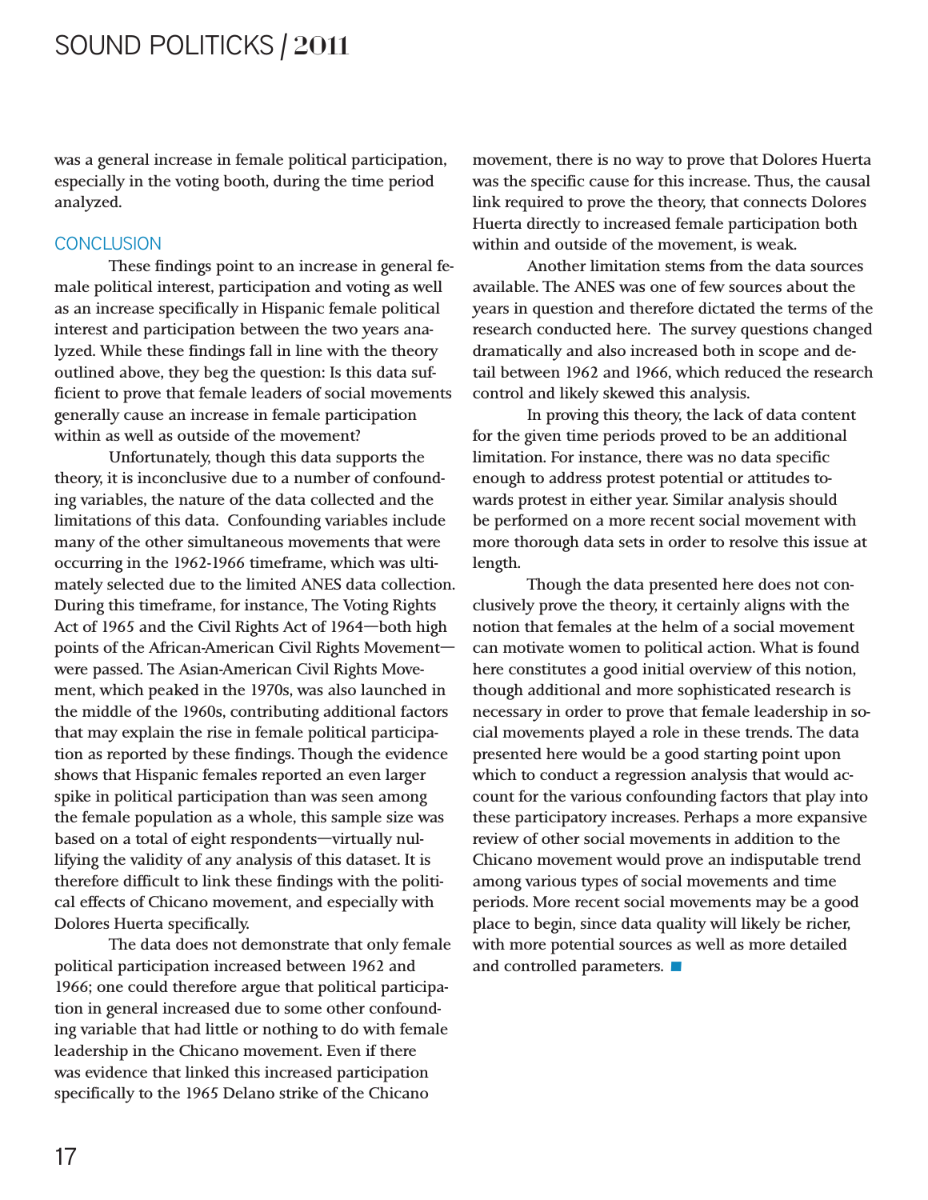was a general increase in female political participation, especially in the voting booth, during the time period analyzed.

## CONCLUSION

These findings point to an increase in general female political interest, participation and voting as well as an increase specifically in Hispanic female political interest and participation between the two years analyzed. While these findings fall in line with the theory outlined above, they beg the question: Is this data sufficient to prove that female leaders of social movements generally cause an increase in female participation within as well as outside of the movement?

Unfortunately, though this data supports the theory, it is inconclusive due to a number of confounding variables, the nature of the data collected and the limitations of this data. Confounding variables include many of the other simultaneous movements that were occurring in the 1962-1966 timeframe, which was ultimately selected due to the limited ANES data collection. During this timeframe, for instance, The Voting Rights Act of 1965 and the Civil Rights Act of 1964—both high points of the African-American Civil Rights Movement—were passed. The Asian-American Civil Rights Movement, which peaked in the 1970s, was also launched in the middle of the 1960s, contributing additional factors that may explain the rise in female political participation as reported by these findings. Though the evidence shows that Hispanic females reported an even larger spike in political participation than was seen among the female population as a whole, this sample size was based on a total of eight respondents—virtually nullifying the validity of any analysis of this dataset. It is therefore difficult to link these findings with the political effects of Chicano movement, and especially with Dolores Huerta specifically.

The data does not demonstrate that only female political participation increased between 1962 and 1966; one could therefore argue that political participation in general increased due to some other confounding variable that had little or nothing to do with female leadership in the Chicano movement. Even if there was evidence that linked this increased participation specifically to the 1965 Delano strike of the Chicano movement, there is no way to prove that Dolores Huerta was the specific cause for this increase. Thus, the causal link required to prove the theory, that connects Dolores Huerta directly to increased female participation both within and outside of the movement, is weak.

Another limitation stems from the data sources available. The ANES was one of few sources about the years in question and therefore dictated the terms of the research conducted here. The survey questions changed dramatically and also increased both in scope and detail between 1962 and 1966, which reduced the research control and likely skewed this analysis.

In proving this theory, the lack of data content for the given time periods proved to be an additional limitation. For instance, there was no data specific enough to address protest potential or attitudes towards protest in either year. Similar analysis should be performed on a more recent social movement with more thorough data sets in order to resolve this issue at length.

Though the data presented here does not conclusively prove the theory, it certainly aligns with the notion that females at the helm of a social movement can motivate women to political action. What is found here constitutes a good initial overview of this notion, though additional and more sophisticated research is necessary in order to prove that female leadership in social movements played a role in these trends. The data presented here would be a good starting point upon which to conduct a regression analysis that would account for the various confounding factors that play into these participatory increases. Perhaps a more expansive review of other social movements in addition to the Chicano movement would prove an indisputable trend among various types of social movements and time periods. More recent social movements may be a good place to begin, since data quality will likely be richer, with more potential sources as well as more detailed and controlled parameters. ■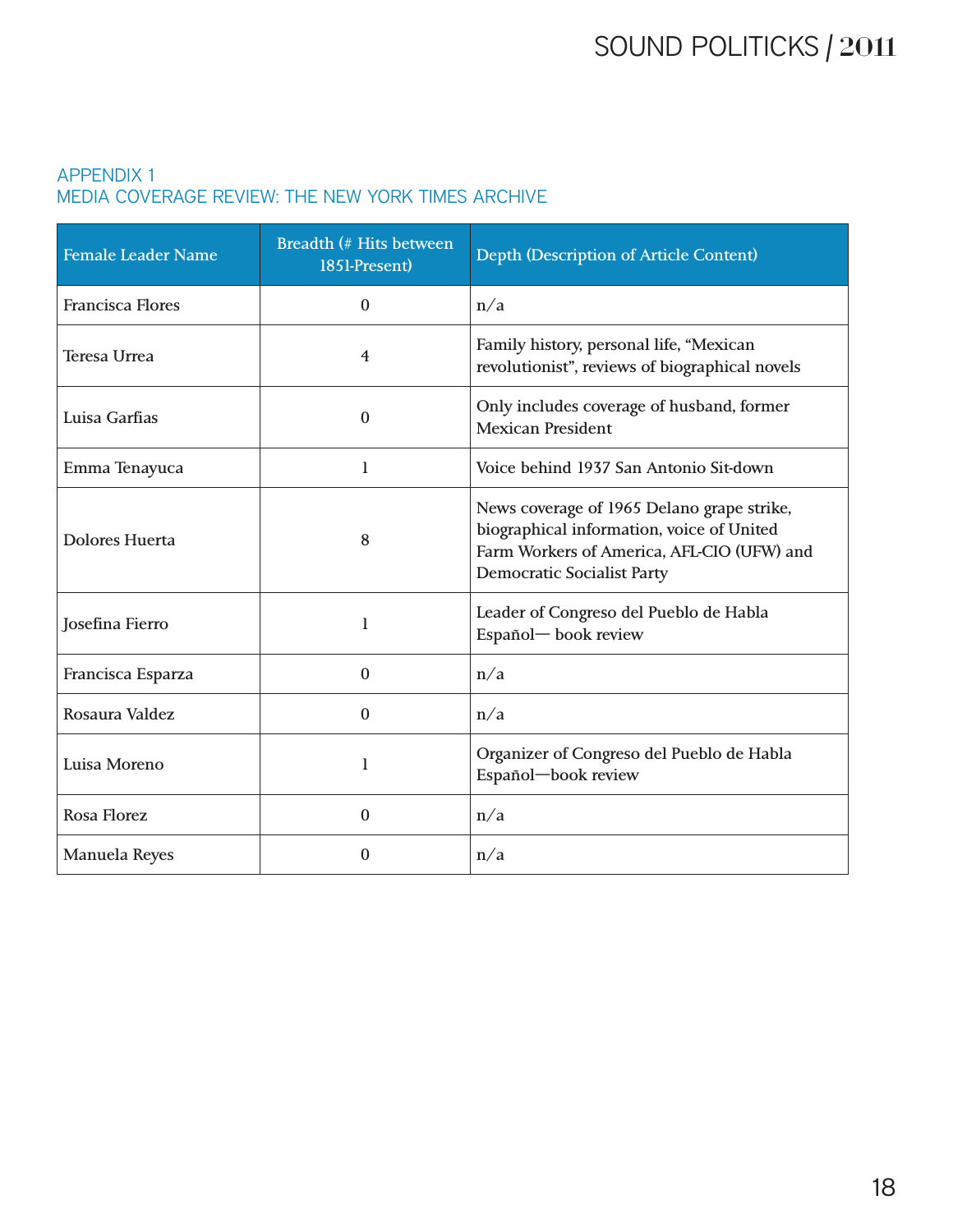## APPENDIX 1
## MEDIA COVERAGE REVIEW: THE NEW YORK TIMES ARCHIVE

| Female Leader Name | Breadth (# Hits between 1851-Present) | Depth (Description of Article Content) |
|---|---|---|
| Francisca Flores | 0 | n/a |
| Teresa Urrea | 4 | Family history, personal life, "Mexican revolutionist", reviews of biographical novels |
| Luisa Garfias | 0 | Only includes coverage of husband, former Mexican President |
| Emma Tenayuca | 1 | Voice behind 1937 San Antonio Sit-down |
| Dolores Huerta | 8 | News coverage of 1965 Delano grape strike, biographical information, voice of United Farm Workers of America, AFL-CIO (UFW) and Democratic Socialist Party |
| Josefina Fierro | 1 | Leader of Congreso del Pueblo de Habla Español— book review |
| Francisca Esparza | 0 | n/a |
| Rosaura Valdez | 0 | n/a |
| Luisa Moreno | 1 | Organizer of Congreso del Pueblo de Habla Español—book review |
| Rosa Florez | 0 | n/a |
| Manuela Reyes | 0 | n/a |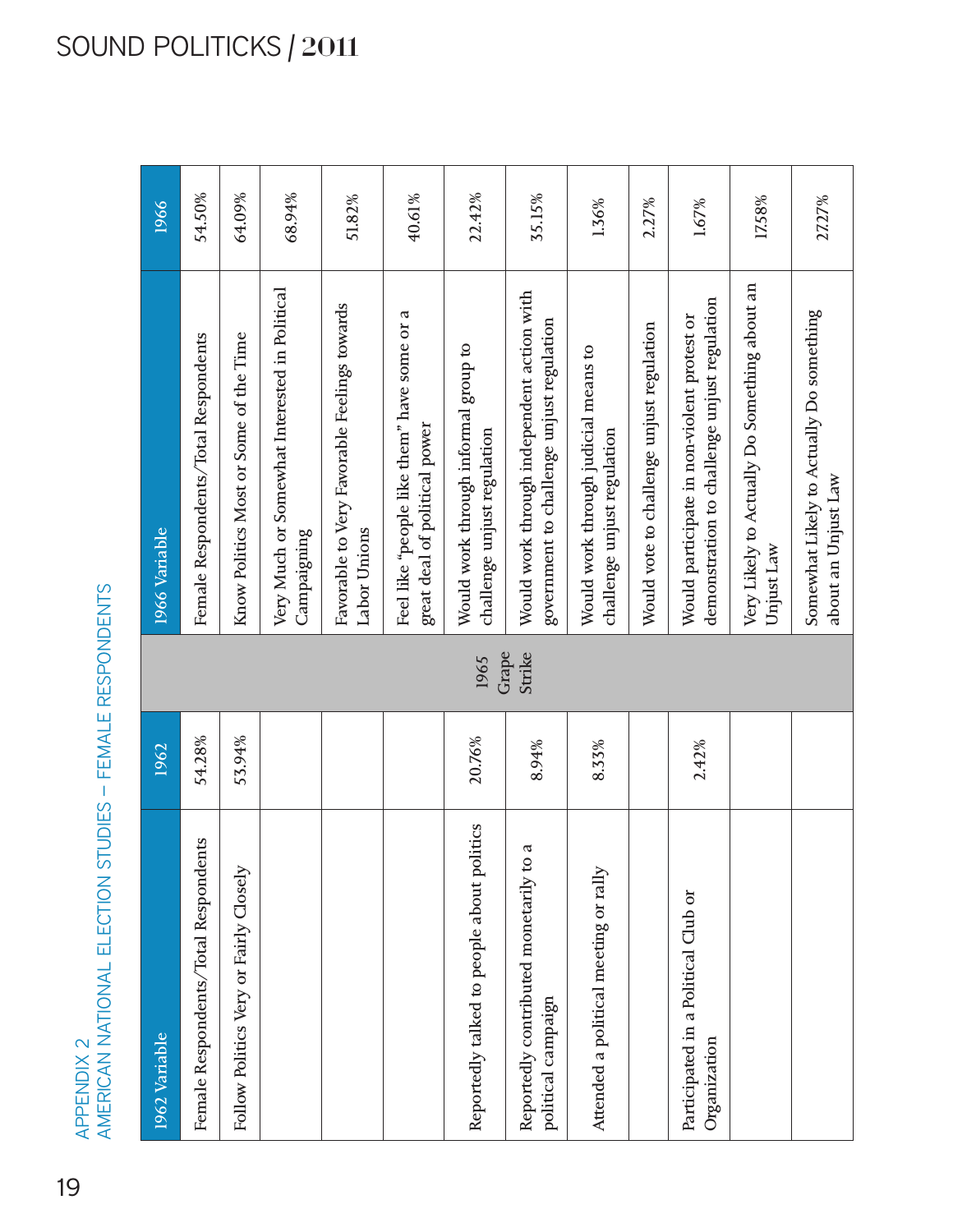## APPENDIX 2
## AMERICAN NATIONAL ELECTION STUDIES – FEMALE RESPONDENTS

| 1962 Variable | 1962 | | 1966 Variable | 1966 |
|---|---|---|---|---|
| Female Respondents/Total Respondents | 54.28% | | Female Respondents/Total Respondents | 54.50% |
| Follow Politics Very or Fairly Closely | 53.94% | | Know Politics Most or Some of the Time | 64.09% |
| | | | Very Much or Somewhat Interested in Political Campaigning | 68.94% |
| | | | Favorable to Very Favorable Feelings towards Labor Unions | 51.82% |
| | | | Feel like "people like them" have some or a great deal of political power | 40.61% |
| Reportedly talked to people about politics | 20.76% | 1965 Grape Strike | Would work through informal group to challenge unjust regulation | 22.42% |
| Reportedly contributed monetarily to a political campaign | 8.94% | | Would work through independent action with government to challenge unjust regulation | 35.15% |
| Attended a political meeting or rally | 8.33% | | Would work through judicial means to challenge unjust regulation | 1.36% |
| | | | Would vote to challenge unjust regulation | 2.27% |
| Participated in a Political Club or Organization | 2.42% | | Would participate in non-violent protest or demonstration to challenge unjust regulation | 1.67% |
| | | | Very Likely to Actually Do Something about an Unjust Law | 17.58% |
| | | | Somewhat Likely to Actually Do something about an Unjust Law | 27.27% |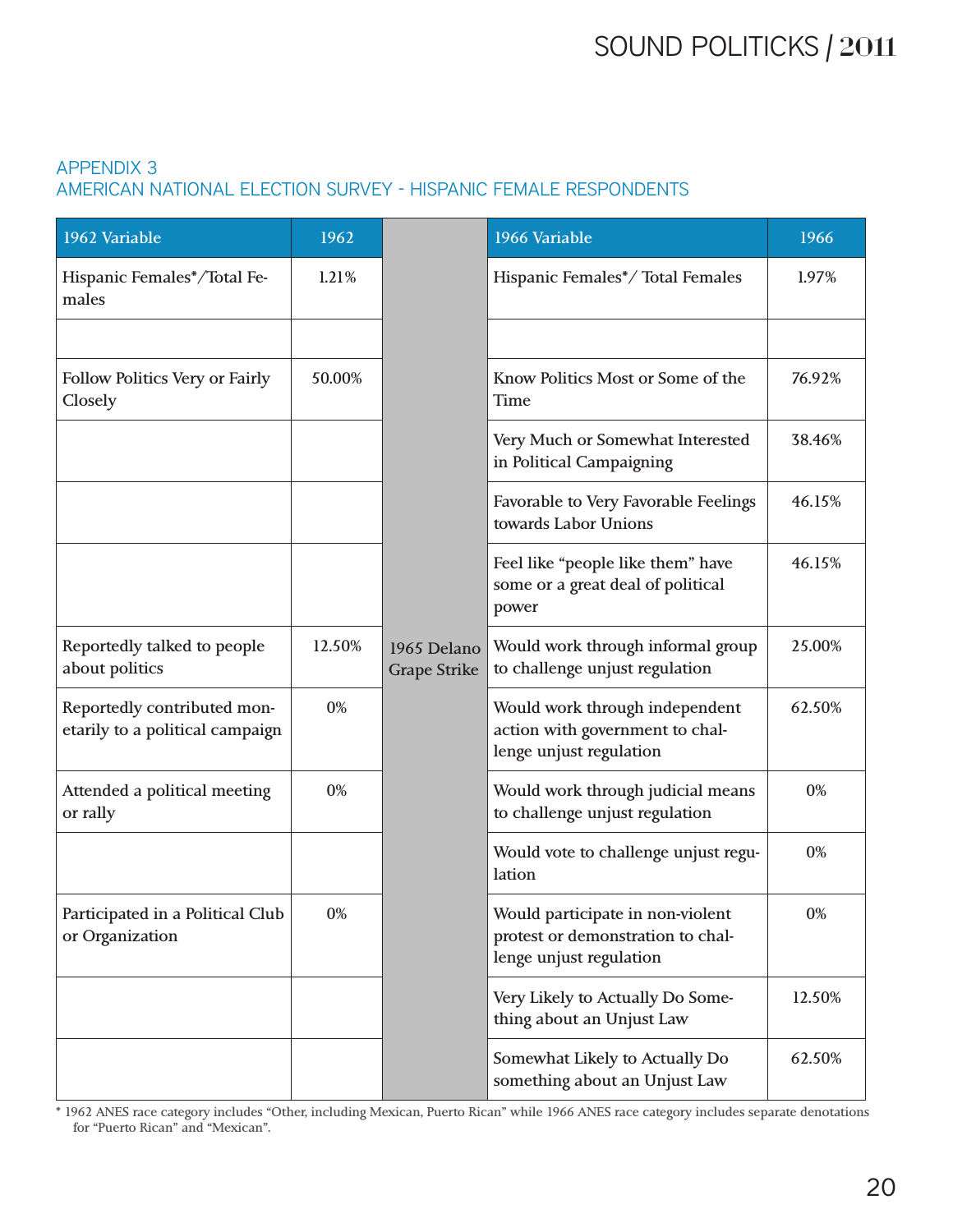## APPENDIX 3
## AMERICAN NATIONAL ELECTION SURVEY - HISPANIC FEMALE RESPONDENTS

| 1962 Variable | 1962 | | 1966 Variable | 1966 |
|---|---|---|---|---|
| Hispanic Females*/Total Females | 1.21% | | Hispanic Females*/ Total Females | 1.97% |
| | | | | |
| Follow Politics Very or Fairly Closely | 50.00% | | Know Politics Most or Some of the Time | 76.92% |
| | | | Very Much or Somewhat Interested in Political Campaigning | 38.46% |
| | | | Favorable to Very Favorable Feelings towards Labor Unions | 46.15% |
| | | | Feel like "people like them" have some or a great deal of political power | 46.15% |
| Reportedly talked to people about politics | 12.50% | 1965 Delano Grape Strike | Would work through informal group to challenge unjust regulation | 25.00% |
| Reportedly contributed monetarily to a political campaign | 0% | | Would work through independent action with government to challenge unjust regulation | 62.50% |
| Attended a political meeting or rally | 0% | | Would work through judicial means to challenge unjust regulation | 0% |
| | | | Would vote to challenge unjust regulation | 0% |
| Participated in a Political Club or Organization | 0% | | Would participate in non-violent protest or demonstration to challenge unjust regulation | 0% |
| | | | Very Likely to Actually Do Something about an Unjust Law | 12.50% |
| | | | Somewhat Likely to Actually Do something about an Unjust Law | 62.50% |

* 1962 ANES race category includes "Other, including Mexican, Puerto Rican" while 1966 ANES race category includes separate denotations for "Puerto Rican" and "Mexican".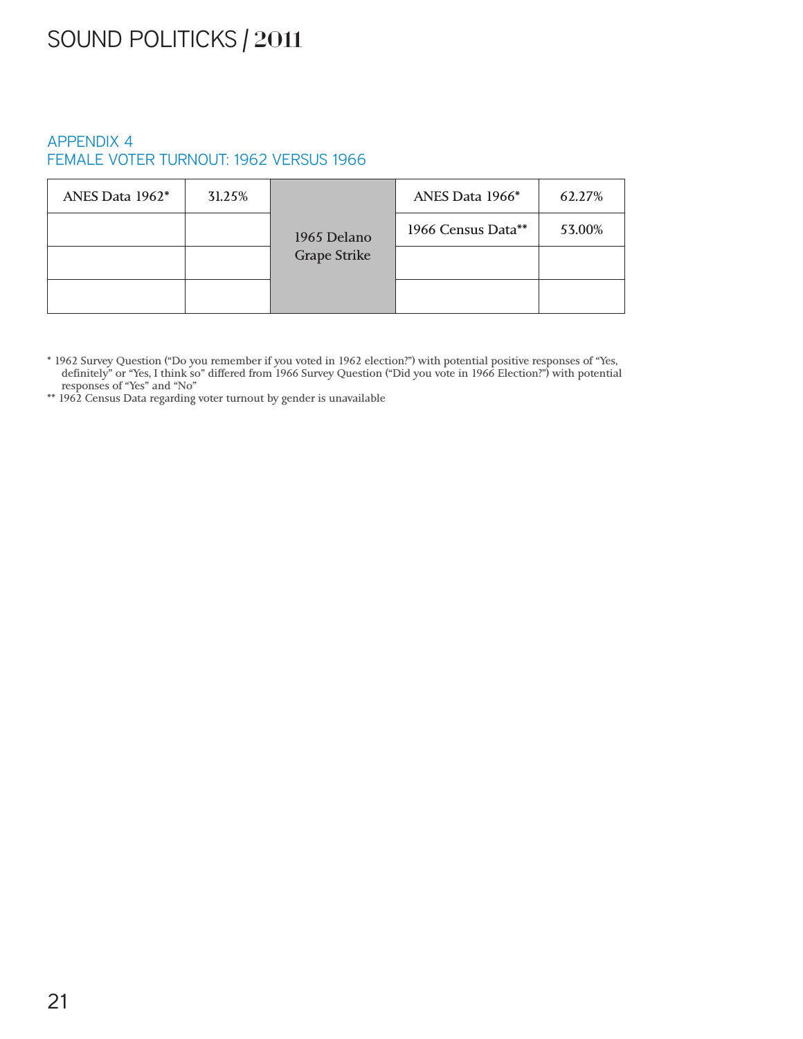## APPENDIX 4
## FEMALE VOTER TURNOUT: 1962 VERSUS 1966

| | | | | |
|---|---|---|---|---|
| ANES Data 1962* | 31.25% | 1965 Delano Grape Strike | ANES Data 1966* | 62.27% |
| | | | 1966 Census Data** | 53.00% |
| | | | | |
| | | | | |

* 1962 Survey Question ("Do you remember if you voted in 1962 election?") with potential positive responses of "Yes, definitely" or "Yes, I think so" differed from 1966 Survey Question ("Did you vote in 1966 Election?") with potential responses of "Yes" and "No"

** 1962 Census Data regarding voter turnout by gender is unavailable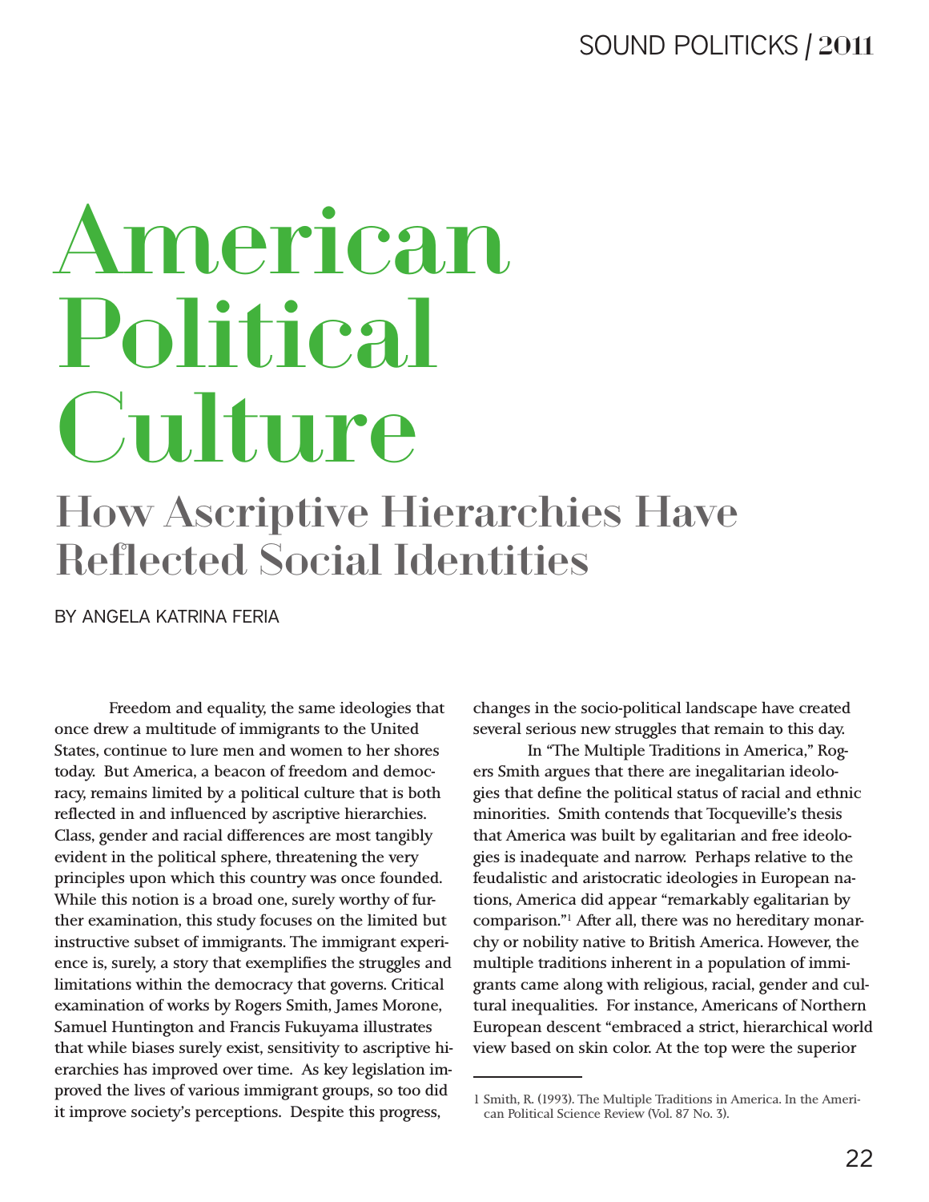# American Political Culture

## How Ascriptive Hierarchies Have Reflected Social Identities

BY ANGELA KATRINA FERIA

Freedom and equality, the same ideologies that once drew a multitude of immigrants to the United States, continue to lure men and women to her shores today. But America, a beacon of freedom and democracy, remains limited by a political culture that is both reflected in and influenced by ascriptive hierarchies. Class, gender and racial differences are most tangibly evident in the political sphere, threatening the very principles upon which this country was once founded. While this notion is a broad one, surely worthy of further examination, this study focuses on the limited but instructive subset of immigrants. The immigrant experience is, surely, a story that exemplifies the struggles and limitations within the democracy that governs. Critical examination of works by Rogers Smith, James Morone, Samuel Huntington and Francis Fukuyama illustrates that while biases surely exist, sensitivity to ascriptive hierarchies has improved over time. As key legislation improved the lives of various immigrant groups, so too did it improve society's perceptions. Despite this progress, changes in the socio-political landscape have created several serious new struggles that remain to this day.

In "The Multiple Traditions in America," Rogers Smith argues that there are inegalitarian ideologies that define the political status of racial and ethnic minorities. Smith contends that Tocqueville's thesis that America was built by egalitarian and free ideologies is inadequate and narrow. Perhaps relative to the feudalistic and aristocratic ideologies in European nations, America did appear "remarkably egalitarian by comparison."[1] After all, there was no hereditary monarchy or nobility native to British America. However, the multiple traditions inherent in a population of immigrants came along with religious, racial, gender and cultural inequalities. For instance, Americans of Northern European descent "embraced a strict, hierarchical world view based on skin color. At the top were the superior

1 Smith, R. (1993). The Multiple Traditions in America. In the American Political Science Review (Vol. 87 No. 3).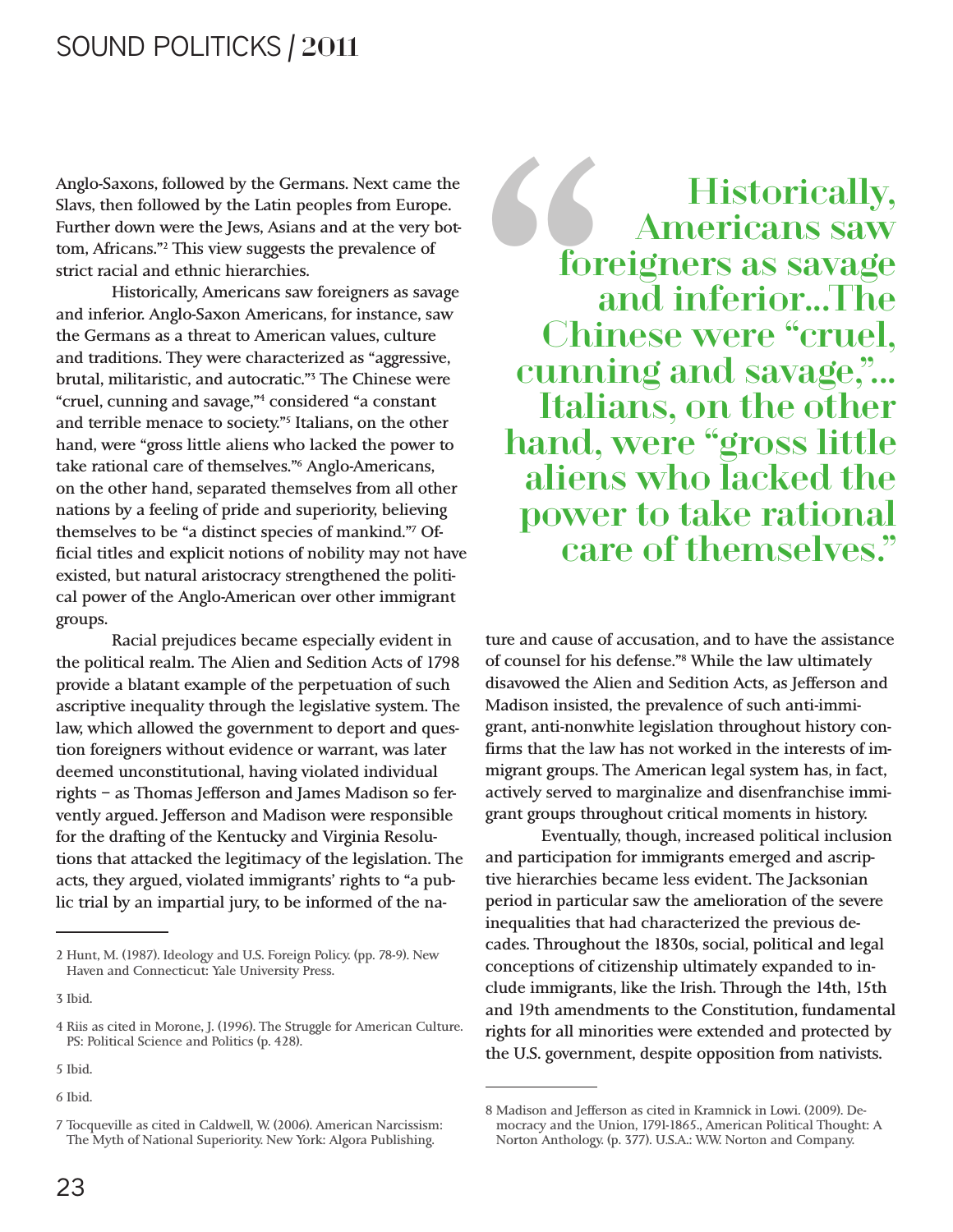Anglo-Saxons, followed by the Germans. Next came the Slavs, then followed by the Latin peoples from Europe. Further down were the Jews, Asians and at the very bottom, Africans."[2] This view suggests the prevalence of strict racial and ethnic hierarchies.

Historically, Americans saw foreigners as savage and inferior. Anglo-Saxon Americans, for instance, saw the Germans as a threat to American values, culture and traditions. They were characterized as "aggressive, brutal, militaristic, and autocratic."[3] The Chinese were "cruel, cunning and savage,"[4] considered "a constant and terrible menace to society."[5] Italians, on the other hand, were "gross little aliens who lacked the power to take rational care of themselves."[6] Anglo-Americans, on the other hand, separated themselves from all other nations by a feeling of pride and superiority, believing themselves to be "a distinct species of mankind."[7] Official titles and explicit notions of nobility may not have existed, but natural aristocracy strengthened the political power of the Anglo-American over other immigrant groups.

Racial prejudices became especially evident in the political realm. The Alien and Sedition Acts of 1798 provide a blatant example of the perpetuation of such ascriptive inequality through the legislative system. The law, which allowed the government to deport and question foreigners without evidence or warrant, was later deemed unconstitutional, having violated individual rights – as Thomas Jefferson and James Madison so fervently argued. Jefferson and Madison were responsible for the drafting of the Kentucky and Virginia Resolutions that attacked the legitimacy of the legislation. The acts, they argued, violated immigrants' rights to "a public trial by an impartial jury, to be informed of the nature and cause of accusation, and to have the assistance of counsel for his defense."[8] While the law ultimately disavowed the Alien and Sedition Acts, as Jefferson and Madison insisted, the prevalence of such anti-immigrant, anti-nonwhite legislation throughout history confirms that the law has not worked in the interests of immigrant groups. The American legal system has, in fact, actively served to marginalize and disenfranchise immigrant groups throughout critical moments in history.

> **"Historically, Americans saw foreigners as savage and inferior...The Chinese were "cruel, cunning and savage,"... Italians, on the other hand, were "gross little aliens who lacked the power to take rational care of themselves."**

Eventually, though, increased political inclusion and participation for immigrants emerged and ascriptive hierarchies became less evident. The Jacksonian period in particular saw the amelioration of the severe inequalities that had characterized the previous decades. Throughout the 1830s, social, political and legal conceptions of citizenship ultimately expanded to include immigrants, like the Irish. Through the 14th, 15th and 19th amendments to the Constitution, fundamental rights for all minorities were extended and protected by the U.S. government, despite opposition from nativists.

---

2 Hunt, M. (1987). Ideology and U.S. Foreign Policy. (pp. 78-9). New Haven and Connecticut: Yale University Press.

3 Ibid.

4 Riis as cited in Morone, J. (1996). The Struggle for American Culture. PS: Political Science and Politics (p. 428).

5 Ibid.

6 Ibid.

7 Tocqueville as cited in Caldwell, W. (2006). American Narcissism: The Myth of National Superiority. New York: Algora Publishing.

8 Madison and Jefferson as cited in Kramnick in Lowi. (2009). Democracy and the Union, 1791-1865., American Political Thought: A Norton Anthology. (p. 377). U.S.A.: W.W. Norton and Company.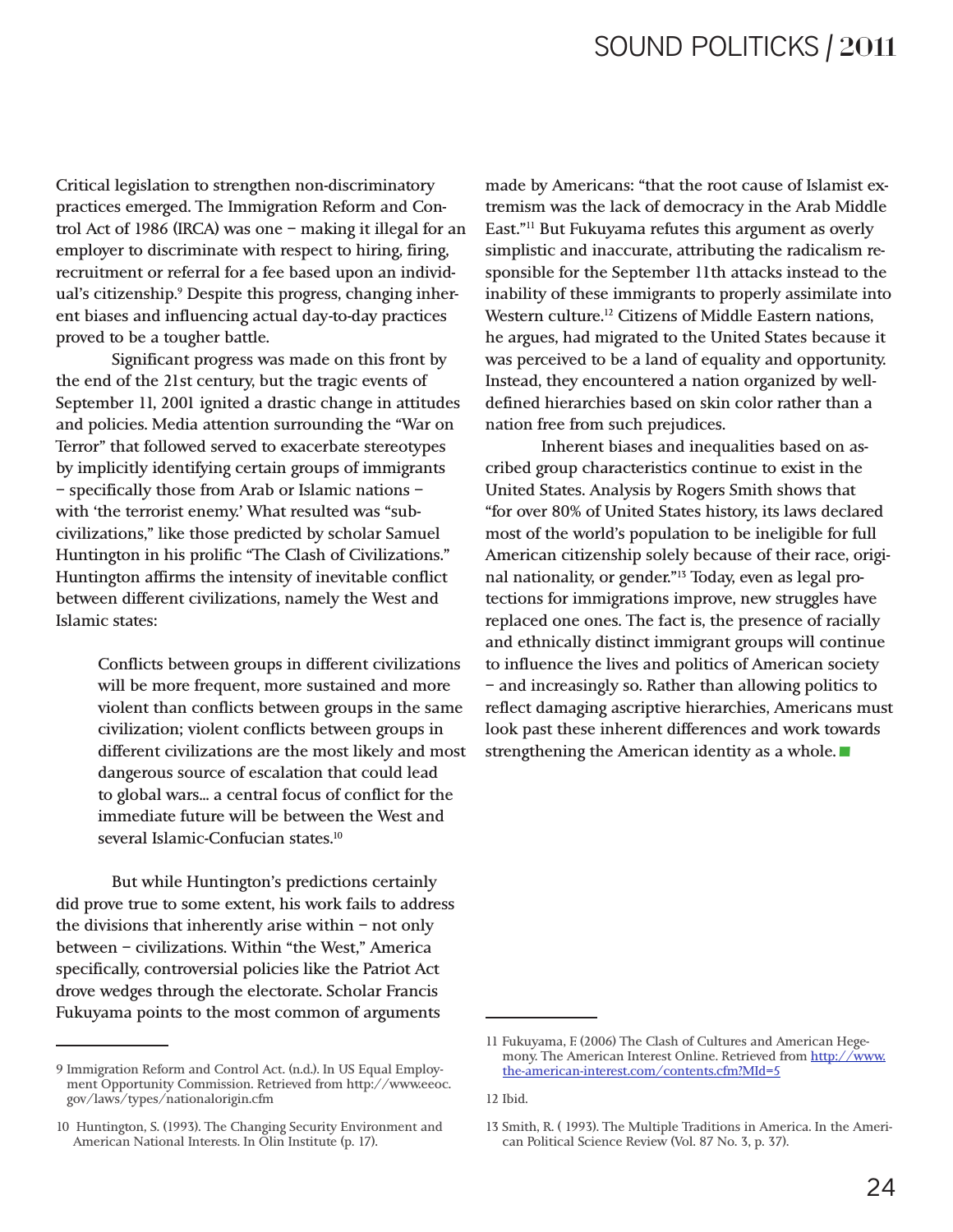Critical legislation to strengthen non-discriminatory practices emerged. The Immigration Reform and Control Act of 1986 (IRCA) was one – making it illegal for an employer to discriminate with respect to hiring, firing, recruitment or referral for a fee based upon an individual's citizenship.[9] Despite this progress, changing inherent biases and influencing actual day-to-day practices proved to be a tougher battle.

Significant progress was made on this front by the end of the 21st century, but the tragic events of September 11, 2001 ignited a drastic change in attitudes and policies. Media attention surrounding the "War on Terror" that followed served to exacerbate stereotypes by implicitly identifying certain groups of immigrants – specifically those from Arab or Islamic nations – with 'the terrorist enemy.' What resulted was "sub-civilizations," like those predicted by scholar Samuel Huntington in his prolific "The Clash of Civilizations." Huntington affirms the intensity of inevitable conflict between different civilizations, namely the West and Islamic states:

> Conflicts between groups in different civilizations will be more frequent, more sustained and more violent than conflicts between groups in the same civilization; violent conflicts between groups in different civilizations are the most likely and most dangerous source of escalation that could lead to global wars... a central focus of conflict for the immediate future will be between the West and several Islamic-Confucian states.[10]

But while Huntington's predictions certainly did prove true to some extent, his work fails to address the divisions that inherently arise within – not only between – civilizations. Within "the West," America specifically, controversial policies like the Patriot Act drove wedges through the electorate. Scholar Francis Fukuyama points to the most common of arguments made by Americans: "that the root cause of Islamist extremism was the lack of democracy in the Arab Middle East."[11] But Fukuyama refutes this argument as overly simplistic and inaccurate, attributing the radicalism responsible for the September 11th attacks instead to the inability of these immigrants to properly assimilate into Western culture.[12] Citizens of Middle Eastern nations, he argues, had migrated to the United States because it was perceived to be a land of equality and opportunity. Instead, they encountered a nation organized by well-defined hierarchies based on skin color rather than a nation free from such prejudices.

Inherent biases and inequalities based on ascribed group characteristics continue to exist in the United States. Analysis by Rogers Smith shows that "for over 80% of United States history, its laws declared most of the world's population to be ineligible for full American citizenship solely because of their race, original nationality, or gender."[13] Today, even as legal protections for immigrations improve, new struggles have replaced one ones. The fact is, the presence of racially and ethnically distinct immigrant groups will continue to influence the lives and politics of American society – and increasingly so. Rather than allowing politics to reflect damaging ascriptive hierarchies, Americans must look past these inherent differences and work towards strengthening the American identity as a whole.

---

9 Immigration Reform and Control Act. (n.d.). In US Equal Employment Opportunity Commission. Retrieved from http://www.eeoc.gov/laws/types/nationalorigin.cfm

10 Huntington, S. (1993). The Changing Security Environment and American National Interests. In Olin Institute (p. 17).

11 Fukuyama, F (2006) The Clash of Cultures and American Hegemony. The American Interest Online. Retrieved from http://www.the-american-interest.com/contents.cfm?MId=5

12 Ibid.

13 Smith, R. ( 1993). The Multiple Traditions in America. In the American Political Science Review (Vol. 87 No. 3, p. 37).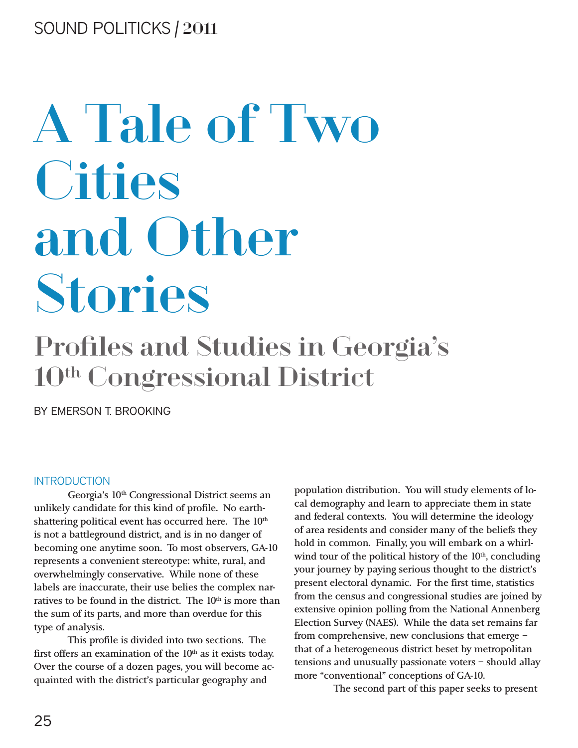# A Tale of Two Cities and Other Stories

## Profiles and Studies in Georgia's 10th Congressional District

BY EMERSON T. BROOKING

### INTRODUCTION

Georgia's 10th Congressional District seems an unlikely candidate for this kind of profile. No earth-shattering political event has occurred here. The 10th is not a battleground district, and is in no danger of becoming one anytime soon. To most observers, GA-10 represents a convenient stereotype: white, rural, and overwhelmingly conservative. While none of these labels are inaccurate, their use belies the complex narratives to be found in the district. The 10th is more than the sum of its parts, and more than overdue for this type of analysis.

This profile is divided into two sections. The first offers an examination of the 10th as it exists today. Over the course of a dozen pages, you will become acquainted with the district's particular geography and population distribution. You will study elements of local demography and learn to appreciate them in state and federal contexts. You will determine the ideology of area residents and consider many of the beliefs they hold in common. Finally, you will embark on a whirlwind tour of the political history of the 10th, concluding your journey by paying serious thought to the district's present electoral dynamic. For the first time, statistics from the census and congressional studies are joined by extensive opinion polling from the National Annenberg Election Survey (NAES). While the data set remains far from comprehensive, new conclusions that emerge – that of a heterogeneous district beset by metropolitan tensions and unusually passionate voters – should allay more "conventional" conceptions of GA-10.

The second part of this paper seeks to present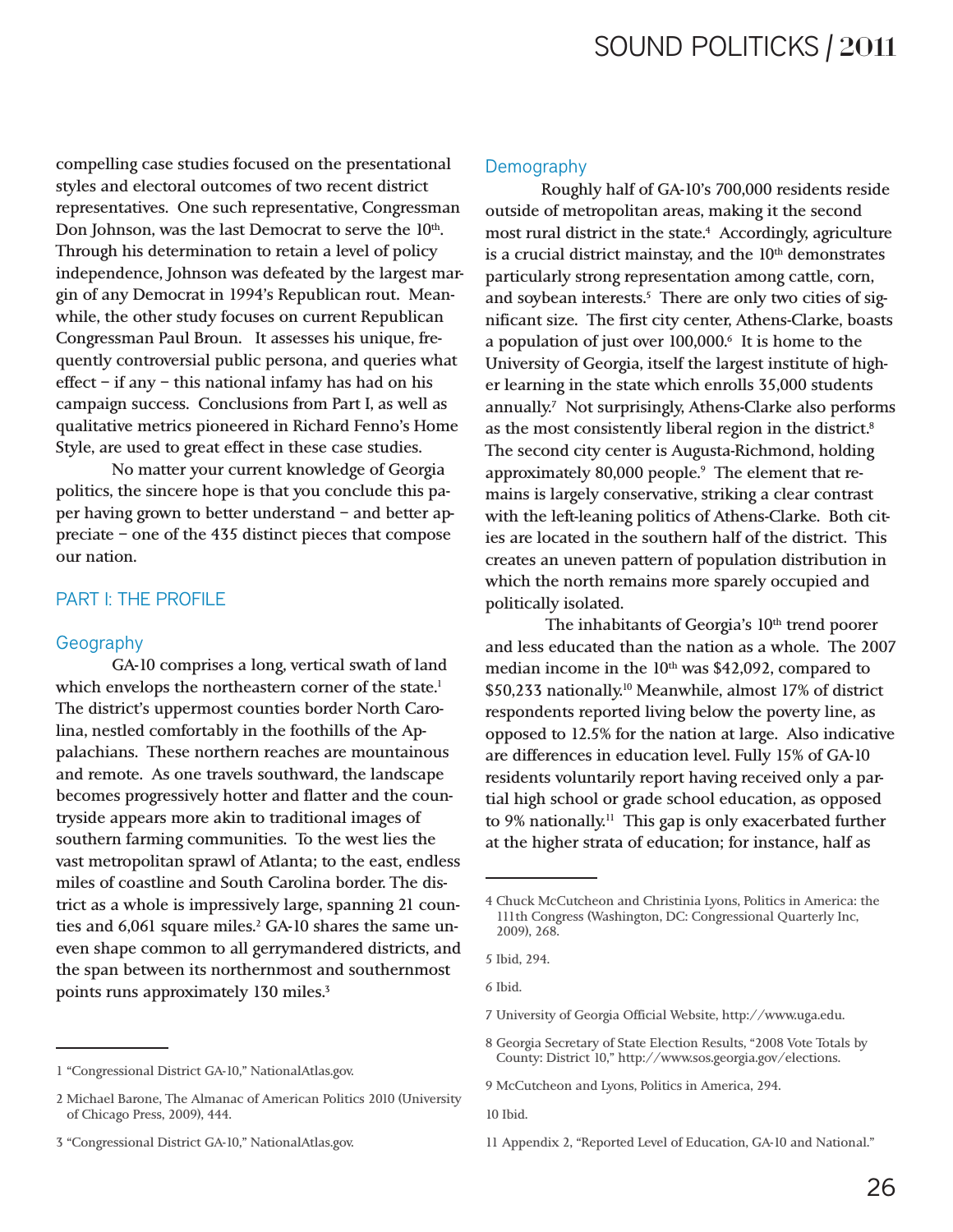compelling case studies focused on the presentational styles and electoral outcomes of two recent district representatives. One such representative, Congressman Don Johnson, was the last Democrat to serve the 10th. Through his determination to retain a level of policy independence, Johnson was defeated by the largest margin of any Democrat in 1994's Republican rout. Meanwhile, the other study focuses on current Republican Congressman Paul Broun. It assesses his unique, frequently controversial public persona, and queries what effect – if any – this national infamy has had on his campaign success. Conclusions from Part I, as well as qualitative metrics pioneered in Richard Fenno's Home Style, are used to great effect in these case studies.

No matter your current knowledge of Georgia politics, the sincere hope is that you conclude this paper having grown to better understand – and better appreciate – one of the 435 distinct pieces that compose our nation.

## PART I: THE PROFILE

### Geography

GA-10 comprises a long, vertical swath of land which envelops the northeastern corner of the state.[1] The district's uppermost counties border North Carolina, nestled comfortably in the foothills of the Appalachians. These northern reaches are mountainous and remote. As one travels southward, the landscape becomes progressively hotter and flatter and the countryside appears more akin to traditional images of southern farming communities. To the west lies the vast metropolitan sprawl of Atlanta; to the east, endless miles of coastline and South Carolina border. The district as a whole is impressively large, spanning 21 counties and 6,061 square miles.[2] GA-10 shares the same uneven shape common to all gerrymandered districts, and the span between its northernmost and southernmost points runs approximately 130 miles.[3]

### Demography

Roughly half of GA-10's 700,000 residents reside outside of metropolitan areas, making it the second most rural district in the state.[4] Accordingly, agriculture is a crucial district mainstay, and the 10th demonstrates particularly strong representation among cattle, corn, and soybean interests.[5] There are only two cities of significant size. The first city center, Athens-Clarke, boasts a population of just over 100,000.[6] It is home to the University of Georgia, itself the largest institute of higher learning in the state which enrolls 35,000 students annually.[7] Not surprisingly, Athens-Clarke also performs as the most consistently liberal region in the district.[8] The second city center is Augusta-Richmond, holding approximately 80,000 people.[9] The element that remains is largely conservative, striking a clear contrast with the left-leaning politics of Athens-Clarke. Both cities are located in the southern half of the district. This creates an uneven pattern of population distribution in which the north remains more sparely occupied and politically isolated.

The inhabitants of Georgia's 10th trend poorer and less educated than the nation as a whole. The 2007 median income in the 10th was $42,092, compared to $50,233 nationally.[10] Meanwhile, almost 17% of district respondents reported living below the poverty line, as opposed to 12.5% for the nation at large. Also indicative are differences in education level. Fully 15% of GA-10 residents voluntarily report having received only a partial high school or grade school education, as opposed to 9% nationally.[11] This gap is only exacerbated further at the higher strata of education; for instance, half as

---

1 "Congressional District GA-10," NationalAtlas.gov.

2 Michael Barone, The Almanac of American Politics 2010 (University of Chicago Press, 2009), 444.

3 "Congressional District GA-10," NationalAtlas.gov.

4 Chuck McCutcheon and Christinia Lyons, Politics in America: the 111th Congress (Washington, DC: Congressional Quarterly Inc, 2009), 268.

5 Ibid, 294.

6 Ibid.

7 University of Georgia Official Website, http://www.uga.edu.

8 Georgia Secretary of State Election Results, "2008 Vote Totals by County: District 10," http://www.sos.georgia.gov/elections.

9 McCutcheon and Lyons, Politics in America, 294.

10 Ibid.

11 Appendix 2, "Reported Level of Education, GA-10 and National."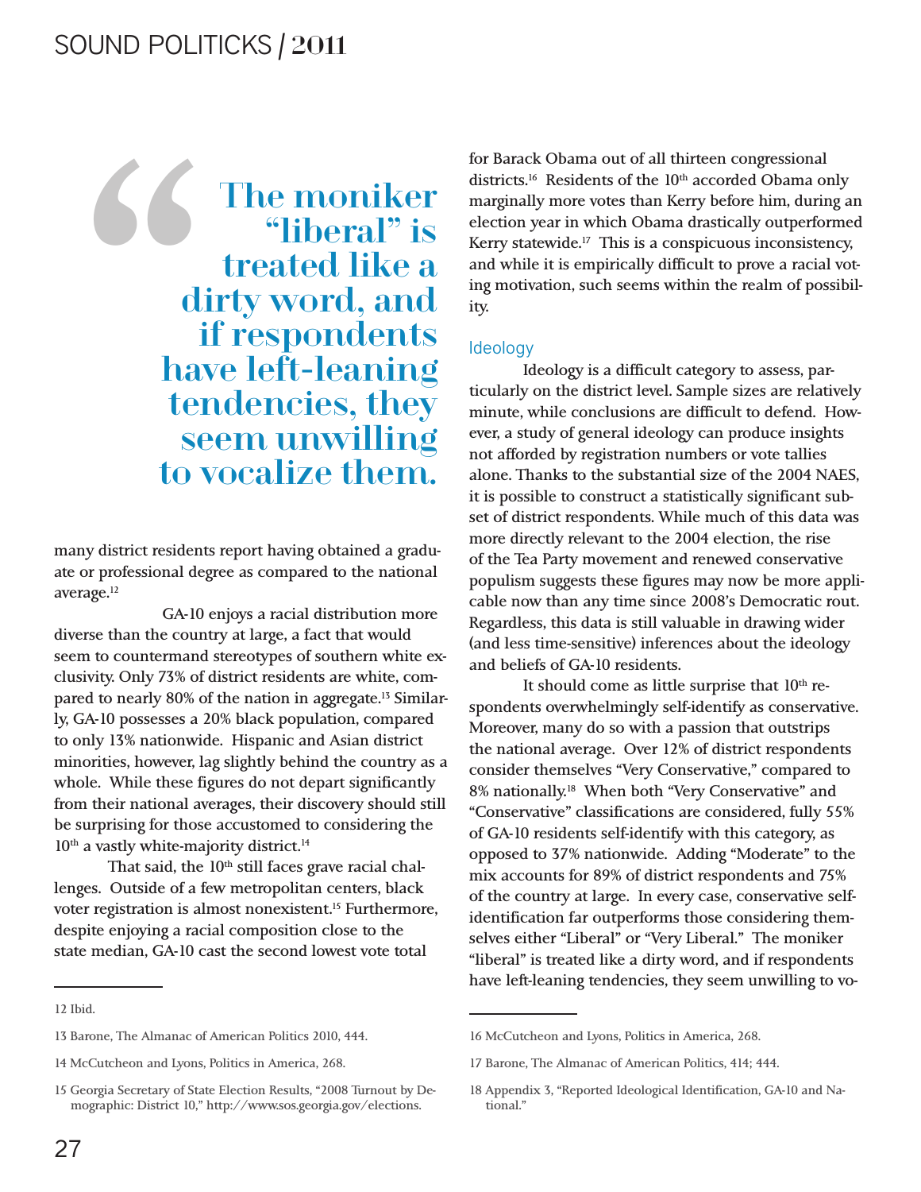> The moniker "liberal" is treated like a dirty word, and if respondents have left-leaning tendencies, they seem unwilling to vocalize them.

many district residents report having obtained a graduate or professional degree as compared to the national average.[12]

GA-10 enjoys a racial distribution more diverse than the country at large, a fact that would seem to countermand stereotypes of southern white exclusivity. Only 73% of district residents are white, compared to nearly 80% of the nation in aggregate.[13] Similarly, GA-10 possesses a 20% black population, compared to only 13% nationwide. Hispanic and Asian district minorities, however, lag slightly behind the country as a whole. While these figures do not depart significantly from their national averages, their discovery should still be surprising for those accustomed to considering the 10th a vastly white-majority district.[14]

That said, the 10th still faces grave racial challenges. Outside of a few metropolitan centers, black voter registration is almost nonexistent.[15] Furthermore, despite enjoying a racial composition close to the state median, GA-10 cast the second lowest vote total for Barack Obama out of all thirteen congressional districts.[16] Residents of the 10th accorded Obama only marginally more votes than Kerry before him, during an election year in which Obama drastically outperformed Kerry statewide.[17] This is a conspicuous inconsistency, and while it is empirically difficult to prove a racial voting motivation, such seems within the realm of possibility.

## Ideology

Ideology is a difficult category to assess, particularly on the district level. Sample sizes are relatively minute, while conclusions are difficult to defend. However, a study of general ideology can produce insights not afforded by registration numbers or vote tallies alone. Thanks to the substantial size of the 2004 NAES, it is possible to construct a statistically significant subset of district respondents. While much of this data was more directly relevant to the 2004 election, the rise of the Tea Party movement and renewed conservative populism suggests these figures may now be more applicable now than any time since 2008's Democratic rout. Regardless, this data is still valuable in drawing wider (and less time-sensitive) inferences about the ideology and beliefs of GA-10 residents.

It should come as little surprise that 10th respondents overwhelmingly self-identify as conservative. Moreover, many do so with a passion that outstrips the national average. Over 12% of district respondents consider themselves "Very Conservative," compared to 8% nationally.[18] When both "Very Conservative" and "Conservative" classifications are considered, fully 55% of GA-10 residents self-identify with this category, as opposed to 37% nationwide. Adding "Moderate" to the mix accounts for 89% of district respondents and 75% of the country at large. In every case, conservative self-identification far outperforms those considering themselves either "Liberal" or "Very Liberal." The moniker "liberal" is treated like a dirty word, and if respondents have left-leaning tendencies, they seem unwilling to vo-

---

12 Ibid.

13 Barone, The Almanac of American Politics 2010, 444.

14 McCutcheon and Lyons, Politics in America, 268.

15 Georgia Secretary of State Election Results, "2008 Turnout by Demographic: District 10," http://www.sos.georgia.gov/elections.

16 McCutcheon and Lyons, Politics in America, 268.

17 Barone, The Almanac of American Politics, 414; 444.

18 Appendix 3, "Reported Ideological Identification, GA-10 and National."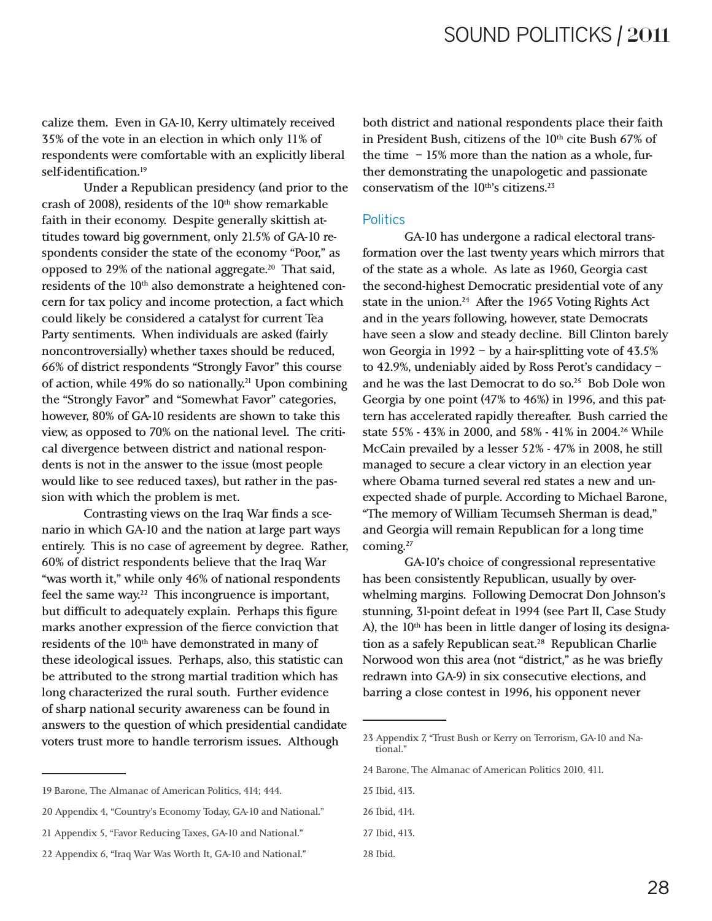calize them. Even in GA-10, Kerry ultimately received 35% of the vote in an election in which only 11% of respondents were comfortable with an explicitly liberal self-identification.[19]

Under a Republican presidency (and prior to the crash of 2008), residents of the 10th show remarkable faith in their economy. Despite generally skittish attitudes toward big government, only 21.5% of GA-10 respondents consider the state of the economy "Poor," as opposed to 29% of the national aggregate.[20] That said, residents of the 10th also demonstrate a heightened concern for tax policy and income protection, a fact which could likely be considered a catalyst for current Tea Party sentiments. When individuals are asked (fairly noncontroversially) whether taxes should be reduced, 66% of district respondents "Strongly Favor" this course of action, while 49% do so nationally.[21] Upon combining the "Strongly Favor" and "Somewhat Favor" categories, however, 80% of GA-10 residents are shown to take this view, as opposed to 70% on the national level. The critical divergence between district and national respondents is not in the answer to the issue (most people would like to see reduced taxes), but rather in the passion with which the problem is met.

Contrasting views on the Iraq War finds a scenario in which GA-10 and the nation at large part ways entirely. This is no case of agreement by degree. Rather, 60% of district respondents believe that the Iraq War "was worth it," while only 46% of national respondents feel the same way.[22] This incongruence is important, but difficult to adequately explain. Perhaps this figure marks another expression of the fierce conviction that residents of the 10th have demonstrated in many of these ideological issues. Perhaps, also, this statistic can be attributed to the strong martial tradition which has long characterized the rural south. Further evidence of sharp national security awareness can be found in answers to the question of which presidential candidate voters trust more to handle terrorism issues. Although both district and national respondents place their faith in President Bush, citizens of the 10th cite Bush 67% of the time – 15% more than the nation as a whole, further demonstrating the unapologetic and passionate conservatism of the 10th's citizens.[23]

## Politics

GA-10 has undergone a radical electoral transformation over the last twenty years which mirrors that of the state as a whole. As late as 1960, Georgia cast the second-highest Democratic presidential vote of any state in the union.[24] After the 1965 Voting Rights Act and in the years following, however, state Democrats have seen a slow and steady decline. Bill Clinton barely won Georgia in 1992 – by a hair-splitting vote of 43.5% to 42.9%, undeniably aided by Ross Perot's candidacy – and he was the last Democrat to do so.[25] Bob Dole won Georgia by one point (47% to 46%) in 1996, and this pattern has accelerated rapidly thereafter. Bush carried the state 55% - 43% in 2000, and 58% - 41% in 2004.[26] While McCain prevailed by a lesser 52% - 47% in 2008, he still managed to secure a clear victory in an election year where Obama turned several red states a new and unexpected shade of purple. According to Michael Barone, "The memory of William Tecumseh Sherman is dead," and Georgia will remain Republican for a long time coming.[27]

GA-10's choice of congressional representative has been consistently Republican, usually by overwhelming margins. Following Democrat Don Johnson's stunning, 31-point defeat in 1994 (see Part II, Case Study A), the 10th has been in little danger of losing its designation as a safely Republican seat.[28] Republican Charlie Norwood won this area (not "district," as he was briefly redrawn into GA-9) in six consecutive elections, and barring a close contest in 1996, his opponent never

---

19 Barone, The Almanac of American Politics, 414; 444.

20 Appendix 4, "Country's Economy Today, GA-10 and National."

21 Appendix 5, "Favor Reducing Taxes, GA-10 and National."

22 Appendix 6, "Iraq War Was Worth It, GA-10 and National."

23 Appendix 7, "Trust Bush or Kerry on Terrorism, GA-10 and National."

24 Barone, The Almanac of American Politics 2010, 411.

25 Ibid, 413.

26 Ibid, 414.

27 Ibid, 413.

28 Ibid.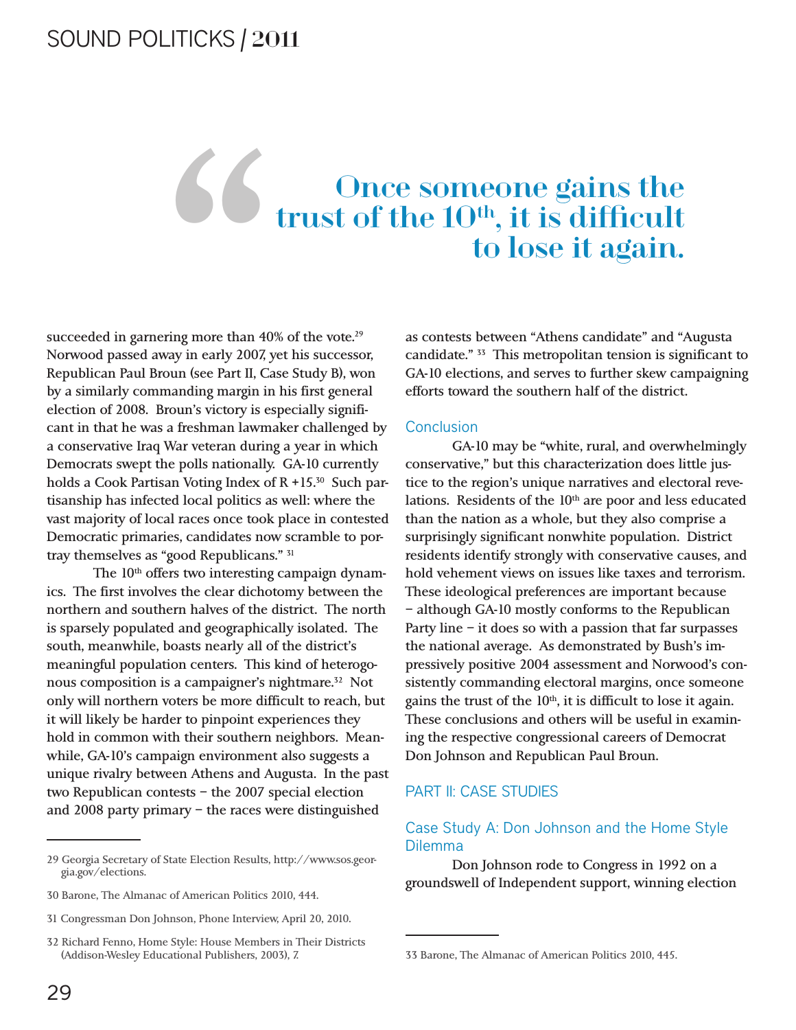> **Once someone gains the trust of the 10th, it is difficult to lose it again.**

succeeded in garnering more than 40% of the vote.[29] Norwood passed away in early 2007, yet his successor, Republican Paul Broun (see Part II, Case Study B), won by a similarly commanding margin in his first general election of 2008. Broun's victory is especially significant in that he was a freshman lawmaker challenged by a conservative Iraq War veteran during a year in which Democrats swept the polls nationally. GA-10 currently holds a Cook Partisan Voting Index of R +15.[30] Such partisanship has infected local politics as well: where the vast majority of local races once took place in contested Democratic primaries, candidates now scramble to portray themselves as "good Republicans." [31]

The 10th offers two interesting campaign dynamics. The first involves the clear dichotomy between the northern and southern halves of the district. The north is sparsely populated and geographically isolated. The south, meanwhile, boasts nearly all of the district's meaningful population centers. This kind of heterogonous composition is a campaigner's nightmare.[32] Not only will northern voters be more difficult to reach, but it will likely be harder to pinpoint experiences they hold in common with their southern neighbors. Meanwhile, GA-10's campaign environment also suggests a unique rivalry between Athens and Augusta. In the past two Republican contests – the 2007 special election and 2008 party primary – the races were distinguished as contests between "Athens candidate" and "Augusta candidate." [33] This metropolitan tension is significant to GA-10 elections, and serves to further skew campaigning efforts toward the southern half of the district.

### Conclusion

GA-10 may be "white, rural, and overwhelmingly conservative," but this characterization does little justice to the region's unique narratives and electoral revelations. Residents of the 10th are poor and less educated than the nation as a whole, but they also comprise a surprisingly significant nonwhite population. District residents identify strongly with conservative causes, and hold vehement views on issues like taxes and terrorism. These ideological preferences are important because – although GA-10 mostly conforms to the Republican Party line – it does so with a passion that far surpasses the national average. As demonstrated by Bush's impressively positive 2004 assessment and Norwood's consistently commanding electoral margins, once someone gains the trust of the 10th, it is difficult to lose it again. These conclusions and others will be useful in examining the respective congressional careers of Democrat Don Johnson and Republican Paul Broun.

## PART II: CASE STUDIES

### Case Study A: Don Johnson and the Home Style Dilemma

Don Johnson rode to Congress in 1992 on a groundswell of Independent support, winning election

---

29 Georgia Secretary of State Election Results, http://www.sos.georgia.gov/elections.

30 Barone, The Almanac of American Politics 2010, 444.

31 Congressman Don Johnson, Phone Interview, April 20, 2010.

32 Richard Fenno, Home Style: House Members in Their Districts (Addison-Wesley Educational Publishers, 2003), 7.

33 Barone, The Almanac of American Politics 2010, 445.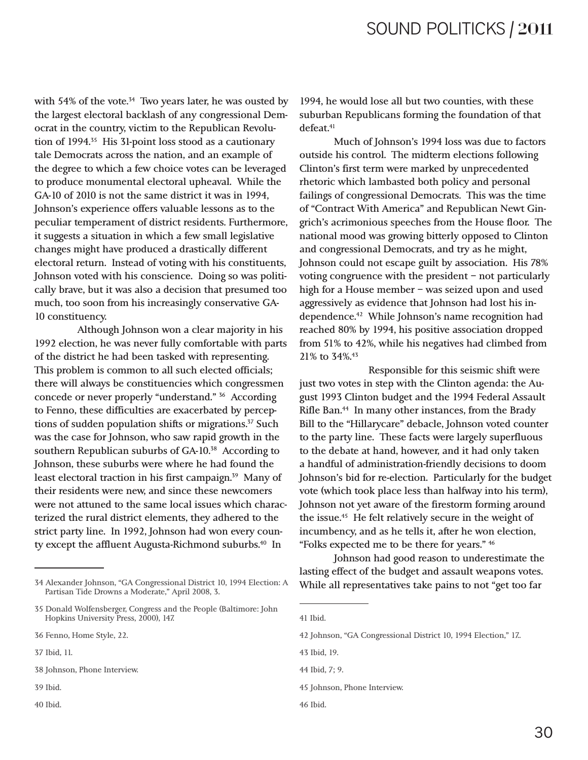with 54% of the vote.[34] Two years later, he was ousted by the largest electoral backlash of any congressional Democrat in the country, victim to the Republican Revolution of 1994.[35] His 31-point loss stood as a cautionary tale Democrats across the nation, and an example of the degree to which a few choice votes can be leveraged to produce monumental electoral upheaval. While the GA-10 of 2010 is not the same district it was in 1994, Johnson's experience offers valuable lessons as to the peculiar temperament of district residents. Furthermore, it suggests a situation in which a few small legislative changes might have produced a drastically different electoral return. Instead of voting with his constituents, Johnson voted with his conscience. Doing so was politically brave, but it was also a decision that presumed too much, too soon from his increasingly conservative GA-10 constituency.

Although Johnson won a clear majority in his 1992 election, he was never fully comfortable with parts of the district he had been tasked with representing. This problem is common to all such elected officials; there will always be constituencies which congressmen concede or never properly "understand." [36] According to Fenno, these difficulties are exacerbated by perceptions of sudden population shifts or migrations.[37] Such was the case for Johnson, who saw rapid growth in the southern Republican suburbs of GA-10.[38] According to Johnson, these suburbs were where he had found the least electoral traction in his first campaign.[39] Many of their residents were new, and since these newcomers were not attuned to the same local issues which characterized the rural district elements, they adhered to the strict party line. In 1992, Johnson had won every county except the affluent Augusta-Richmond suburbs.[40] In 1994, he would lose all but two counties, with these suburban Republicans forming the foundation of that defeat.[41]

Much of Johnson's 1994 loss was due to factors outside his control. The midterm elections following Clinton's first term were marked by unprecedented rhetoric which lambasted both policy and personal failings of congressional Democrats. This was the time of "Contract With America" and Republican Newt Gingrich's acrimonious speeches from the House floor. The national mood was growing bitterly opposed to Clinton and congressional Democrats, and try as he might, Johnson could not escape guilt by association. His 78% voting congruence with the president – not particularly high for a House member – was seized upon and used aggressively as evidence that Johnson had lost his independence.[42] While Johnson's name recognition had reached 80% by 1994, his positive association dropped from 51% to 42%, while his negatives had climbed from 21% to 34%.[43]

Responsible for this seismic shift were just two votes in step with the Clinton agenda: the August 1993 Clinton budget and the 1994 Federal Assault Rifle Ban.[44] In many other instances, from the Brady Bill to the "Hillarycare" debacle, Johnson voted counter to the party line. These facts were largely superfluous to the debate at hand, however, and it had only taken a handful of administration-friendly decisions to doom Johnson's bid for re-election. Particularly for the budget vote (which took place less than halfway into his term), Johnson not yet aware of the firestorm forming around the issue.[45] He felt relatively secure in the weight of incumbency, and as he tells it, after he won election, "Folks expected me to be there for years." [46]

Johnson had good reason to underestimate the lasting effect of the budget and assault weapons votes. While all representatives take pains to not "get too far

---

34 Alexander Johnson, "GA Congressional District 10, 1994 Election: A Partisan Tide Drowns a Moderate," April 2008, 3.

35 Donald Wolfensberger, Congress and the People (Baltimore: John Hopkins University Press, 2000), 147.

36 Fenno, Home Style, 22.

37 Ibid, 11.

38 Johnson, Phone Interview.

39 Ibid.

40 Ibid.

41 Ibid.

42 Johnson, "GA Congressional District 10, 1994 Election," 17.

43 Ibid, 19.

44 Ibid, 7; 9.

45 Johnson, Phone Interview.

46 Ibid.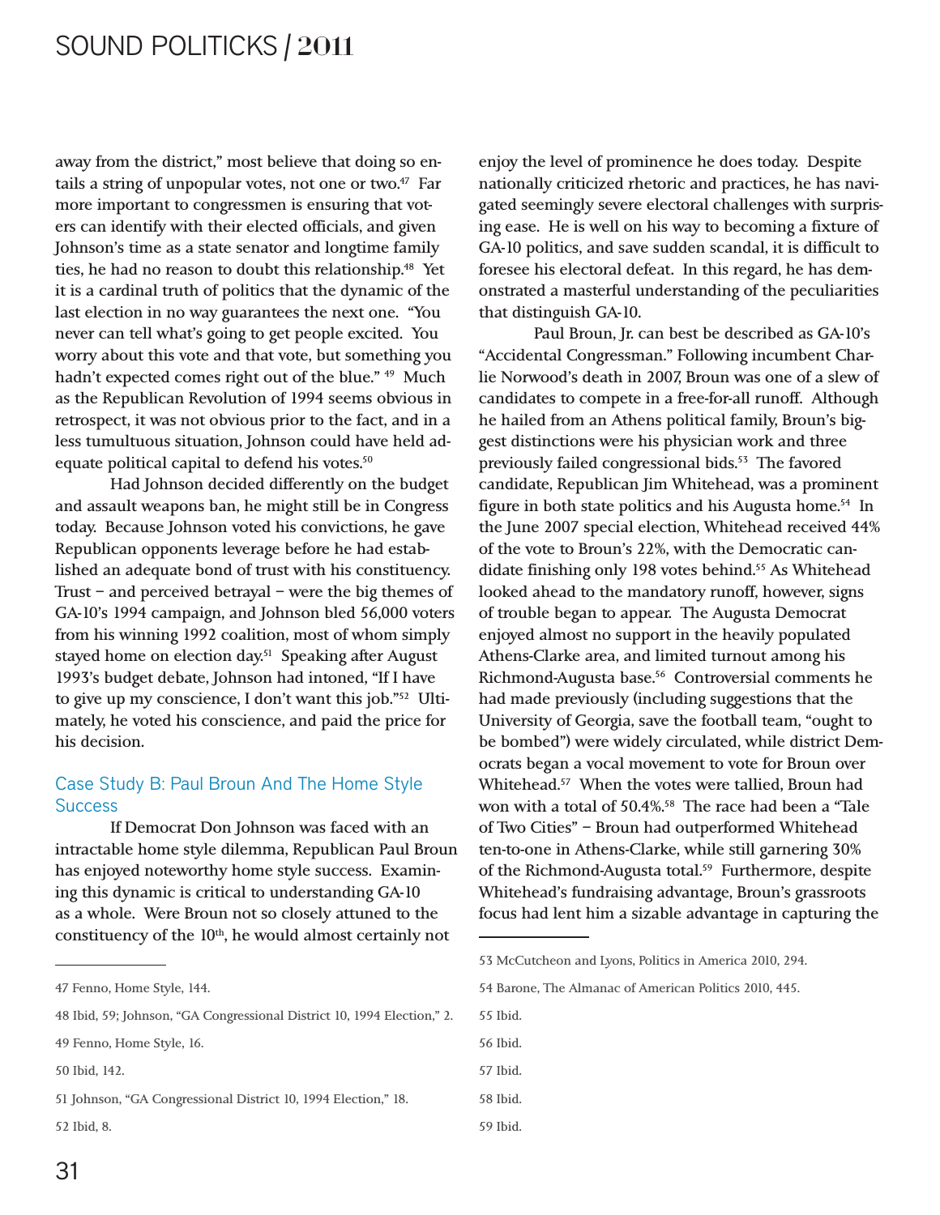away from the district," most believe that doing so entails a string of unpopular votes, not one or two.[47] Far more important to congressmen is ensuring that voters can identify with their elected officials, and given Johnson's time as a state senator and longtime family ties, he had no reason to doubt this relationship.[48] Yet it is a cardinal truth of politics that the dynamic of the last election in no way guarantees the next one. "You never can tell what's going to get people excited. You worry about this vote and that vote, but something you hadn't expected comes right out of the blue." [49] Much as the Republican Revolution of 1994 seems obvious in retrospect, it was not obvious prior to the fact, and in a less tumultuous situation, Johnson could have held adequate political capital to defend his votes.[50]

Had Johnson decided differently on the budget and assault weapons ban, he might still be in Congress today. Because Johnson voted his convictions, he gave Republican opponents leverage before he had established an adequate bond of trust with his constituency. Trust – and perceived betrayal – were the big themes of GA-10's 1994 campaign, and Johnson bled 56,000 voters from his winning 1992 coalition, most of whom simply stayed home on election day.[51] Speaking after August 1993's budget debate, Johnson had intoned, "If I have to give up my conscience, I don't want this job."[52] Ultimately, he voted his conscience, and paid the price for his decision.

## Case Study B: Paul Broun And The Home Style Success

If Democrat Don Johnson was faced with an intractable home style dilemma, Republican Paul Broun has enjoyed noteworthy home style success. Examining this dynamic is critical to understanding GA-10 as a whole. Were Broun not so closely attuned to the constituency of the 10th, he would almost certainly not enjoy the level of prominence he does today. Despite nationally criticized rhetoric and practices, he has navigated seemingly severe electoral challenges with surprising ease. He is well on his way to becoming a fixture of GA-10 politics, and save sudden scandal, it is difficult to foresee his electoral defeat. In this regard, he has demonstrated a masterful understanding of the peculiarities that distinguish GA-10.

Paul Broun, Jr. can best be described as GA-10's "Accidental Congressman." Following incumbent Charlie Norwood's death in 2007, Broun was one of a slew of candidates to compete in a free-for-all runoff. Although he hailed from an Athens political family, Broun's biggest distinctions were his physician work and three previously failed congressional bids.[53] The favored candidate, Republican Jim Whitehead, was a prominent figure in both state politics and his Augusta home.[54] In the June 2007 special election, Whitehead received 44% of the vote to Broun's 22%, with the Democratic candidate finishing only 198 votes behind.[55] As Whitehead looked ahead to the mandatory runoff, however, signs of trouble began to appear. The Augusta Democrat enjoyed almost no support in the heavily populated Athens-Clarke area, and limited turnout among his Richmond-Augusta base.[56] Controversial comments he had made previously (including suggestions that the University of Georgia, save the football team, "ought to be bombed") were widely circulated, while district Democrats began a vocal movement to vote for Broun over Whitehead.[57] When the votes were tallied, Broun had won with a total of 50.4%.[58] The race had been a "Tale of Two Cities" – Broun had outperformed Whitehead ten-to-one in Athens-Clarke, while still garnering 30% of the Richmond-Augusta total.[59] Furthermore, despite Whitehead's fundraising advantage, Broun's grassroots focus had lent him a sizable advantage in capturing the

---

47 Fenno, Home Style, 144.

48 Ibid, 59; Johnson, "GA Congressional District 10, 1994 Election," 2.

49 Fenno, Home Style, 16.

50 Ibid, 142.

51 Johnson, "GA Congressional District 10, 1994 Election," 18.

52 Ibid, 8.

53 McCutcheon and Lyons, Politics in America 2010, 294.

54 Barone, The Almanac of American Politics 2010, 445.

55 Ibid.

56 Ibid.

57 Ibid.

58 Ibid.

59 Ibid.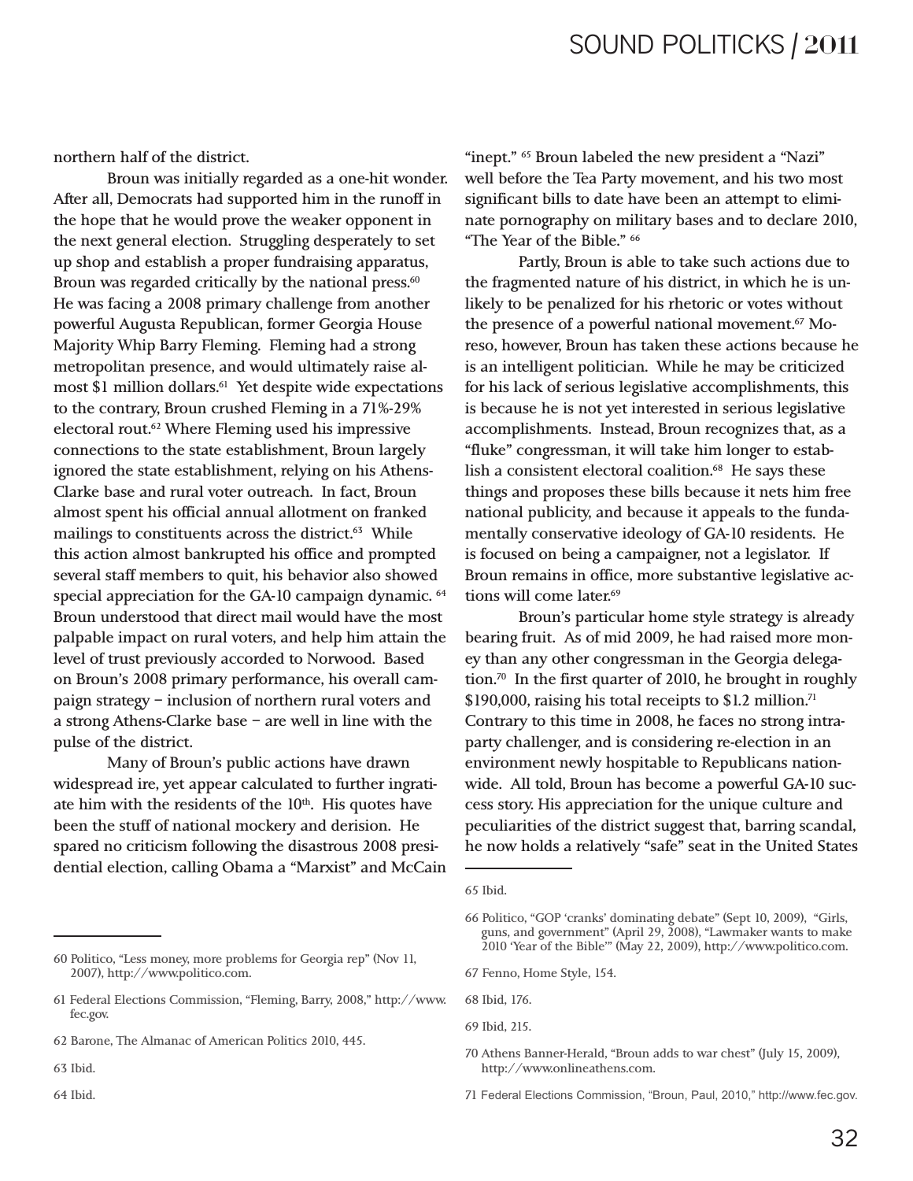northern half of the district.

Broun was initially regarded as a one-hit wonder. After all, Democrats had supported him in the runoff in the hope that he would prove the weaker opponent in the next general election. Struggling desperately to set up shop and establish a proper fundraising apparatus, Broun was regarded critically by the national press.[60] He was facing a 2008 primary challenge from another powerful Augusta Republican, former Georgia House Majority Whip Barry Fleming. Fleming had a strong metropolitan presence, and would ultimately raise almost $1 million dollars.[61] Yet despite wide expectations to the contrary, Broun crushed Fleming in a 71%-29% electoral rout.[62] Where Fleming used his impressive connections to the state establishment, Broun largely ignored the state establishment, relying on his Athens-Clarke base and rural voter outreach. In fact, Broun almost spent his official annual allotment on franked mailings to constituents across the district.[63] While this action almost bankrupted his office and prompted several staff members to quit, his behavior also showed special appreciation for the GA-10 campaign dynamic.[64] Broun understood that direct mail would have the most palpable impact on rural voters, and help him attain the level of trust previously accorded to Norwood. Based on Broun's 2008 primary performance, his overall campaign strategy – inclusion of northern rural voters and a strong Athens-Clarke base – are well in line with the pulse of the district.

Many of Broun's public actions have drawn widespread ire, yet appear calculated to further ingratiate him with the residents of the 10th. His quotes have been the stuff of national mockery and derision. He spared no criticism following the disastrous 2008 presidential election, calling Obama a "Marxist" and McCain "inept."[65] Broun labeled the new president a "Nazi" well before the Tea Party movement, and his two most significant bills to date have been an attempt to eliminate pornography on military bases and to declare 2010, "The Year of the Bible."[66]

Partly, Broun is able to take such actions due to the fragmented nature of his district, in which he is unlikely to be penalized for his rhetoric or votes without the presence of a powerful national movement.[67] Moreso, however, Broun has taken these actions because he is an intelligent politician. While he may be criticized for his lack of serious legislative accomplishments, this is because he is not yet interested in serious legislative accomplishments. Instead, Broun recognizes that, as a "fluke" congressman, it will take him longer to establish a consistent electoral coalition.[68] He says these things and proposes these bills because it nets him free national publicity, and because it appeals to the fundamentally conservative ideology of GA-10 residents. He is focused on being a campaigner, not a legislator. If Broun remains in office, more substantive legislative actions will come later.[69]

Broun's particular home style strategy is already bearing fruit. As of mid 2009, he had raised more money than any other congressman in the Georgia delegation.[70] In the first quarter of 2010, he brought in roughly $190,000, raising his total receipts to $1.2 million.[71] Contrary to this time in 2008, he faces no strong intraparty challenger, and is considering re-election in an environment newly hospitable to Republicans nationwide. All told, Broun has become a powerful GA-10 success story. His appreciation for the unique culture and peculiarities of the district suggest that, barring scandal, he now holds a relatively "safe" seat in the United States

---

60 Politico, "Less money, more problems for Georgia rep" (Nov 11, 2007), http://www.politico.com.

61 Federal Elections Commission, "Fleming, Barry, 2008," http://www.fec.gov.

62 Barone, The Almanac of American Politics 2010, 445.

63 Ibid.

64 Ibid.

65 Ibid.

66 Politico, "GOP 'cranks' dominating debate" (Sept 10, 2009), "Girls, guns, and government" (April 29, 2008), "Lawmaker wants to make 2010 'Year of the Bible'" (May 22, 2009), http://www.politico.com.

67 Fenno, Home Style, 154.

68 Ibid, 176.

69 Ibid, 215.

70 Athens Banner-Herald, "Broun adds to war chest" (July 15, 2009), http://www.onlineathens.com.

71 Federal Elections Commission, "Broun, Paul, 2010," http://www.fec.gov.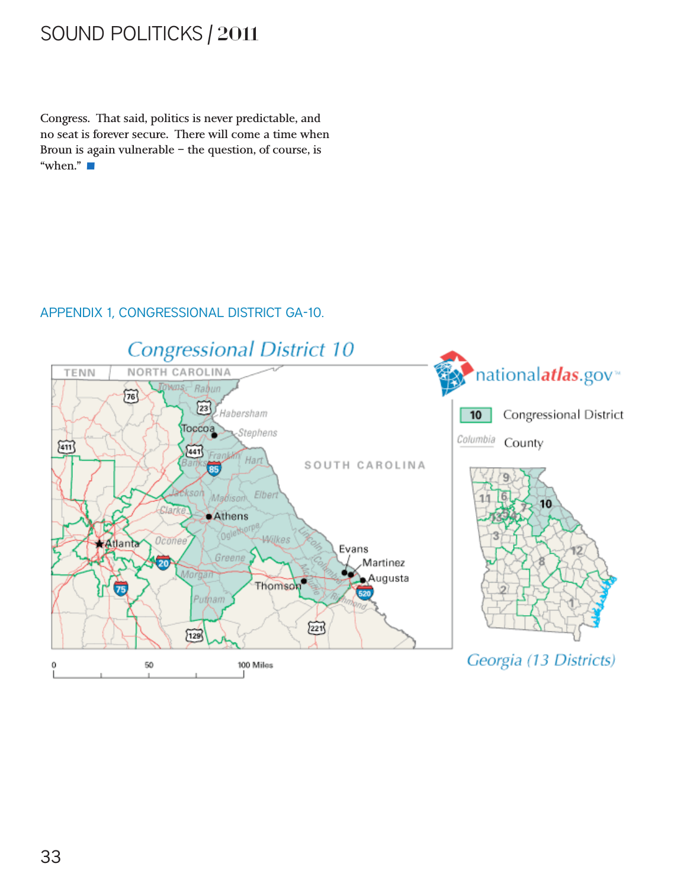Congress. That said, politics is never predictable, and no seat is forever secure. There will come a time when Broun is again vulnerable – the question, of course, is "when." ■

## APPENDIX 1, CONGRESSIONAL DISTRICT GA-10.

Congressional District 10

TENN
NORTH CAROLINA
SOUTH CAROLINA

Towns
Rabun
Habersham
Toccoa
Stephens
Banks
Franklin
Hart
Jackson
Madison
Elbert
Clarke
Athens
Oglethorpe
Atlanta
Oconee
Wilkes
Lincoln
Greene
Columbia
Evans
Martinez
Augusta
Morgan
McDuffie
Thomson
Richmond
Putnam

76
23
411
441
85
20
75
520
129
221

0
50
100 Miles

nationalatlas.gov™

10 Congressional District
Columbia County

9
11
6
10
7
13
4
3
12
8
2
1

Georgia (13 Districts)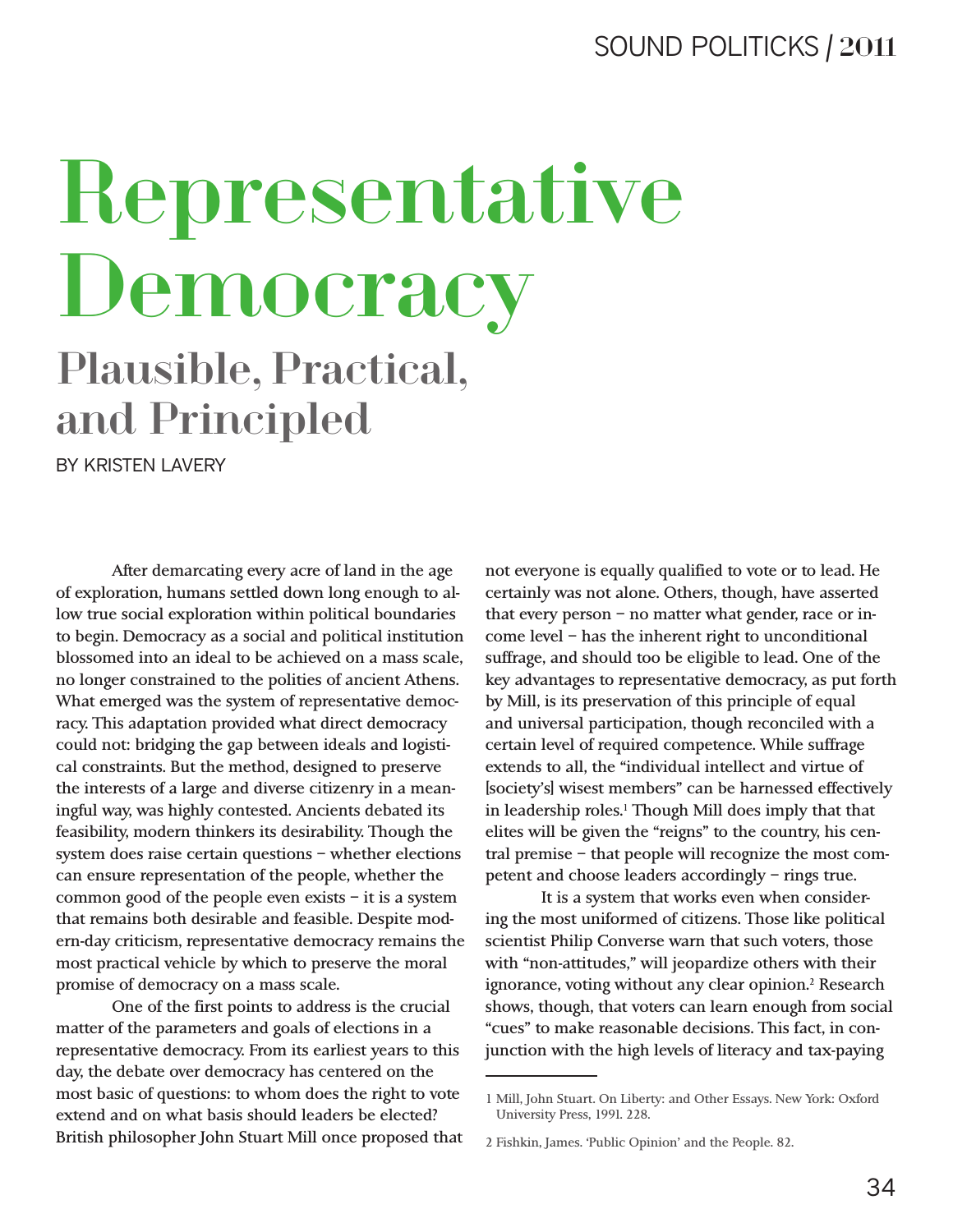# Representative Democracy

## Plausible, Practical, and Principled

BY KRISTEN LAVERY

After demarcating every acre of land in the age of exploration, humans settled down long enough to allow true social exploration within political boundaries to begin. Democracy as a social and political institution blossomed into an ideal to be achieved on a mass scale, no longer constrained to the polities of ancient Athens. What emerged was the system of representative democracy. This adaptation provided what direct democracy could not: bridging the gap between ideals and logistical constraints. But the method, designed to preserve the interests of a large and diverse citizenry in a meaningful way, was highly contested. Ancients debated its feasibility, modern thinkers its desirability. Though the system does raise certain questions – whether elections can ensure representation of the people, whether the common good of the people even exists – it is a system that remains both desirable and feasible. Despite modern-day criticism, representative democracy remains the most practical vehicle by which to preserve the moral promise of democracy on a mass scale.

One of the first points to address is the crucial matter of the parameters and goals of elections in a representative democracy. From its earliest years to this day, the debate over democracy has centered on the most basic of questions: to whom does the right to vote extend and on what basis should leaders be elected? British philosopher John Stuart Mill once proposed that not everyone is equally qualified to vote or to lead. He certainly was not alone. Others, though, have asserted that every person – no matter what gender, race or income level – has the inherent right to unconditional suffrage, and should too be eligible to lead. One of the key advantages to representative democracy, as put forth by Mill, is its preservation of this principle of equal and universal participation, though reconciled with a certain level of required competence. While suffrage extends to all, the "individual intellect and virtue of [society's] wisest members" can be harnessed effectively in leadership roles.[1] Though Mill does imply that that elites will be given the "reigns" to the country, his central premise – that people will recognize the most competent and choose leaders accordingly – rings true.

It is a system that works even when considering the most uniformed of citizens. Those like political scientist Philip Converse warn that such voters, those with "non-attitudes," will jeopardize others with their ignorance, voting without any clear opinion.[2] Research shows, though, that voters can learn enough from social "cues" to make reasonable decisions. This fact, in conjunction with the high levels of literacy and tax-paying

---

1 Mill, John Stuart. On Liberty: and Other Essays. New York: Oxford University Press, 1991. 228.

2 Fishkin, James. 'Public Opinion' and the People. 82.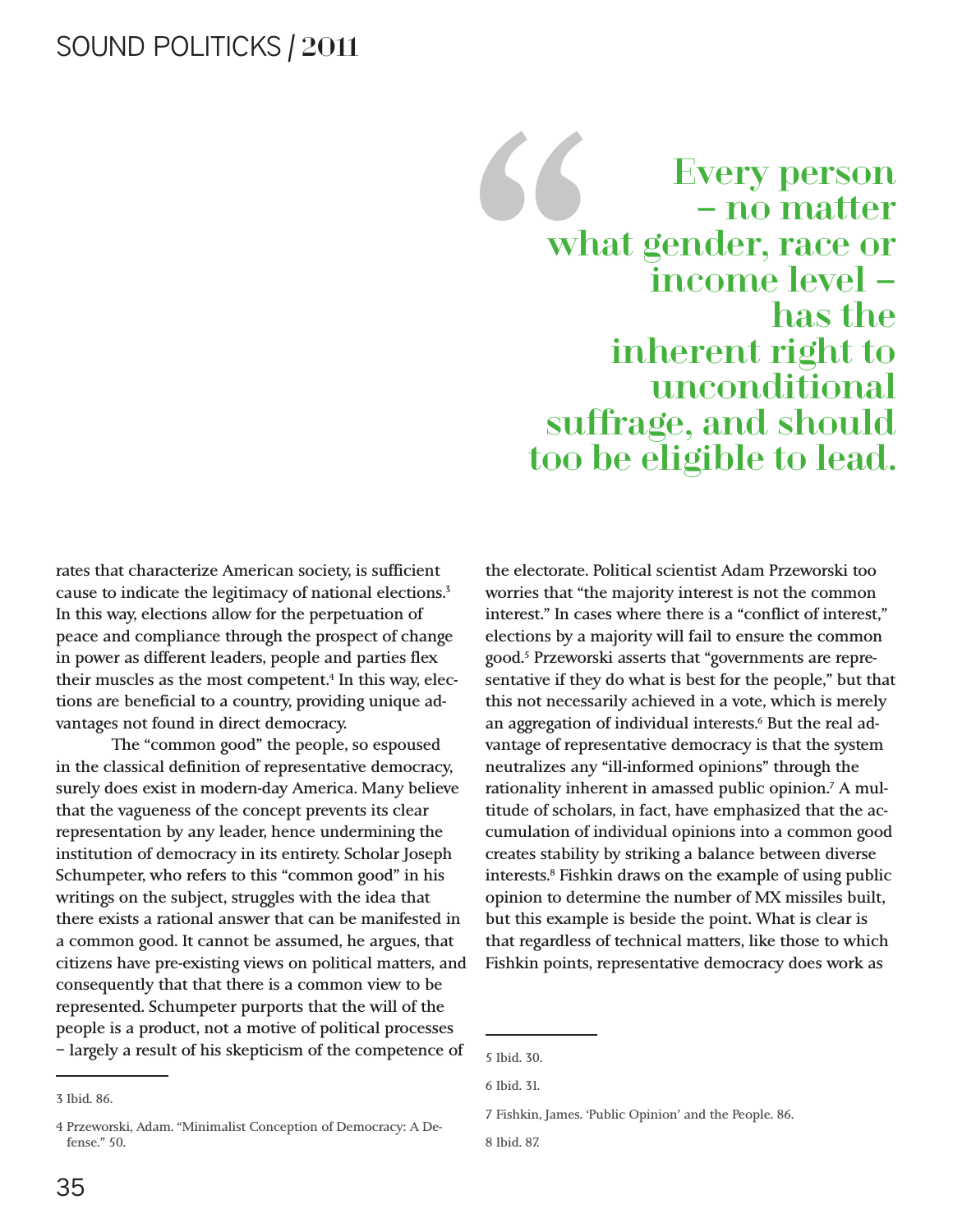> **Every person – no matter what gender, race or income level – has the inherent right to unconditional suffrage, and should too be eligible to lead.**

rates that characterize American society, is sufficient cause to indicate the legitimacy of national elections.[3] In this way, elections allow for the perpetuation of peace and compliance through the prospect of change in power as different leaders, people and parties flex their muscles as the most competent.[4] In this way, elections are beneficial to a country, providing unique advantages not found in direct democracy.

The "common good" the people, so espoused in the classical definition of representative democracy, surely does exist in modern-day America. Many believe that the vagueness of the concept prevents its clear representation by any leader, hence undermining the institution of democracy in its entirety. Scholar Joseph Schumpeter, who refers to this "common good" in his writings on the subject, struggles with the idea that there exists a rational answer that can be manifested in a common good. It cannot be assumed, he argues, that citizens have pre-existing views on political matters, and consequently that that there is a common view to be represented. Schumpeter purports that the will of the people is a product, not a motive of political processes – largely a result of his skepticism of the competence of the electorate. Political scientist Adam Przeworski too worries that "the majority interest is not the common interest." In cases where there is a "conflict of interest," elections by a majority will fail to ensure the common good.[5] Przeworski asserts that "governments are representative if they do what is best for the people," but that this not necessarily achieved in a vote, which is merely an aggregation of individual interests.[6] But the real advantage of representative democracy is that the system neutralizes any "ill-informed opinions" through the rationality inherent in amassed public opinion.[7] A multitude of scholars, in fact, have emphasized that the accumulation of individual opinions into a common good creates stability by striking a balance between diverse interests.[8] Fishkin draws on the example of using public opinion to determine the number of MX missiles built, but this example is beside the point. What is clear is that regardless of technical matters, like those to which Fishkin points, representative democracy does work as

---

3 Ibid. 86.

4 Przeworski, Adam. "Minimalist Conception of Democracy: A Defense." 50.

5 Ibid. 30.

6 Ibid. 31.

7 Fishkin, James. 'Public Opinion' and the People. 86.

8 Ibid. 87.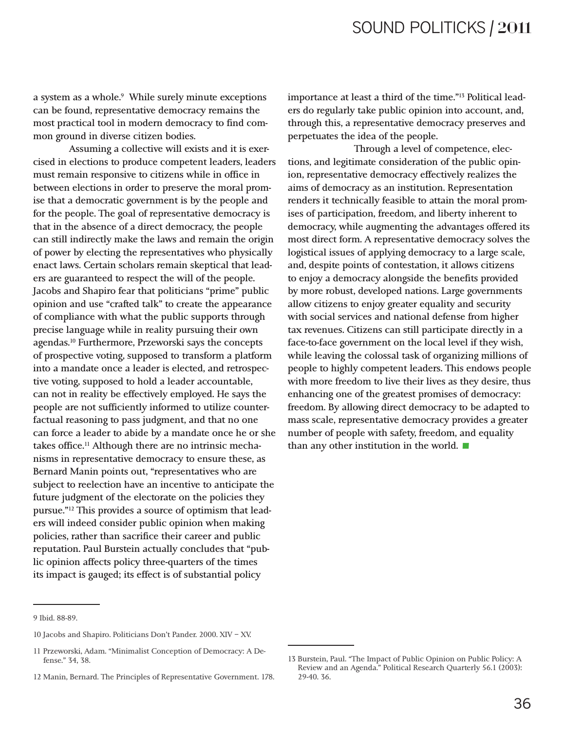a system as a whole.[9] While surely minute exceptions can be found, representative democracy remains the most practical tool in modern democracy to find common ground in diverse citizen bodies.

Assuming a collective will exists and it is exercised in elections to produce competent leaders, leaders must remain responsive to citizens while in office in between elections in order to preserve the moral promise that a democratic government is by the people and for the people. The goal of representative democracy is that in the absence of a direct democracy, the people can still indirectly make the laws and remain the origin of power by electing the representatives who physically enact laws. Certain scholars remain skeptical that leaders are guaranteed to respect the will of the people. Jacobs and Shapiro fear that politicians "prime" public opinion and use "crafted talk" to create the appearance of compliance with what the public supports through precise language while in reality pursuing their own agendas.[10] Furthermore, Przeworski says the concepts of prospective voting, supposed to transform a platform into a mandate once a leader is elected, and retrospective voting, supposed to hold a leader accountable, can not in reality be effectively employed. He says the people are not sufficiently informed to utilize counterfactual reasoning to pass judgment, and that no one can force a leader to abide by a mandate once he or she takes office.[11] Although there are no intrinsic mechanisms in representative democracy to ensure these, as Bernard Manin points out, "representatives who are subject to reelection have an incentive to anticipate the future judgment of the electorate on the policies they pursue."[12] This provides a source of optimism that leaders will indeed consider public opinion when making policies, rather than sacrifice their career and public reputation. Paul Burstein actually concludes that "public opinion affects policy three-quarters of the times its impact is gauged; its effect is of substantial policy importance at least a third of the time."[13] Political leaders do regularly take public opinion into account, and, through this, a representative democracy preserves and perpetuates the idea of the people.

Through a level of competence, elections, and legitimate consideration of the public opinion, representative democracy effectively realizes the aims of democracy as an institution. Representation renders it technically feasible to attain the moral promises of participation, freedom, and liberty inherent to democracy, while augmenting the advantages offered its most direct form. A representative democracy solves the logistical issues of applying democracy to a large scale, and, despite points of contestation, it allows citizens to enjoy a democracy alongside the benefits provided by more robust, developed nations. Large governments allow citizens to enjoy greater equality and security with social services and national defense from higher tax revenues. Citizens can still participate directly in a face-to-face government on the local level if they wish, while leaving the colossal task of organizing millions of people to highly competent leaders. This endows people with more freedom to live their lives as they desire, thus enhancing one of the greatest promises of democracy: freedom. By allowing direct democracy to be adapted to mass scale, representative democracy provides a greater number of people with safety, freedom, and equality than any other institution in the world. ■

---

9 Ibid. 88-89.

10 Jacobs and Shapiro. Politicians Don't Pander. 2000. XIV – XV.

11 Przeworski, Adam. "Minimalist Conception of Democracy: A Defense." 34, 38.

12 Manin, Bernard. The Principles of Representative Government. 178.

13 Burstein, Paul. "The Impact of Public Opinion on Public Policy: A Review and an Agenda." Political Research Quarterly 56.1 (2003): 29-40. 36.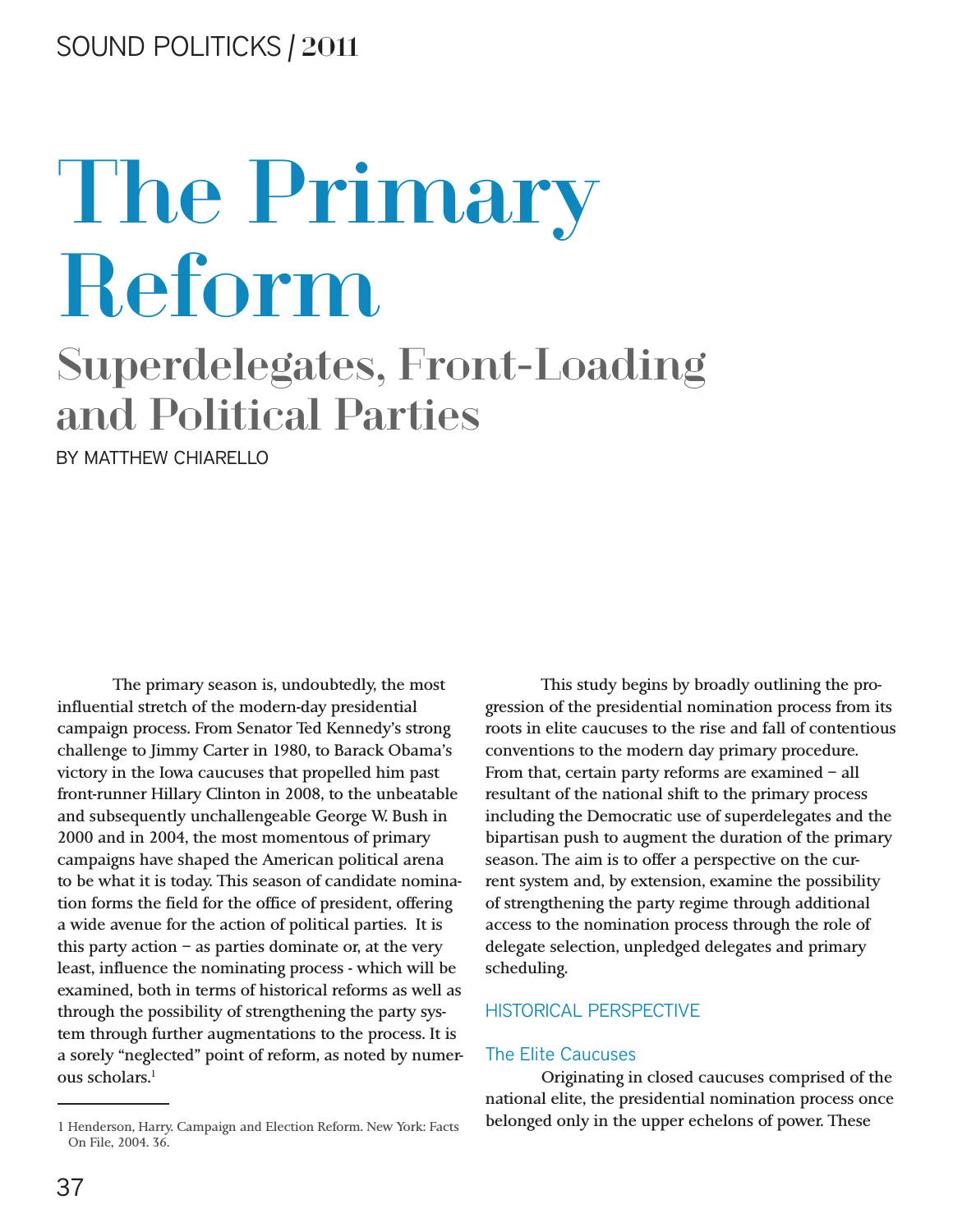# The Primary Reform

## Superdelegates, Front-Loading and Political Parties

BY MATTHEW CHIARELLO

The primary season is, undoubtedly, the most influential stretch of the modern-day presidential campaign process. From Senator Ted Kennedy's strong challenge to Jimmy Carter in 1980, to Barack Obama's victory in the Iowa caucuses that propelled him past front-runner Hillary Clinton in 2008, to the unbeatable and subsequently unchallengeable George W. Bush in 2000 and in 2004, the most momentous of primary campaigns have shaped the American political arena to be what it is today. This season of candidate nomination forms the field for the office of president, offering a wide avenue for the action of political parties. It is this party action – as parties dominate or, at the very least, influence the nominating process - which will be examined, both in terms of historical reforms as well as through the possibility of strengthening the party system through further augmentations to the process. It is a sorely "neglected" point of reform, as noted by numerous scholars.[1]

This study begins by broadly outlining the progression of the presidential nomination process from its roots in elite caucuses to the rise and fall of contentious conventions to the modern day primary procedure. From that, certain party reforms are examined – all resultant of the national shift to the primary process including the Democratic use of superdelegates and the bipartisan push to augment the duration of the primary season. The aim is to offer a perspective on the current system and, by extension, examine the possibility of strengthening the party regime through additional access to the nomination process through the role of delegate selection, unpledged delegates and primary scheduling.

### HISTORICAL PERSPECTIVE

#### The Elite Caucuses

Originating in closed caucuses comprised of the national elite, the presidential nomination process once belonged only in the upper echelons of power. These

---

1 Henderson, Harry. Campaign and Election Reform. New York: Facts On File, 2004. 36.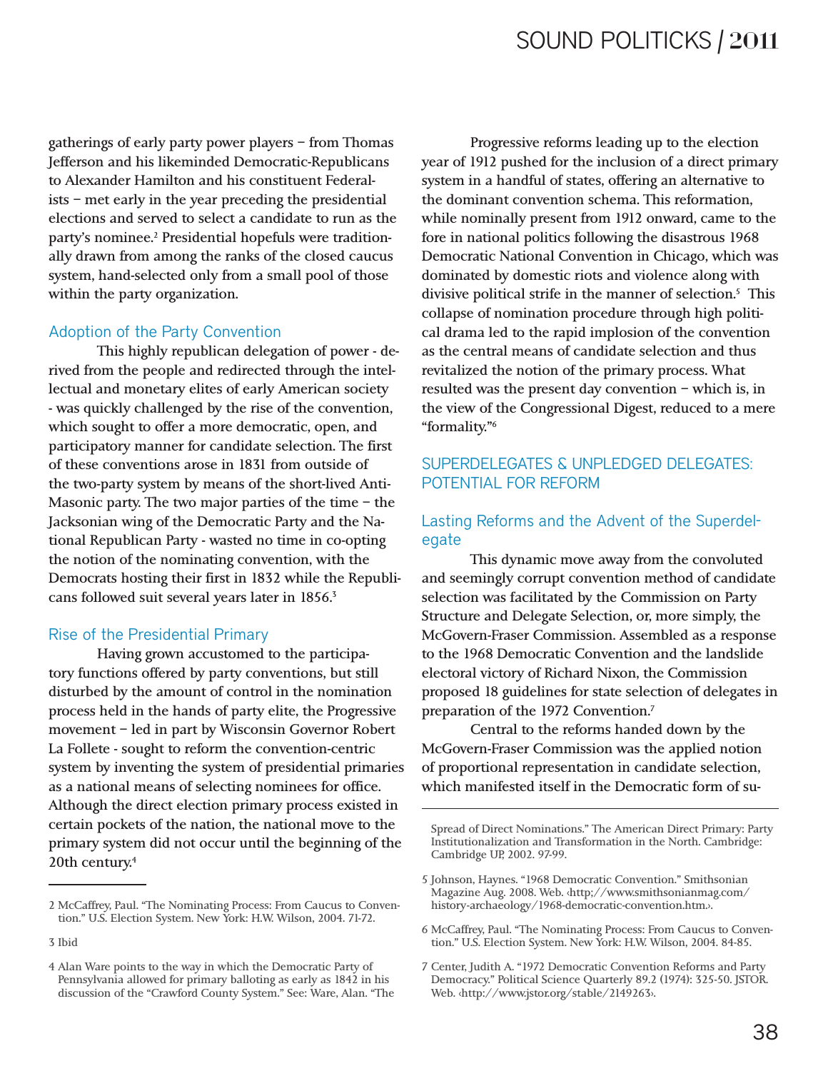gatherings of early party power players – from Thomas Jefferson and his likeminded Democratic-Republicans to Alexander Hamilton and his constituent Federalists – met early in the year preceding the presidential elections and served to select a candidate to run as the party's nominee.[2] Presidential hopefuls were traditionally drawn from among the ranks of the closed caucus system, hand-selected only from a small pool of those within the party organization.

### Adoption of the Party Convention

This highly republican delegation of power - derived from the people and redirected through the intellectual and monetary elites of early American society - was quickly challenged by the rise of the convention, which sought to offer a more democratic, open, and participatory manner for candidate selection. The first of these conventions arose in 1831 from outside of the two-party system by means of the short-lived Anti-Masonic party. The two major parties of the time – the Jacksonian wing of the Democratic Party and the National Republican Party - wasted no time in co-opting the notion of the nominating convention, with the Democrats hosting their first in 1832 while the Republicans followed suit several years later in 1856.[3]

### Rise of the Presidential Primary

Having grown accustomed to the participatory functions offered by party conventions, but still disturbed by the amount of control in the nomination process held in the hands of party elite, the Progressive movement – led in part by Wisconsin Governor Robert La Follete - sought to reform the convention-centric system by inventing the system of presidential primaries as a national means of selecting nominees for office. Although the direct election primary process existed in certain pockets of the nation, the national move to the primary system did not occur until the beginning of the 20th century.[4]

Progressive reforms leading up to the election year of 1912 pushed for the inclusion of a direct primary system in a handful of states, offering an alternative to the dominant convention schema. This reformation, while nominally present from 1912 onward, came to the fore in national politics following the disastrous 1968 Democratic National Convention in Chicago, which was dominated by domestic riots and violence along with divisive political strife in the manner of selection.[5] This collapse of nomination procedure through high political drama led to the rapid implosion of the convention as the central means of candidate selection and thus revitalized the notion of the primary process. What resulted was the present day convention – which is, in the view of the Congressional Digest, reduced to a mere "formality."[6]

## SUPERDELEGATES & UNPLEDGED DELEGATES: POTENTIAL FOR REFORM

### Lasting Reforms and the Advent of the Superdelegate

This dynamic move away from the convoluted and seemingly corrupt convention method of candidate selection was facilitated by the Commission on Party Structure and Delegate Selection, or, more simply, the McGovern-Fraser Commission. Assembled as a response to the 1968 Democratic Convention and the landslide electoral victory of Richard Nixon, the Commission proposed 18 guidelines for state selection of delegates in preparation of the 1972 Convention.[7]

Central to the reforms handed down by the McGovern-Fraser Commission was the applied notion of proportional representation in candidate selection, which manifested itself in the Democratic form of su-

---

2 McCaffrey, Paul. "The Nominating Process: From Caucus to Convention." U.S. Election System. New York: H.W. Wilson, 2004. 71-72.

3 Ibid

4 Alan Ware points to the way in which the Democratic Party of Pennsylvania allowed for primary balloting as early as 1842 in his discussion of the "Crawford County System." See: Ware, Alan. "The Spread of Direct Nominations." The American Direct Primary: Party Institutionalization and Transformation in the North. Cambridge: Cambridge UP, 2002. 97-99.

5 Johnson, Haynes. "1968 Democratic Convention." Smithsonian Magazine Aug. 2008. Web. ‹http;//www.smithsonianmag.com/history-archaeology/1968-democratic-convention.htm.›.

6 McCaffrey, Paul. "The Nominating Process: From Caucus to Convention." U.S. Election System. New York: H.W. Wilson, 2004. 84-85.

7 Center, Judith A. "1972 Democratic Convention Reforms and Party Democracy." Political Science Quarterly 89.2 (1974): 325-50. JSTOR. Web. ‹http://www.jstor.org/stable/2149263›.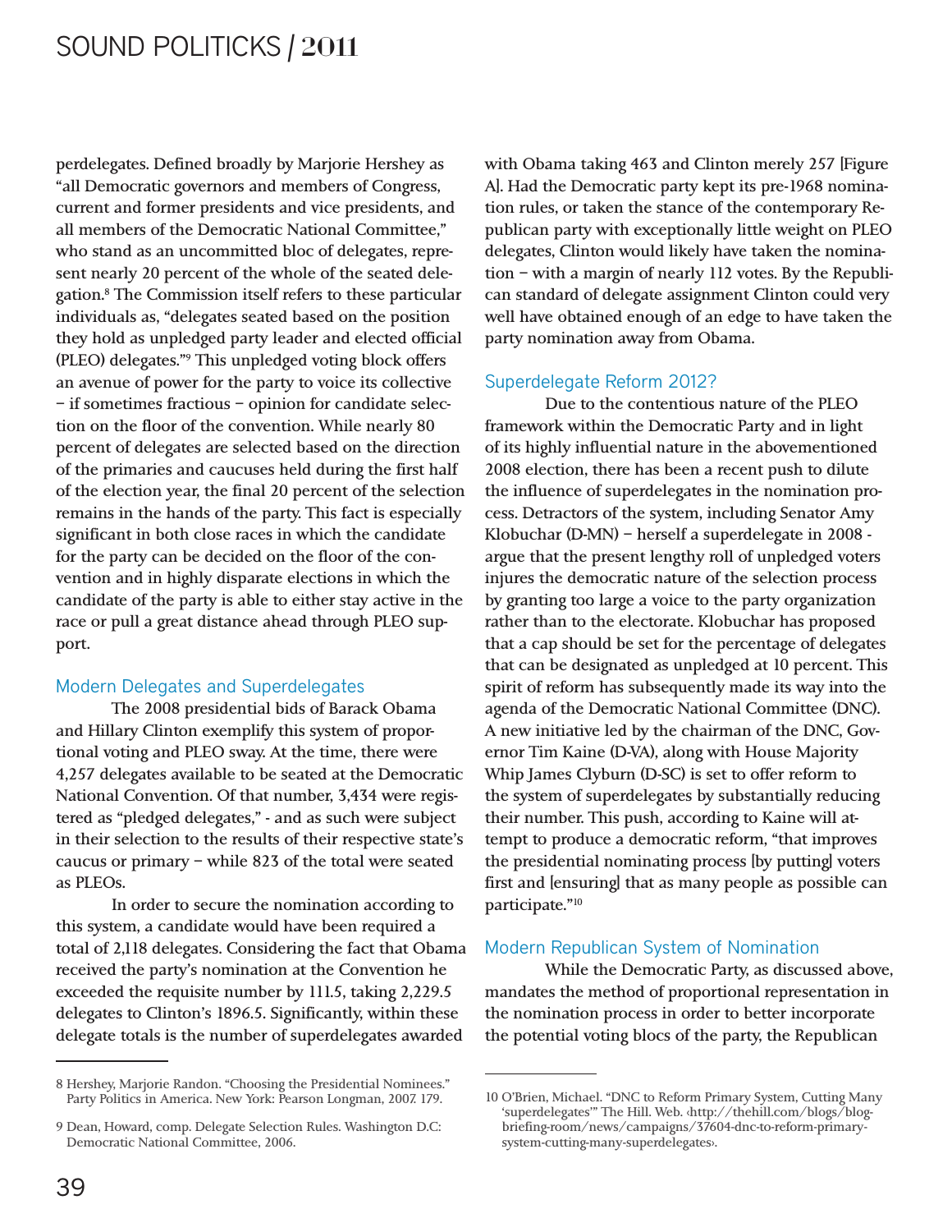perdelegates. Defined broadly by Marjorie Hershey as "all Democratic governors and members of Congress, current and former presidents and vice presidents, and all members of the Democratic National Committee," who stand as an uncommitted bloc of delegates, represent nearly 20 percent of the whole of the seated delegation.[8] The Commission itself refers to these particular individuals as, "delegates seated based on the position they hold as unpledged party leader and elected official (PLEO) delegates."[9] This unpledged voting block offers an avenue of power for the party to voice its collective – if sometimes fractious – opinion for candidate selection on the floor of the convention. While nearly 80 percent of delegates are selected based on the direction of the primaries and caucuses held during the first half of the election year, the final 20 percent of the selection remains in the hands of the party. This fact is especially significant in both close races in which the candidate for the party can be decided on the floor of the convention and in highly disparate elections in which the candidate of the party is able to either stay active in the race or pull a great distance ahead through PLEO support.

## Modern Delegates and Superdelegates

The 2008 presidential bids of Barack Obama and Hillary Clinton exemplify this system of proportional voting and PLEO sway. At the time, there were 4,257 delegates available to be seated at the Democratic National Convention. Of that number, 3,434 were registered as "pledged delegates," - and as such were subject in their selection to the results of their respective state's caucus or primary – while 823 of the total were seated as PLEOs.

In order to secure the nomination according to this system, a candidate would have been required a total of 2,118 delegates. Considering the fact that Obama received the party's nomination at the Convention he exceeded the requisite number by 111.5, taking 2,229.5 delegates to Clinton's 1896.5. Significantly, within these delegate totals is the number of superdelegates awarded with Obama taking 463 and Clinton merely 257 [Figure A]. Had the Democratic party kept its pre-1968 nomination rules, or taken the stance of the contemporary Republican party with exceptionally little weight on PLEO delegates, Clinton would likely have taken the nomination – with a margin of nearly 112 votes. By the Republican standard of delegate assignment Clinton could very well have obtained enough of an edge to have taken the party nomination away from Obama.

## Superdelegate Reform 2012?

Due to the contentious nature of the PLEO framework within the Democratic Party and in light of its highly influential nature in the abovementioned 2008 election, there has been a recent push to dilute the influence of superdelegates in the nomination process. Detractors of the system, including Senator Amy Klobuchar (D-MN) – herself a superdelegate in 2008 - argue that the present lengthy roll of unpledged voters injures the democratic nature of the selection process by granting too large a voice to the party organization rather than to the electorate. Klobuchar has proposed that a cap should be set for the percentage of delegates that can be designated as unpledged at 10 percent. This spirit of reform has subsequently made its way into the agenda of the Democratic National Committee (DNC). A new initiative led by the chairman of the DNC, Governor Tim Kaine (D-VA), along with House Majority Whip James Clyburn (D-SC) is set to offer reform to the system of superdelegates by substantially reducing their number. This push, according to Kaine will attempt to produce a democratic reform, "that improves the presidential nominating process [by putting] voters first and [ensuring] that as many people as possible can participate."[10]

## Modern Republican System of Nomination

While the Democratic Party, as discussed above, mandates the method of proportional representation in the nomination process in order to better incorporate the potential voting blocs of the party, the Republican

---

8 Hershey, Marjorie Randon. "Choosing the Presidential Nominees." Party Politics in America. New York: Pearson Longman, 2007. 179.

9 Dean, Howard, comp. Delegate Selection Rules. Washington D.C: Democratic National Committee, 2006.

10 O'Brien, Michael. "DNC to Reform Primary System, Cutting Many 'superdelegates'" The Hill. Web. ‹http://thehill.com/blogs/blog-briefing-room/news/campaigns/37604-dnc-to-reform-primary-system-cutting-many-superdelegates›.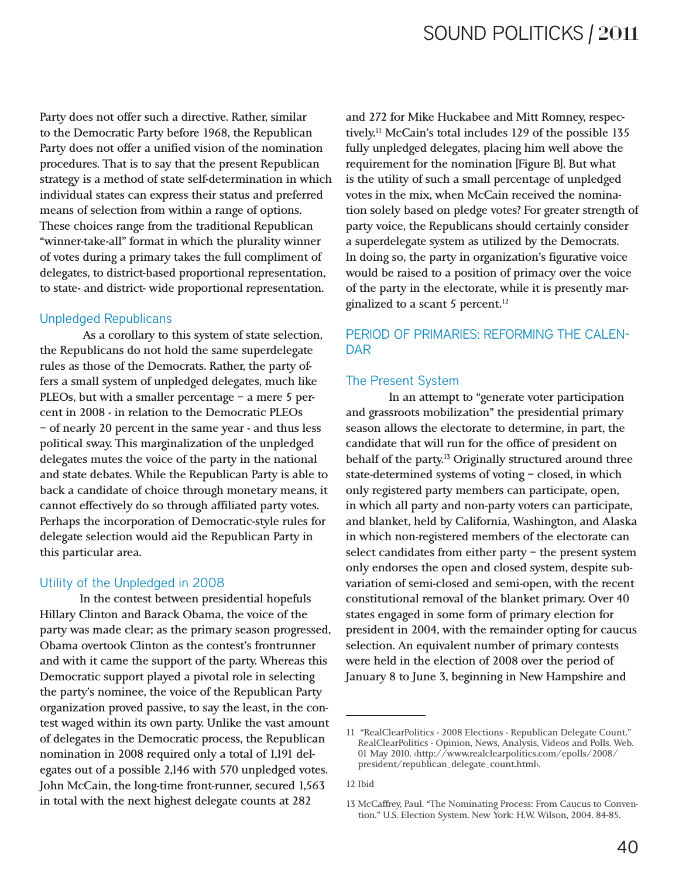Party does not offer such a directive. Rather, similar to the Democratic Party before 1968, the Republican Party does not offer a unified vision of the nomination procedures. That is to say that the present Republican strategy is a method of state self-determination in which individual states can express their status and preferred means of selection from within a range of options. These choices range from the traditional Republican "winner-take-all" format in which the plurality winner of votes during a primary takes the full compliment of delegates, to district-based proportional representation, to state- and district- wide proportional representation.

### Unpledged Republicans

As a corollary to this system of state selection, the Republicans do not hold the same superdelegate rules as those of the Democrats. Rather, the party offers a small system of unpledged delegates, much like PLEOs, but with a smaller percentage – a mere 5 percent in 2008 - in relation to the Democratic PLEOs – of nearly 20 percent in the same year - and thus less political sway. This marginalization of the unpledged delegates mutes the voice of the party in the national and state debates. While the Republican Party is able to back a candidate of choice through monetary means, it cannot effectively do so through affiliated party votes. Perhaps the incorporation of Democratic-style rules for delegate selection would aid the Republican Party in this particular area.

### Utility of the Unpledged in 2008

In the contest between presidential hopefuls Hillary Clinton and Barack Obama, the voice of the party was made clear; as the primary season progressed, Obama overtook Clinton as the contest's frontrunner and with it came the support of the party. Whereas this Democratic support played a pivotal role in selecting the party's nominee, the voice of the Republican Party organization proved passive, to say the least, in the contest waged within its own party. Unlike the vast amount of delegates in the Democratic process, the Republican nomination in 2008 required only a total of 1,191 delegates out of a possible 2,146 with 570 unpledged votes. John McCain, the long-time front-runner, secured 1,563 in total with the next highest delegate counts at 282 and 272 for Mike Huckabee and Mitt Romney, respectively.[11] McCain's total includes 129 of the possible 135 fully unpledged delegates, placing him well above the requirement for the nomination [Figure B]. But what is the utility of such a small percentage of unpledged votes in the mix, when McCain received the nomination solely based on pledge votes? For greater strength of party voice, the Republicans should certainly consider a superdelegate system as utilized by the Democrats. In doing so, the party in organization's figurative voice would be raised to a position of primacy over the voice of the party in the electorate, while it is presently marginalized to a scant 5 percent.[12]

## PERIOD OF PRIMARIES: REFORMING THE CALENDAR

### The Present System

In an attempt to "generate voter participation and grassroots mobilization" the presidential primary season allows the electorate to determine, in part, the candidate that will run for the office of president on behalf of the party.[13] Originally structured around three state-determined systems of voting – closed, in which only registered party members can participate, open, in which all party and non-party voters can participate, and blanket, held by California, Washington, and Alaska in which non-registered members of the electorate can select candidates from either party – the present system only endorses the open and closed system, despite subvariation of semi-closed and semi-open, with the recent constitutional removal of the blanket primary. Over 40 states engaged in some form of primary election for president in 2004, with the remainder opting for caucus selection. An equivalent number of primary contests were held in the election of 2008 over the period of January 8 to June 3, beginning in New Hampshire and

---

11 "RealClearPolitics - 2008 Elections - Republican Delegate Count." RealClearPolitics - Opinion, News, Analysis, Videos and Polls. Web. 01 May 2010. ‹http://www.realclearpolitics.com/epolls/2008/president/republican_delegate_count.html›.

12 Ibid

13 McCaffrey, Paul. "The Nominating Process: From Caucus to Convention." U.S. Election System. New York: H.W. Wilson, 2004. 84-85.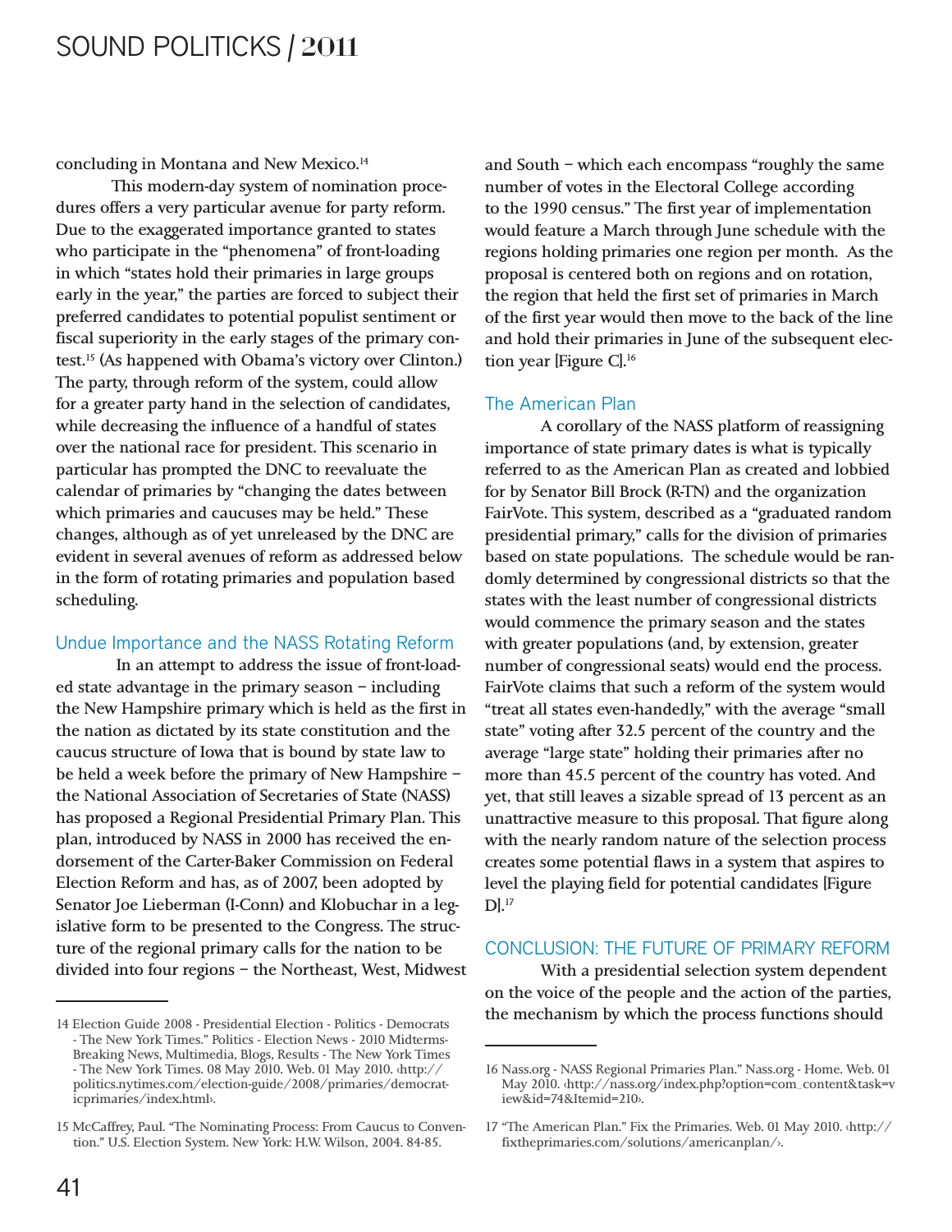concluding in Montana and New Mexico.[14]

This modern-day system of nomination procedures offers a very particular avenue for party reform. Due to the exaggerated importance granted to states who participate in the "phenomena" of front-loading in which "states hold their primaries in large groups early in the year," the parties are forced to subject their preferred candidates to potential populist sentiment or fiscal superiority in the early stages of the primary contest.[15] (As happened with Obama's victory over Clinton.) The party, through reform of the system, could allow for a greater party hand in the selection of candidates, while decreasing the influence of a handful of states over the national race for president. This scenario in particular has prompted the DNC to reevaluate the calendar of primaries by "changing the dates between which primaries and caucuses may be held." These changes, although as of yet unreleased by the DNC are evident in several avenues of reform as addressed below in the form of rotating primaries and population based scheduling.

## Undue Importance and the NASS Rotating Reform

In an attempt to address the issue of front-loaded state advantage in the primary season – including the New Hampshire primary which is held as the first in the nation as dictated by its state constitution and the caucus structure of Iowa that is bound by state law to be held a week before the primary of New Hampshire – the National Association of Secretaries of State (NASS) has proposed a Regional Presidential Primary Plan. This plan, introduced by NASS in 2000 has received the endorsement of the Carter-Baker Commission on Federal Election Reform and has, as of 2007, been adopted by Senator Joe Lieberman (I-Conn) and Klobuchar in a legislative form to be presented to the Congress. The structure of the regional primary calls for the nation to be divided into four regions – the Northeast, West, Midwest and South – which each encompass "roughly the same number of votes in the Electoral College according to the 1990 census." The first year of implementation would feature a March through June schedule with the regions holding primaries one region per month. As the proposal is centered both on regions and on rotation, the region that held the first set of primaries in March of the first year would then move to the back of the line and hold their primaries in June of the subsequent election year [Figure C].[16]

## The American Plan

A corollary of the NASS platform of reassigning importance of state primary dates is what is typically referred to as the American Plan as created and lobbied for by Senator Bill Brock (R-TN) and the organization FairVote. This system, described as a "graduated random presidential primary," calls for the division of primaries based on state populations. The schedule would be randomly determined by congressional districts so that the states with the least number of congressional districts would commence the primary season and the states with greater populations (and, by extension, greater number of congressional seats) would end the process. FairVote claims that such a reform of the system would "treat all states even-handedly," with the average "small state" voting after 32.5 percent of the country and the average "large state" holding their primaries after no more than 45.5 percent of the country has voted. And yet, that still leaves a sizable spread of 13 percent as an unattractive measure to this proposal. That figure along with the nearly random nature of the selection process creates some potential flaws in a system that aspires to level the playing field for potential candidates [Figure D].[17]

## CONCLUSION: THE FUTURE OF PRIMARY REFORM

With a presidential selection system dependent on the voice of the people and the action of the parties, the mechanism by which the process functions should

---

14 Election Guide 2008 - Presidential Election - Politics - Democrats - The New York Times." Politics - Election News - 2010 Midterms-Breaking News, Multimedia, Blogs, Results - The New York Times - The New York Times. 08 May 2010. Web. 01 May 2010. ‹http://politics.nytimes.com/election-guide/2008/primaries/democraticprimaries/index.html›.

15 McCaffrey, Paul. "The Nominating Process: From Caucus to Convention." U.S. Election System. New York: H.W. Wilson, 2004. 84-85.

16 Nass.org - NASS Regional Primaries Plan." Nass.org - Home. Web. 01 May 2010. ‹http://nass.org/index.php?option=com_content&task=view&id=74&Itemid=210›.

17 "The American Plan." Fix the Primaries. Web. 01 May 2010. ‹http://fixtheprimaries.com/solutions/americanplan/›.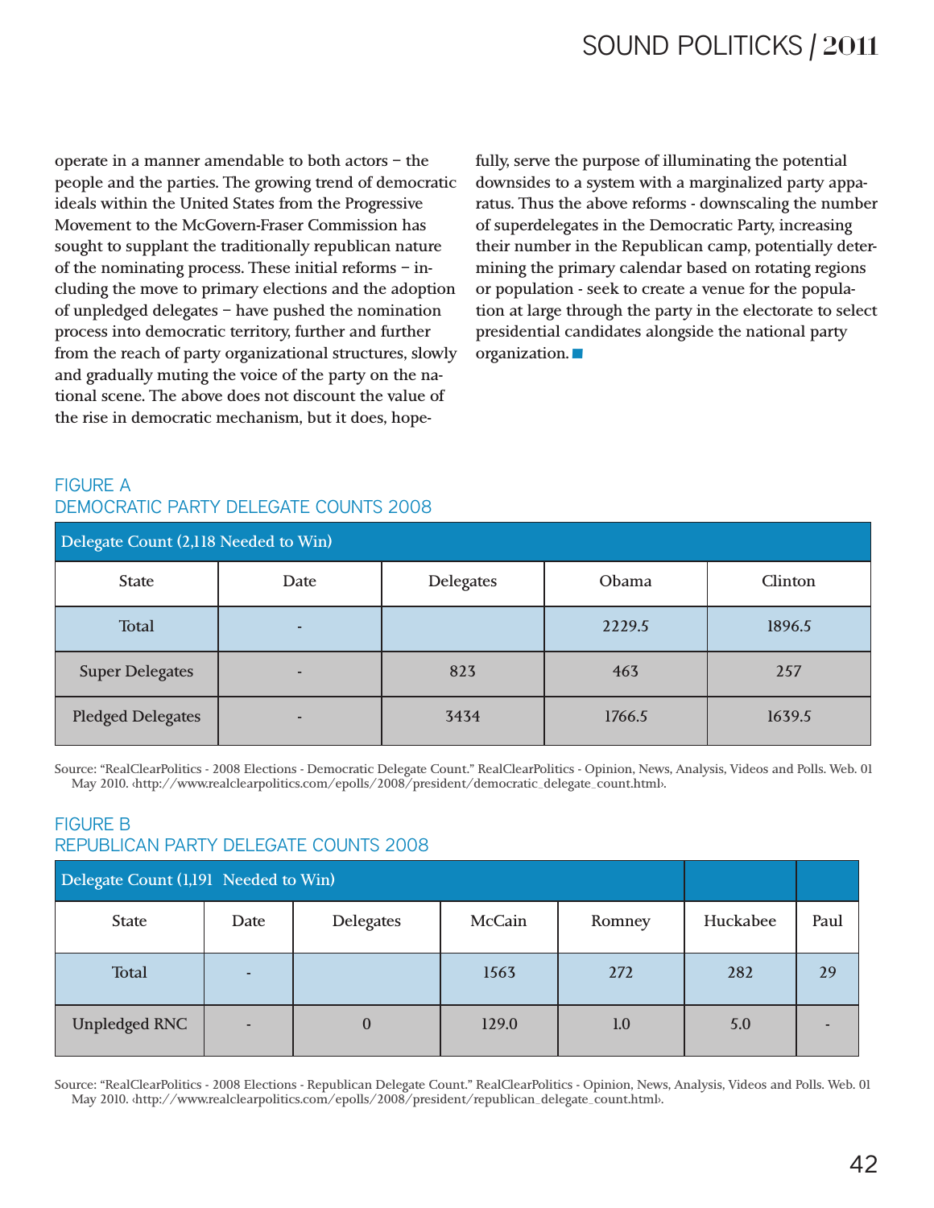operate in a manner amendable to both actors – the people and the parties. The growing trend of democratic ideals within the United States from the Progressive Movement to the McGovern-Fraser Commission has sought to supplant the traditionally republican nature of the nominating process. These initial reforms – including the move to primary elections and the adoption of unpledged delegates – have pushed the nomination process into democratic territory, further and further from the reach of party organizational structures, slowly and gradually muting the voice of the party on the national scene. The above does not discount the value of the rise in democratic mechanism, but it does, hopefully, serve the purpose of illuminating the potential downsides to a system with a marginalized party apparatus. Thus the above reforms - downscaling the number of superdelegates in the Democratic Party, increasing their number in the Republican camp, potentially determining the primary calendar based on rotating regions or population - seek to create a venue for the population at large through the party in the electorate to select presidential candidates alongside the national party organization. ■

## FIGURE A
## DEMOCRATIC PARTY DELEGATE COUNTS 2008

| Delegate Count (2,118 Needed to Win) | | | | |
|---|---|---|---|---|
| State | Date | Delegates | Obama | Clinton |
| Total | - | | 2229.5 | 1896.5 |
| Super Delegates | - | 823 | 463 | 257 |
| Pledged Delegates | - | 3434 | 1766.5 | 1639.5 |

Source: "RealClearPolitics - 2008 Elections - Democratic Delegate Count." RealClearPolitics - Opinion, News, Analysis, Videos and Polls. Web. 01 May 2010. ‹http://www.realclearpolitics.com/epolls/2008/president/democratic_delegate_count.html›.

## FIGURE B
## REPUBLICAN PARTY DELEGATE COUNTS 2008

| Delegate Count (1,191 Needed to Win) | | | | | | |
|---|---|---|---|---|---|---|
| State | Date | Delegates | McCain | Romney | Huckabee | Paul |
| Total | - | | 1563 | 272 | 282 | 29 |
| Unpledged RNC | - | 0 | 129.0 | 1.0 | 5.0 | - |

Source: "RealClearPolitics - 2008 Elections - Republican Delegate Count." RealClearPolitics - Opinion, News, Analysis, Videos and Polls. Web. 01 May 2010. ‹http://www.realclearpolitics.com/epolls/2008/president/republican_delegate_count.html›.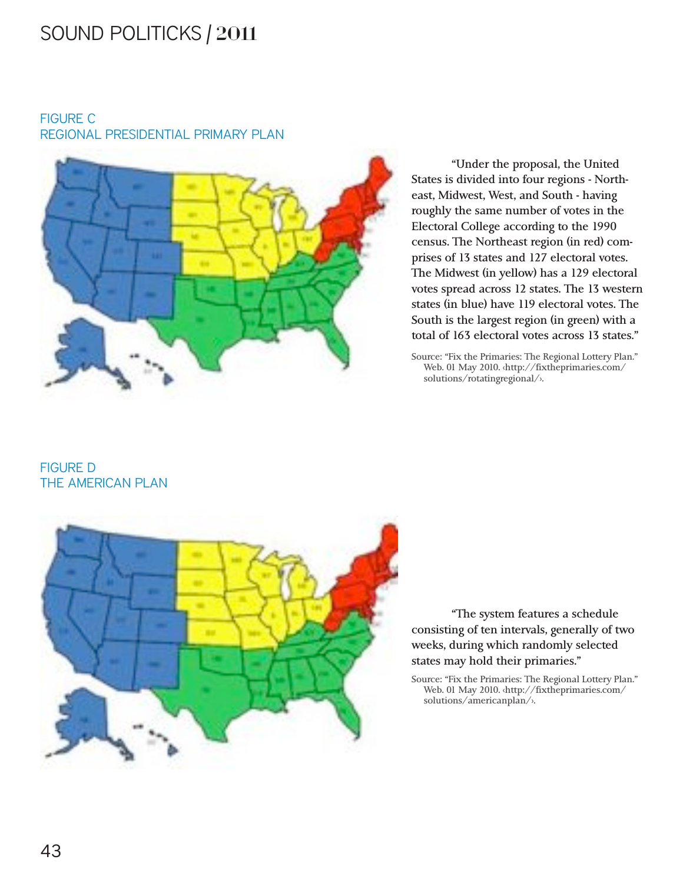FIGURE C
REGIONAL PRESIDENTIAL PRIMARY PLAN

"Under the proposal, the United States is divided into four regions - Northeast, Midwest, West, and South - having roughly the same number of votes in the Electoral College according to the 1990 census. The Northeast region (in red) comprises of 13 states and 127 electoral votes. The Midwest (in yellow) has a 129 electoral votes spread across 12 states. The 13 western states (in blue) have 119 electoral votes. The South is the largest region (in green) with a total of 163 electoral votes across 13 states."

Source: "Fix the Primaries: The Regional Lottery Plan." Web. 01 May 2010. ‹http://fixtheprimaries.com/solutions/rotatingregional/›.

FIGURE D
THE AMERICAN PLAN

"The system features a schedule consisting of ten intervals, generally of two weeks, during which randomly selected states may hold their primaries."

Source: "Fix the Primaries: The Regional Lottery Plan." Web. 01 May 2010. ‹http://fixtheprimaries.com/solutions/americanplan/›.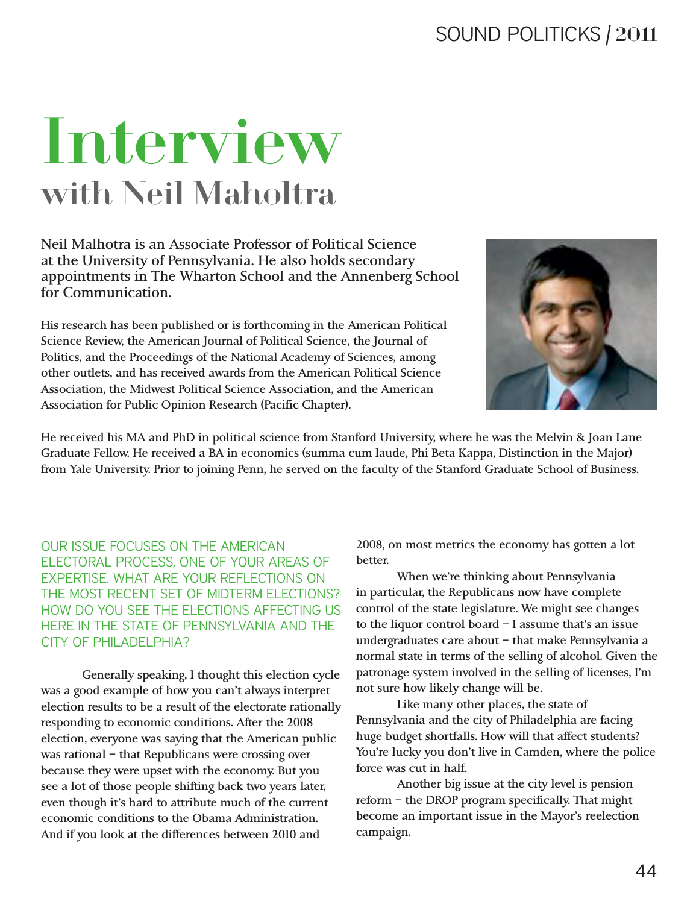# Interview
## with Neil Maholtra

**Neil Malhotra is an Associate Professor of Political Science at the University of Pennsylvania. He also holds secondary appointments in The Wharton School and the Annenberg School for Communication.**

His research has been published or is forthcoming in the American Political Science Review, the American Journal of Political Science, the Journal of Politics, and the Proceedings of the National Academy of Sciences, among other outlets, and has received awards from the American Political Science Association, the Midwest Political Science Association, and the American Association for Public Opinion Research (Pacific Chapter).

He received his MA and PhD in political science from Stanford University, where he was the Melvin & Joan Lane Graduate Fellow. He received a BA in economics (summa cum laude, Phi Beta Kappa, Distinction in the Major) from Yale University. Prior to joining Penn, he served on the faculty of the Stanford Graduate School of Business.

OUR ISSUE FOCUSES ON THE AMERICAN ELECTORAL PROCESS, ONE OF YOUR AREAS OF EXPERTISE. WHAT ARE YOUR REFLECTIONS ON THE MOST RECENT SET OF MIDTERM ELECTIONS? HOW DO YOU SEE THE ELECTIONS AFFECTING US HERE IN THE STATE OF PENNSYLVANIA AND THE CITY OF PHILADELPHIA?

Generally speaking, I thought this election cycle was a good example of how you can't always interpret election results to be a result of the electorate rationally responding to economic conditions. After the 2008 election, everyone was saying that the American public was rational – that Republicans were crossing over because they were upset with the economy. But you see a lot of those people shifting back two years later, even though it's hard to attribute much of the current economic conditions to the Obama Administration. And if you look at the differences between 2010 and 2008, on most metrics the economy has gotten a lot better.

When we're thinking about Pennsylvania in particular, the Republicans now have complete control of the state legislature. We might see changes to the liquor control board – I assume that's an issue undergraduates care about – that make Pennsylvania a normal state in terms of the selling of alcohol. Given the patronage system involved in the selling of licenses, I'm not sure how likely change will be.

Like many other places, the state of Pennsylvania and the city of Philadelphia are facing huge budget shortfalls. How will that affect students? You're lucky you don't live in Camden, where the police force was cut in half.

Another big issue at the city level is pension reform – the DROP program specifically. That might become an important issue in the Mayor's reelection campaign.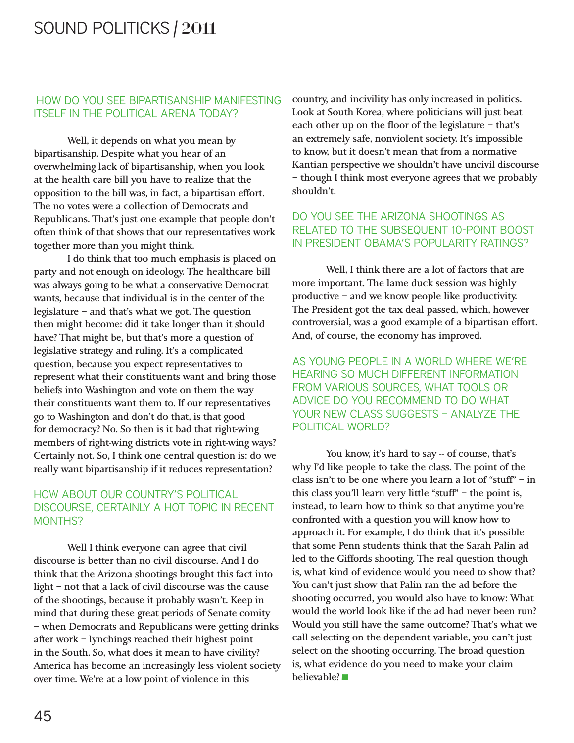## HOW DO YOU SEE BIPARTISANSHIP MANIFESTING ITSELF IN THE POLITICAL ARENA TODAY?

Well, it depends on what you mean by bipartisanship. Despite what you hear of an overwhelming lack of bipartisanship, when you look at the health care bill you have to realize that the opposition to the bill was, in fact, a bipartisan effort. The no votes were a collection of Democrats and Republicans. That's just one example that people don't often think of that shows that our representatives work together more than you might think.

I do think that too much emphasis is placed on party and not enough on ideology. The healthcare bill was always going to be what a conservative Democrat wants, because that individual is in the center of the legislature – and that's what we got. The question then might become: did it take longer than it should have? That might be, but that's more a question of legislative strategy and ruling. It's a complicated question, because you expect representatives to represent what their constituents want and bring those beliefs into Washington and vote on them the way their constituents want them to. If our representatives go to Washington and don't do that, is that good for democracy? No. So then is it bad that right-wing members of right-wing districts vote in right-wing ways? Certainly not. So, I think one central question is: do we really want bipartisanship if it reduces representation?

## HOW ABOUT OUR COUNTRY'S POLITICAL DISCOURSE, CERTAINLY A HOT TOPIC IN RECENT MONTHS?

Well I think everyone can agree that civil discourse is better than no civil discourse. And I do think that the Arizona shootings brought this fact into light – not that a lack of civil discourse was the cause of the shootings, because it probably wasn't. Keep in mind that during these great periods of Senate comity – when Democrats and Republicans were getting drinks after work – lynchings reached their highest point in the South. So, what does it mean to have civility? America has become an increasingly less violent society over time. We're at a low point of violence in this country, and incivility has only increased in politics. Look at South Korea, where politicians will just beat each other up on the floor of the legislature – that's an extremely safe, nonviolent society. It's impossible to know, but it doesn't mean that from a normative Kantian perspective we shouldn't have uncivil discourse – though I think most everyone agrees that we probably shouldn't.

## DO YOU SEE THE ARIZONA SHOOTINGS AS RELATED TO THE SUBSEQUENT 10-POINT BOOST IN PRESIDENT OBAMA'S POPULARITY RATINGS?

Well, I think there are a lot of factors that are more important. The lame duck session was highly productive – and we know people like productivity. The President got the tax deal passed, which, however controversial, was a good example of a bipartisan effort. And, of course, the economy has improved.

## AS YOUNG PEOPLE IN A WORLD WHERE WE'RE HEARING SO MUCH DIFFERENT INFORMATION FROM VARIOUS SOURCES, WHAT TOOLS OR ADVICE DO YOU RECOMMEND TO DO WHAT YOUR NEW CLASS SUGGESTS – ANALYZE THE POLITICAL WORLD?

You know, it's hard to say -- of course, that's why I'd like people to take the class. The point of the class isn't to be one where you learn a lot of "stuff" – in this class you'll learn very little "stuff" – the point is, instead, to learn how to think so that anytime you're confronted with a question you will know how to approach it. For example, I do think that it's possible that some Penn students think that the Sarah Palin ad led to the Giffords shooting. The real question though is, what kind of evidence would you need to show that? You can't just show that Palin ran the ad before the shooting occurred, you would also have to know: What would the world look like if the ad had never been run? Would you still have the same outcome? That's what we call selecting on the dependent variable, you can't just select on the shooting occurring. The broad question is, what evidence do you need to make your claim believable? ■